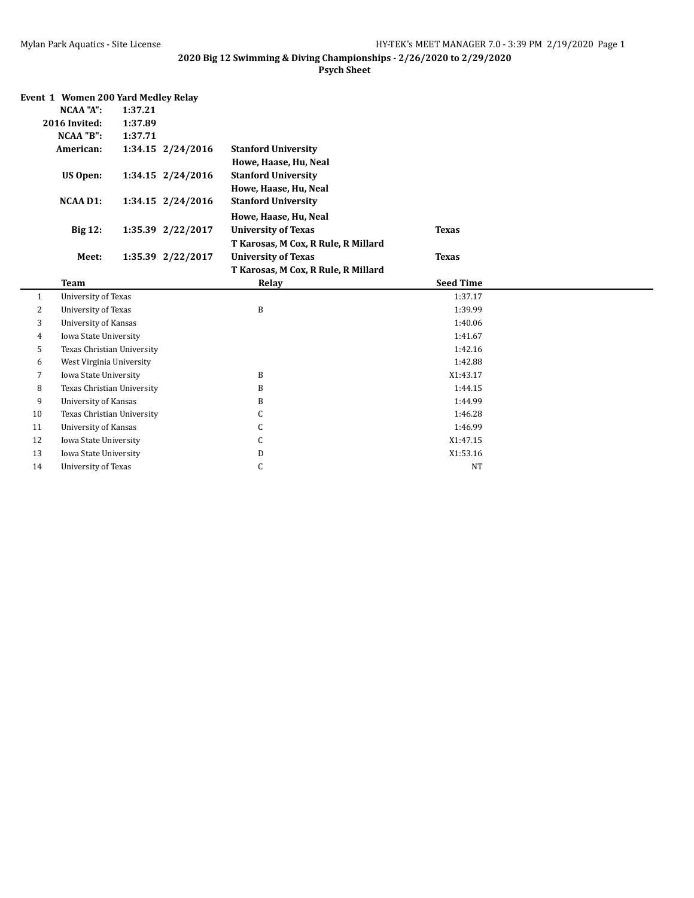**2020 Big 12 Swimming & Diving Championships - 2/26/2020 to 2/29/2020**

**Psych Sheet**

### Event 1 Women 200 Yard Medley Relay

| | | | | |
|---|---|---|---|---|
| **NCAA "A":** | **1:37.21** | | | |
| **2016 Invited:** | **1:37.89** | | | |
| **NCAA "B":** | **1:37.71** | | | |
| **American:** | **1:34.15** | **2/24/2016** | **Stanford University** Howe, Haase, Hu, Neal | |
| **US Open:** | **1:34.15** | **2/24/2016** | **Stanford University** Howe, Haase, Hu, Neal | |
| **NCAA D1:** | **1:34.15** | **2/24/2016** | **Stanford University** Howe, Haase, Hu, Neal | |
| **Big 12:** | **1:35.39** | **2/22/2017** | **University of Texas** T Karosas, M Cox, R Rule, R Millard | **Texas** |
| **Meet:** | **1:35.39** | **2/22/2017** | **University of Texas** T Karosas, M Cox, R Rule, R Millard | **Texas** |

| | Team | Relay | Seed Time |
|---|---|---|---|
| 1 | University of Texas | | 1:37.17 |
| 2 | University of Texas | B | 1:39.99 |
| 3 | University of Kansas | | 1:40.06 |
| 4 | Iowa State University | | 1:41.67 |
| 5 | Texas Christian University | | 1:42.16 |
| 6 | West Virginia University | | 1:42.88 |
| 7 | Iowa State University | B | X1:43.17 |
| 8 | Texas Christian University | B | 1:44.15 |
| 9 | University of Kansas | B | 1:44.99 |
| 10 | Texas Christian University | C | 1:46.28 |
| 11 | University of Kansas | C | 1:46.99 |
| 12 | Iowa State University | C | X1:47.15 |
| 13 | Iowa State University | D | X1:53.16 |
| 14 | University of Texas | C | NT |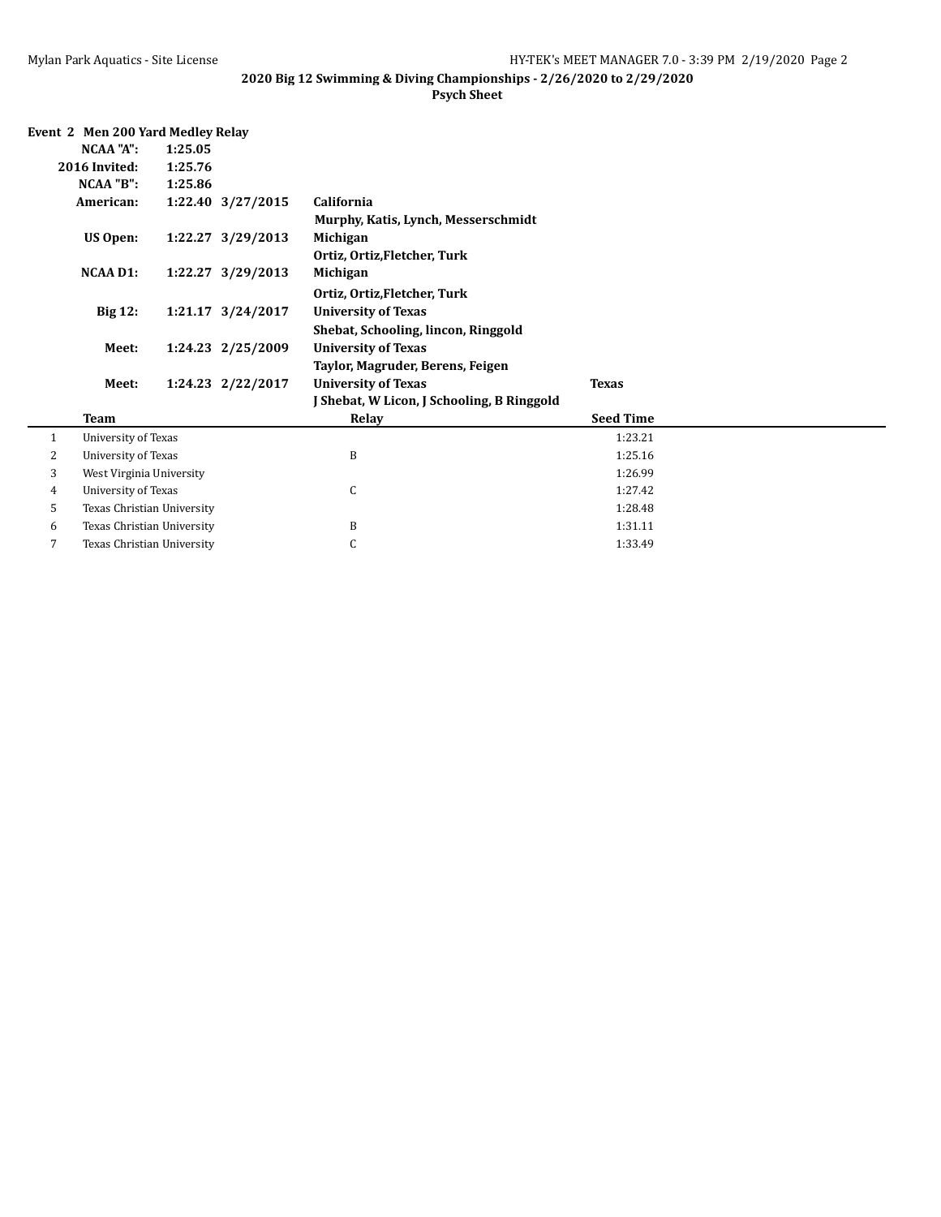## 2020 Big 12 Swimming & Diving Championships - 2/26/2020 to 2/29/2020

### Psych Sheet

**Event 2 Men 200 Yard Medley Relay**

| | | | | |
|---|---|---|---|---|
| **NCAA "A":** | **1:25.05** | | | |
| **2016 Invited:** | **1:25.76** | | | |
| **NCAA "B":** | **1:25.86** | | | |
| **American:** | **1:22.40** | **3/27/2015** | **California** | |
| | | | **Murphy, Katis, Lynch, Messerschmidt** | |
| **US Open:** | **1:22.27** | **3/29/2013** | **Michigan** | |
| | | | **Ortiz, Ortiz,Fletcher, Turk** | |
| **NCAA D1:** | **1:22.27** | **3/29/2013** | **Michigan** | |
| | | | **Ortiz, Ortiz,Fletcher, Turk** | |
| **Big 12:** | **1:21.17** | **3/24/2017** | **University of Texas** | |
| | | | **Shebat, Schooling, lincon, Ringgold** | |
| **Meet:** | **1:24.23** | **2/25/2009** | **University of Texas** | |
| | | | **Taylor, Magruder, Berens, Feigen** | |
| **Meet:** | **1:24.23** | **2/22/2017** | **University of Texas** | **Texas** |
| | | | **J Shebat, W Licon, J Schooling, B Ringgold** | |

| | Team | Relay | Seed Time |
|---|---|---|---|
| 1 | University of Texas | | 1:23.21 |
| 2 | University of Texas | B | 1:25.16 |
| 3 | West Virginia University | | 1:26.99 |
| 4 | University of Texas | C | 1:27.42 |
| 5 | Texas Christian University | | 1:28.48 |
| 6 | Texas Christian University | B | 1:31.11 |
| 7 | Texas Christian University | C | 1:33.49 |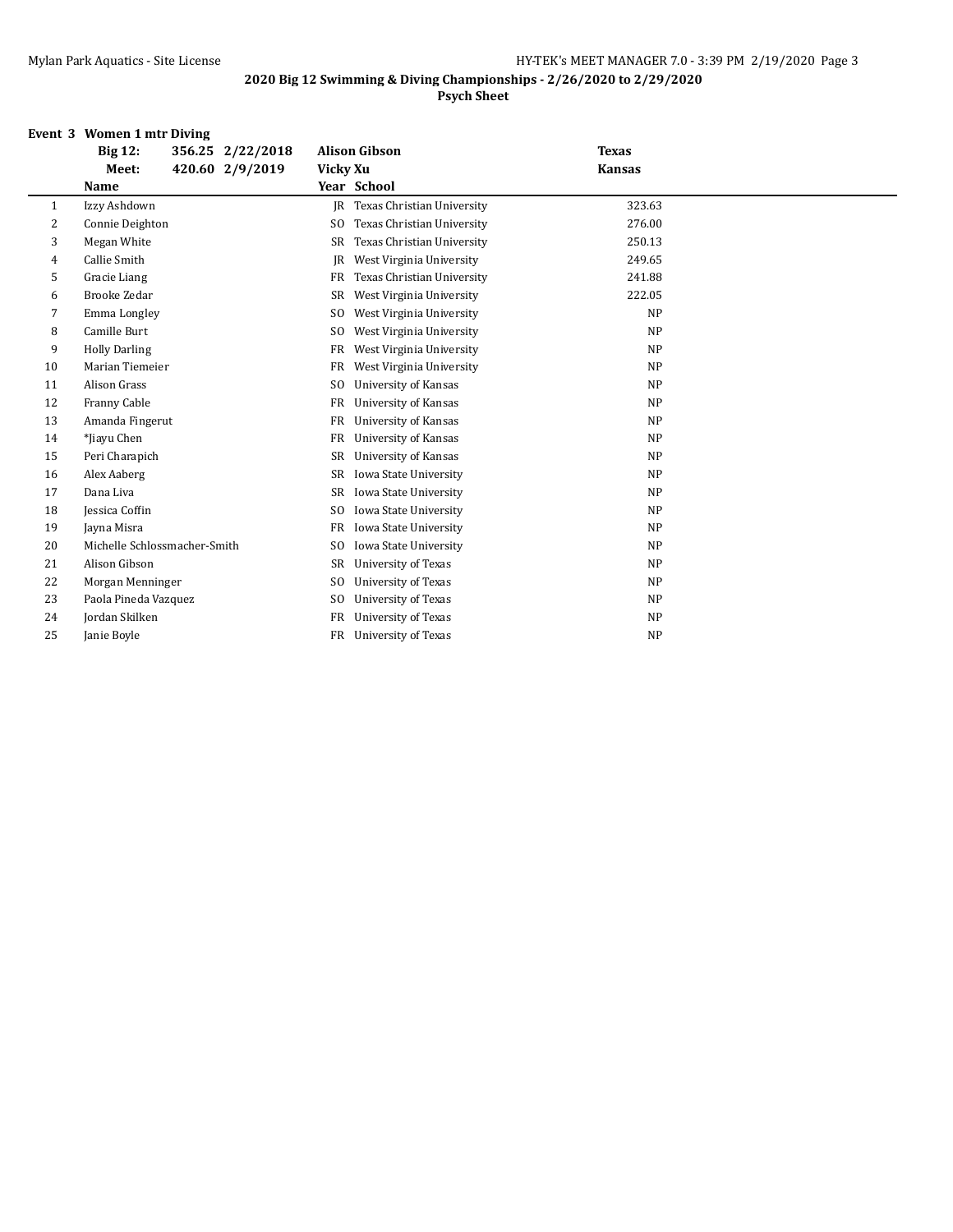**2020 Big 12 Swimming & Diving Championships - 2/26/2020 to 2/29/2020**

**Psych Sheet**

### Event 3 Women 1 mtr Diving

| | | | | |
|---|---|---|---|---|
| **Big 12:** | **356.25 2/22/2018** | **Alison Gibson** | **Texas** | |
| **Meet:** | **420.60 2/9/2019** | **Vicky Xu** | **Kansas** | |

| | Name | Year | School | |
|---|---|---|---|---|
| 1 | Izzy Ashdown | JR | Texas Christian University | 323.63 |
| 2 | Connie Deighton | SO | Texas Christian University | 276.00 |
| 3 | Megan White | SR | Texas Christian University | 250.13 |
| 4 | Callie Smith | JR | West Virginia University | 249.65 |
| 5 | Gracie Liang | FR | Texas Christian University | 241.88 |
| 6 | Brooke Zedar | SR | West Virginia University | 222.05 |
| 7 | Emma Longley | SO | West Virginia University | NP |
| 8 | Camille Burt | SO | West Virginia University | NP |
| 9 | Holly Darling | FR | West Virginia University | NP |
| 10 | Marian Tiemeier | FR | West Virginia University | NP |
| 11 | Alison Grass | SO | University of Kansas | NP |
| 12 | Franny Cable | FR | University of Kansas | NP |
| 13 | Amanda Fingerut | FR | University of Kansas | NP |
| 14 | *Jiayu Chen | FR | University of Kansas | NP |
| 15 | Peri Charapich | SR | University of Kansas | NP |
| 16 | Alex Aaberg | SR | Iowa State University | NP |
| 17 | Dana Liva | SR | Iowa State University | NP |
| 18 | Jessica Coffin | SO | Iowa State University | NP |
| 19 | Jayna Misra | FR | Iowa State University | NP |
| 20 | Michelle Schlossmacher-Smith | SO | Iowa State University | NP |
| 21 | Alison Gibson | SR | University of Texas | NP |
| 22 | Morgan Menninger | SO | University of Texas | NP |
| 23 | Paola Pineda Vazquez | SO | University of Texas | NP |
| 24 | Jordan Skilken | FR | University of Texas | NP |
| 25 | Janie Boyle | FR | University of Texas | NP |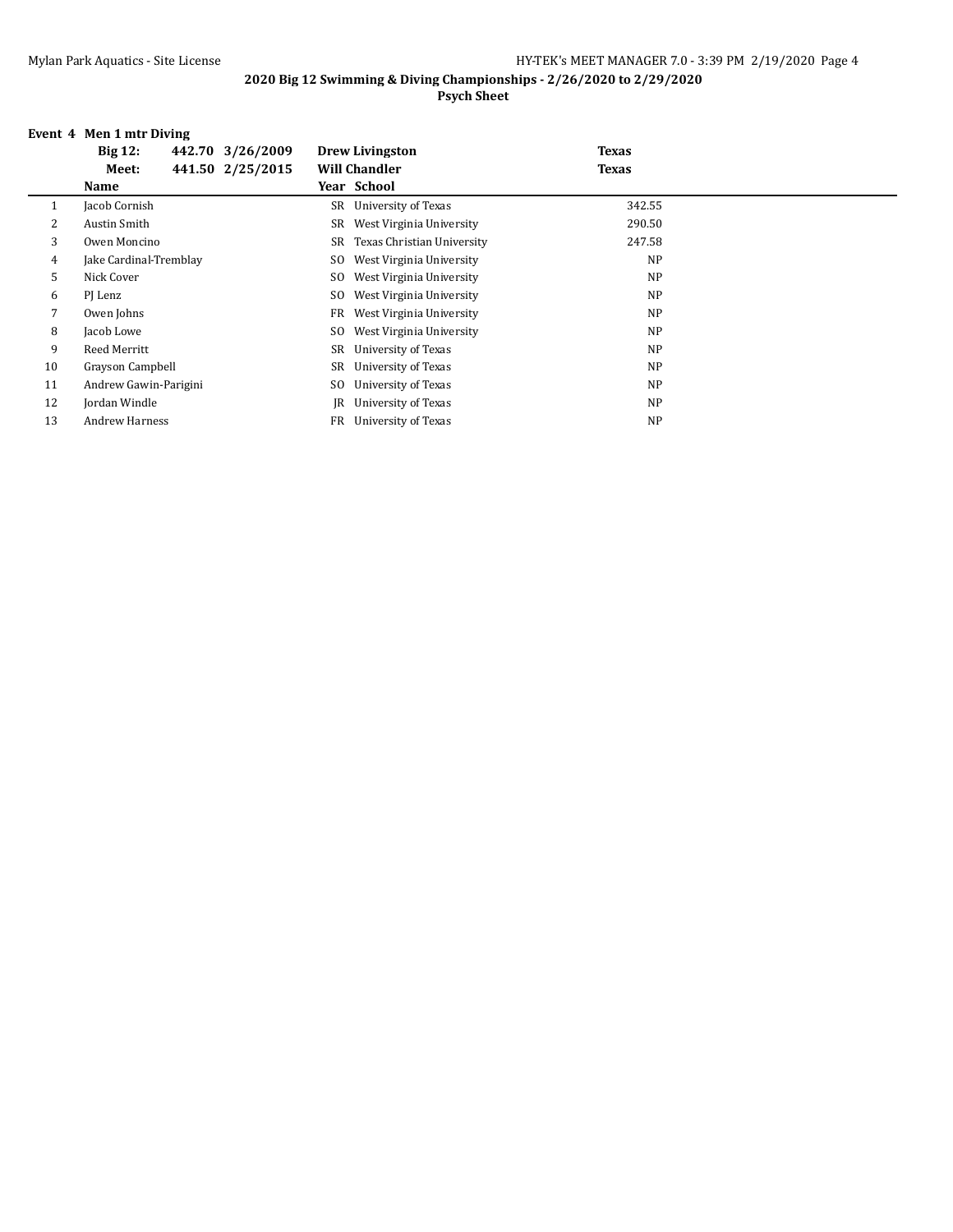## 2020 Big 12 Swimming & Diving Championships - 2/26/2020 to 2/29/2020

### Psych Sheet

**Event 4 Men 1 mtr Diving**

| | | | | |
|---|---|---|---|---|
| **Big 12:** | **442.70** | **3/26/2009** | **Drew Livingston** | **Texas** |
| **Meet:** | **441.50** | **2/25/2015** | **Will Chandler** | **Texas** |

| | Name | Year | School | |
|---|---|---|---|---|
| 1 | Jacob Cornish | SR | University of Texas | 342.55 |
| 2 | Austin Smith | SR | West Virginia University | 290.50 |
| 3 | Owen Moncino | SR | Texas Christian University | 247.58 |
| 4 | Jake Cardinal-Tremblay | SO | West Virginia University | NP |
| 5 | Nick Cover | SO | West Virginia University | NP |
| 6 | PJ Lenz | SO | West Virginia University | NP |
| 7 | Owen Johns | FR | West Virginia University | NP |
| 8 | Jacob Lowe | SO | West Virginia University | NP |
| 9 | Reed Merritt | SR | University of Texas | NP |
| 10 | Grayson Campbell | SR | University of Texas | NP |
| 11 | Andrew Gawin-Parigini | SO | University of Texas | NP |
| 12 | Jordan Windle | JR | University of Texas | NP |
| 13 | Andrew Harness | FR | University of Texas | NP |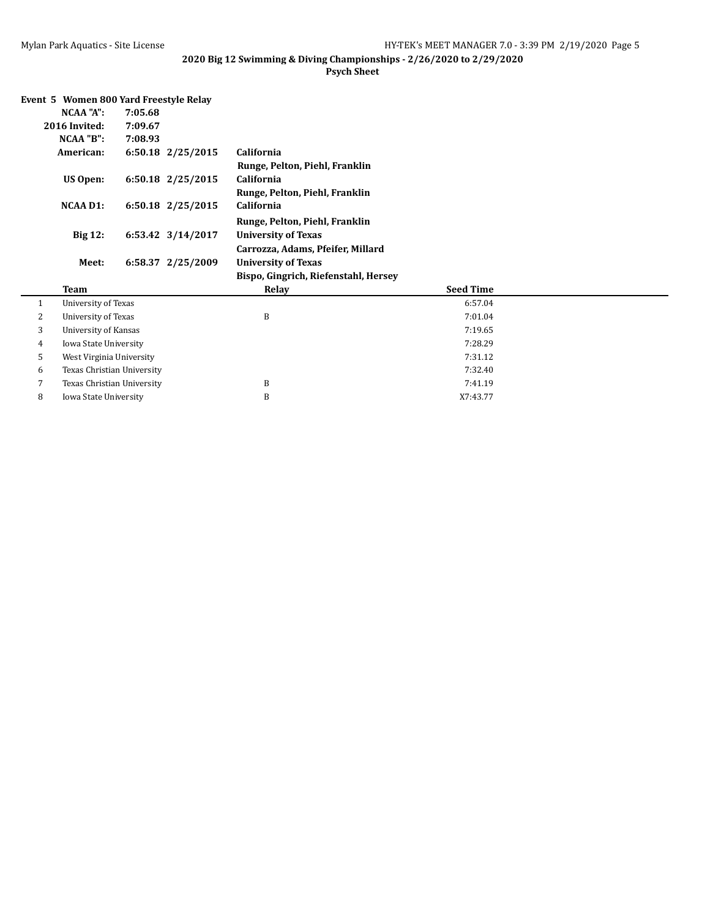**2020 Big 12 Swimming & Diving Championships - 2/26/2020 to 2/29/2020**

**Psych Sheet**

## Event 5 Women 800 Yard Freestyle Relay

| | | | |
|---|---|---|---|
| **NCAA "A":** | **7:05.68** | | |
| **2016 Invited:** | **7:09.67** | | |
| **NCAA "B":** | **7:08.93** | | |
| **American:** | **6:50.18** | **2/25/2015** | **California** |
| | | | **Runge, Pelton, Piehl, Franklin** |
| **US Open:** | **6:50.18** | **2/25/2015** | **California** |
| | | | **Runge, Pelton, Piehl, Franklin** |
| **NCAA D1:** | **6:50.18** | **2/25/2015** | **California** |
| | | | **Runge, Pelton, Piehl, Franklin** |
| **Big 12:** | **6:53.42** | **3/14/2017** | **University of Texas** |
| | | | **Carrozza, Adams, Pfeifer, Millard** |
| **Meet:** | **6:58.37** | **2/25/2009** | **University of Texas** |
| | | | **Bispo, Gingrich, Riefenstahl, Hersey** |

| | Team | Relay | Seed Time |
|---|---|---|---|
| 1 | University of Texas | | 6:57.04 |
| 2 | University of Texas | B | 7:01.04 |
| 3 | University of Kansas | | 7:19.65 |
| 4 | Iowa State University | | 7:28.29 |
| 5 | West Virginia University | | 7:31.12 |
| 6 | Texas Christian University | | 7:32.40 |
| 7 | Texas Christian University | B | 7:41.19 |
| 8 | Iowa State University | B | X7:43.77 |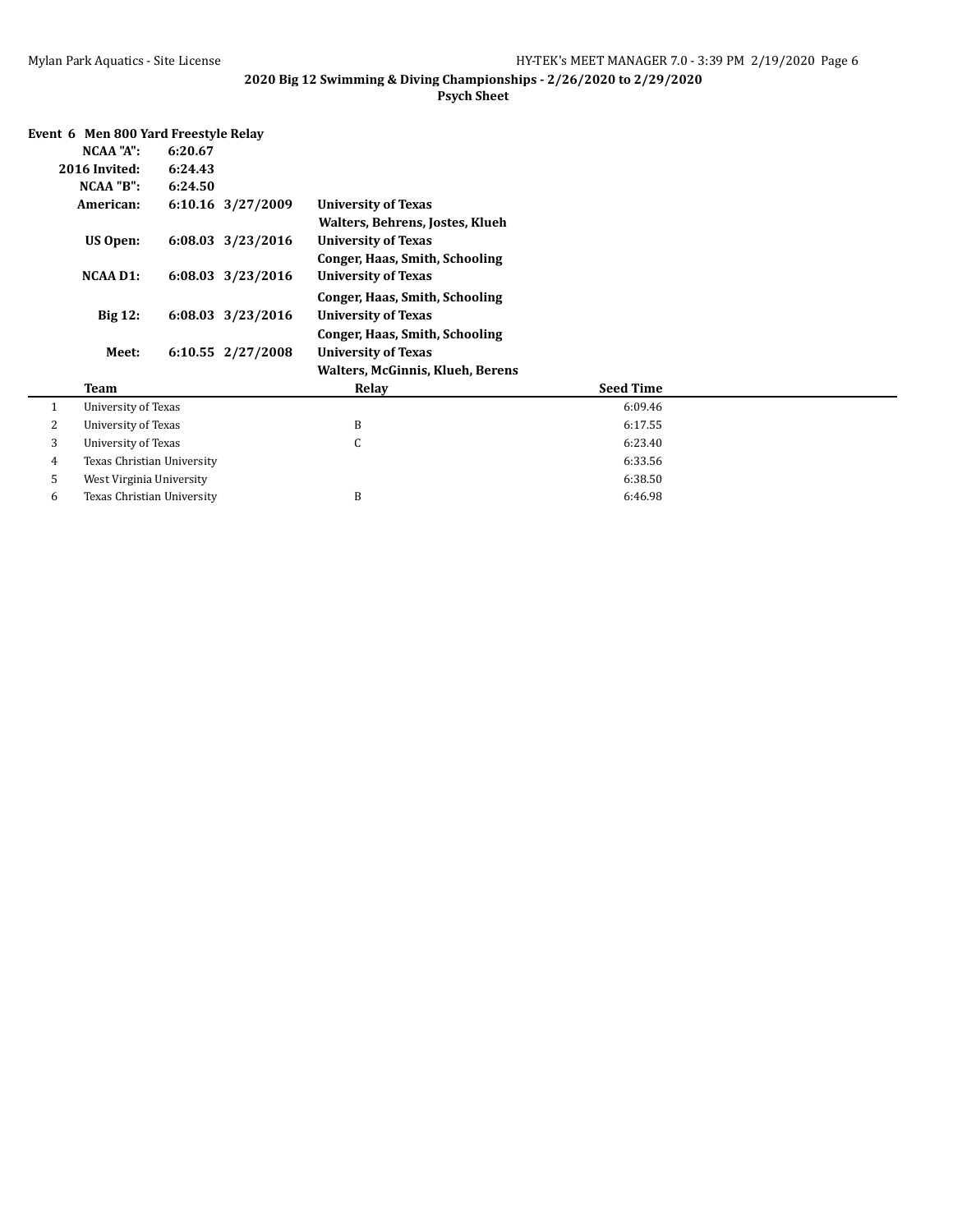## 2020 Big 12 Swimming & Diving Championships - 2/26/2020 to 2/29/2020

### Psych Sheet

### Event 6 Men 800 Yard Freestyle Relay

| | | | |
|---|---|---|---|
| **NCAA "A":** | **6:20.67** | | |
| **2016 Invited:** | **6:24.43** | | |
| **NCAA "B":** | **6:24.50** | | |
| **American:** | **6:10.16** | **3/27/2009** | **University of Texas** |
| | | | **Walters, Behrens, Jostes, Klueh** |
| **US Open:** | **6:08.03** | **3/23/2016** | **University of Texas** |
| | | | **Conger, Haas, Smith, Schooling** |
| **NCAA D1:** | **6:08.03** | **3/23/2016** | **University of Texas** |
| | | | **Conger, Haas, Smith, Schooling** |
| **Big 12:** | **6:08.03** | **3/23/2016** | **University of Texas** |
| | | | **Conger, Haas, Smith, Schooling** |
| **Meet:** | **6:10.55** | **2/27/2008** | **University of Texas** |
| | | | **Walters, McGinnis, Klueh, Berens** |

| | Team | Relay | Seed Time |
|---|---|---|---|
| 1 | University of Texas | | 6:09.46 |
| 2 | University of Texas | B | 6:17.55 |
| 3 | University of Texas | C | 6:23.40 |
| 4 | Texas Christian University | | 6:33.56 |
| 5 | West Virginia University | | 6:38.50 |
| 6 | Texas Christian University | B | 6:46.98 |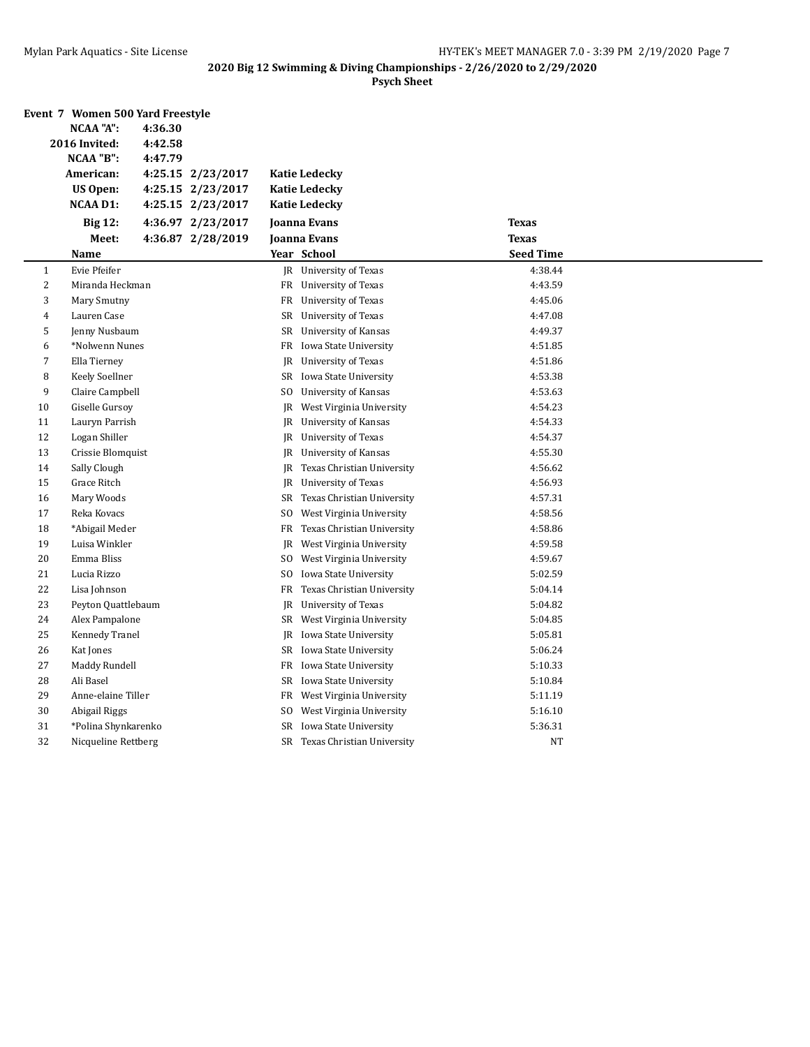## 2020 Big 12 Swimming & Diving Championships - 2/26/2020 to 2/29/2020

**Psych Sheet**

### Event 7 Women 500 Yard Freestyle

| | | | | |
|---|---|---|---|---|
| **NCAA "A":** | **4:36.30** | | | |
| **2016 Invited:** | **4:42.58** | | | |
| **NCAA "B":** | **4:47.79** | | | |
| **American:** | **4:25.15** | **2/23/2017** | **Katie Ledecky** | |
| **US Open:** | **4:25.15** | **2/23/2017** | **Katie Ledecky** | |
| **NCAA D1:** | **4:25.15** | **2/23/2017** | **Katie Ledecky** | |
| **Big 12:** | **4:36.97** | **2/23/2017** | **Joanna Evans** | **Texas** |
| **Meet:** | **4:36.87** | **2/28/2019** | **Joanna Evans** | **Texas** |

| | Name | Year | School | Seed Time |
|---|---|---|---|---|
| 1 | Evie Pfeifer | JR | University of Texas | 4:38.44 |
| 2 | Miranda Heckman | FR | University of Texas | 4:43.59 |
| 3 | Mary Smutny | FR | University of Texas | 4:45.06 |
| 4 | Lauren Case | SR | University of Texas | 4:47.08 |
| 5 | Jenny Nusbaum | SR | University of Kansas | 4:49.37 |
| 6 | *Nolwenn Nunes | FR | Iowa State University | 4:51.85 |
| 7 | Ella Tierney | JR | University of Texas | 4:51.86 |
| 8 | Keely Soellner | SR | Iowa State University | 4:53.38 |
| 9 | Claire Campbell | SO | University of Kansas | 4:53.63 |
| 10 | Giselle Gursoy | JR | West Virginia University | 4:54.23 |
| 11 | Lauryn Parrish | JR | University of Kansas | 4:54.33 |
| 12 | Logan Shiller | JR | University of Texas | 4:54.37 |
| 13 | Crissie Blomquist | JR | University of Kansas | 4:55.30 |
| 14 | Sally Clough | JR | Texas Christian University | 4:56.62 |
| 15 | Grace Ritch | JR | University of Texas | 4:56.93 |
| 16 | Mary Woods | SR | Texas Christian University | 4:57.31 |
| 17 | Reka Kovacs | SO | West Virginia University | 4:58.56 |
| 18 | *Abigail Meder | FR | Texas Christian University | 4:58.86 |
| 19 | Luisa Winkler | JR | West Virginia University | 4:59.58 |
| 20 | Emma Bliss | SO | West Virginia University | 4:59.67 |
| 21 | Lucia Rizzo | SO | Iowa State University | 5:02.59 |
| 22 | Lisa Johnson | FR | Texas Christian University | 5:04.14 |
| 23 | Peyton Quattlebaum | JR | University of Texas | 5:04.82 |
| 24 | Alex Pampalone | SR | West Virginia University | 5:04.85 |
| 25 | Kennedy Tranel | JR | Iowa State University | 5:05.81 |
| 26 | Kat Jones | SR | Iowa State University | 5:06.24 |
| 27 | Maddy Rundell | FR | Iowa State University | 5:10.33 |
| 28 | Ali Basel | SR | Iowa State University | 5:10.84 |
| 29 | Anne-elaine Tiller | FR | West Virginia University | 5:11.19 |
| 30 | Abigail Riggs | SO | West Virginia University | 5:16.10 |
| 31 | *Polina Shynkarenko | SR | Iowa State University | 5:36.31 |
| 32 | Nicqueline Rettberg | SR | Texas Christian University | NT |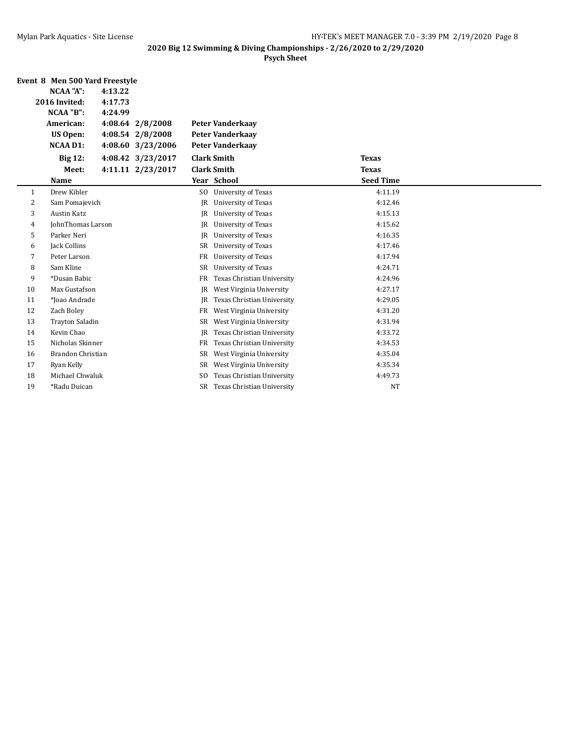## 2020 Big 12 Swimming & Diving Championships - 2/26/2020 to 2/29/2020

### Psych Sheet

**Event 8 Men 500 Yard Freestyle**

| | | | | |
|---|---|---|---|---|
| **NCAA "A":** | **4:13.22** | | | |
| **2016 Invited:** | **4:17.73** | | | |
| **NCAA "B":** | **4:24.99** | | | |
| **American:** | **4:08.64** | **2/8/2008** | **Peter Vanderkaay** | |
| **US Open:** | **4:08.54** | **2/8/2008** | **Peter Vanderkaay** | |
| **NCAA D1:** | **4:08.60** | **3/23/2006** | **Peter Vanderkaay** | |
| **Big 12:** | **4:08.42** | **3/23/2017** | **Clark Smith** | **Texas** |
| **Meet:** | **4:11.11** | **2/23/2017** | **Clark Smith** | **Texas** |

| | Name | Year | School | Seed Time |
|---|---|---|---|---|
| 1 | Drew Kibler | SO | University of Texas | 4:11.19 |
| 2 | Sam Pomajevich | JR | University of Texas | 4:12.46 |
| 3 | Austin Katz | JR | University of Texas | 4:15.13 |
| 4 | JohnThomas Larson | JR | University of Texas | 4:15.62 |
| 5 | Parker Neri | JR | University of Texas | 4:16.35 |
| 6 | Jack Collins | SR | University of Texas | 4:17.46 |
| 7 | Peter Larson | FR | University of Texas | 4:17.94 |
| 8 | Sam Kline | SR | University of Texas | 4:24.71 |
| 9 | *Dusan Babic | FR | Texas Christian University | 4:24.96 |
| 10 | Max Gustafson | JR | West Virginia University | 4:27.17 |
| 11 | *Joao Andrade | JR | Texas Christian University | 4:29.05 |
| 12 | Zach Boley | FR | West Virginia University | 4:31.20 |
| 13 | Trayton Saladin | SR | West Virginia University | 4:31.94 |
| 14 | Kevin Chao | JR | Texas Christian University | 4:33.72 |
| 15 | Nicholas Skinner | FR | Texas Christian University | 4:34.53 |
| 16 | Brandon Christian | SR | West Virginia University | 4:35.04 |
| 17 | Ryan Kelly | SR | West Virginia University | 4:35.34 |
| 18 | Michael Chwaluk | SO | Texas Christian University | 4:49.73 |
| 19 | *Radu Duican | SR | Texas Christian University | NT |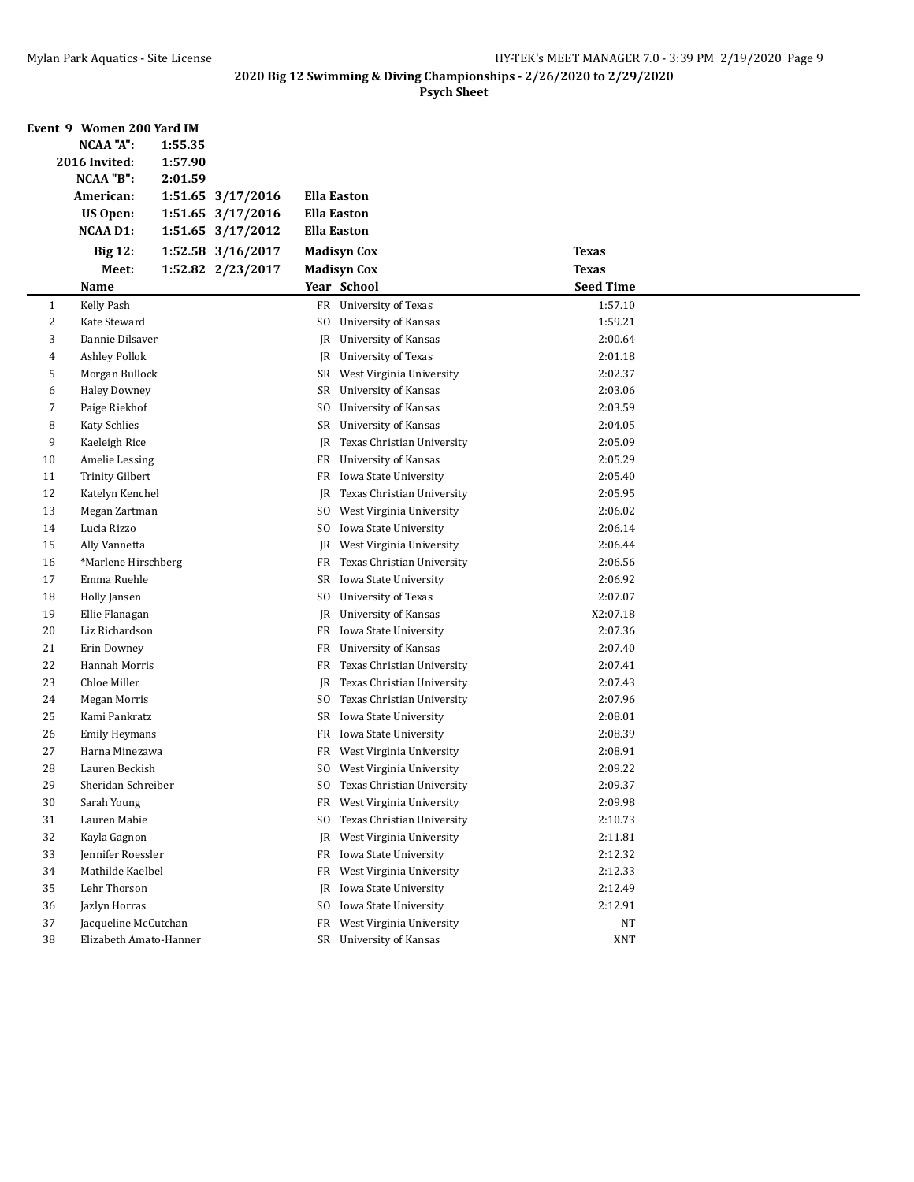**2020 Big 12 Swimming & Diving Championships - 2/26/2020 to 2/29/2020**

**Psych Sheet**

## Event 9 Women 200 Yard IM

| | | | | |
|---|---|---|---|---|
| **NCAA "A":** | **1:55.35** | | | |
| **2016 Invited:** | **1:57.90** | | | |
| **NCAA "B":** | **2:01.59** | | | |
| **American:** | **1:51.65** | **3/17/2016** | **Ella Easton** | |
| **US Open:** | **1:51.65** | **3/17/2016** | **Ella Easton** | |
| **NCAA D1:** | **1:51.65** | **3/17/2012** | **Ella Easton** | |
| **Big 12:** | **1:52.58** | **3/16/2017** | **Madisyn Cox** | **Texas** |
| **Meet:** | **1:52.82** | **2/23/2017** | **Madisyn Cox** | **Texas** |

| | Name | Year | School | Seed Time |
|---|---|---|---|---|
| 1 | Kelly Pash | FR | University of Texas | 1:57.10 |
| 2 | Kate Steward | SO | University of Kansas | 1:59.21 |
| 3 | Dannie Dilsaver | JR | University of Kansas | 2:00.64 |
| 4 | Ashley Pollok | JR | University of Texas | 2:01.18 |
| 5 | Morgan Bullock | SR | West Virginia University | 2:02.37 |
| 6 | Haley Downey | SR | University of Kansas | 2:03.06 |
| 7 | Paige Riekhof | SO | University of Kansas | 2:03.59 |
| 8 | Katy Schlies | SR | University of Kansas | 2:04.05 |
| 9 | Kaeleigh Rice | JR | Texas Christian University | 2:05.09 |
| 10 | Amelie Lessing | FR | University of Kansas | 2:05.29 |
| 11 | Trinity Gilbert | FR | Iowa State University | 2:05.40 |
| 12 | Katelyn Kenchel | JR | Texas Christian University | 2:05.95 |
| 13 | Megan Zartman | SO | West Virginia University | 2:06.02 |
| 14 | Lucia Rizzo | SO | Iowa State University | 2:06.14 |
| 15 | Ally Vannetta | JR | West Virginia University | 2:06.44 |
| 16 | *Marlene Hirschberg | FR | Texas Christian University | 2:06.56 |
| 17 | Emma Ruehle | SR | Iowa State University | 2:06.92 |
| 18 | Holly Jansen | SO | University of Texas | 2:07.07 |
| 19 | Ellie Flanagan | JR | University of Kansas | X2:07.18 |
| 20 | Liz Richardson | FR | Iowa State University | 2:07.36 |
| 21 | Erin Downey | FR | University of Kansas | 2:07.40 |
| 22 | Hannah Morris | FR | Texas Christian University | 2:07.41 |
| 23 | Chloe Miller | JR | Texas Christian University | 2:07.43 |
| 24 | Megan Morris | SO | Texas Christian University | 2:07.96 |
| 25 | Kami Pankratz | SR | Iowa State University | 2:08.01 |
| 26 | Emily Heymans | FR | Iowa State University | 2:08.39 |
| 27 | Harna Minezawa | FR | West Virginia University | 2:08.91 |
| 28 | Lauren Beckish | SO | West Virginia University | 2:09.22 |
| 29 | Sheridan Schreiber | SO | Texas Christian University | 2:09.37 |
| 30 | Sarah Young | FR | West Virginia University | 2:09.98 |
| 31 | Lauren Mabie | SO | Texas Christian University | 2:10.73 |
| 32 | Kayla Gagnon | JR | West Virginia University | 2:11.81 |
| 33 | Jennifer Roessler | FR | Iowa State University | 2:12.32 |
| 34 | Mathilde Kaelbel | FR | West Virginia University | 2:12.33 |
| 35 | Lehr Thorson | JR | Iowa State University | 2:12.49 |
| 36 | Jazlyn Horras | SO | Iowa State University | 2:12.91 |
| 37 | Jacqueline McCutchan | FR | West Virginia University | NT |
| 38 | Elizabeth Amato-Hanner | SR | University of Kansas | XNT |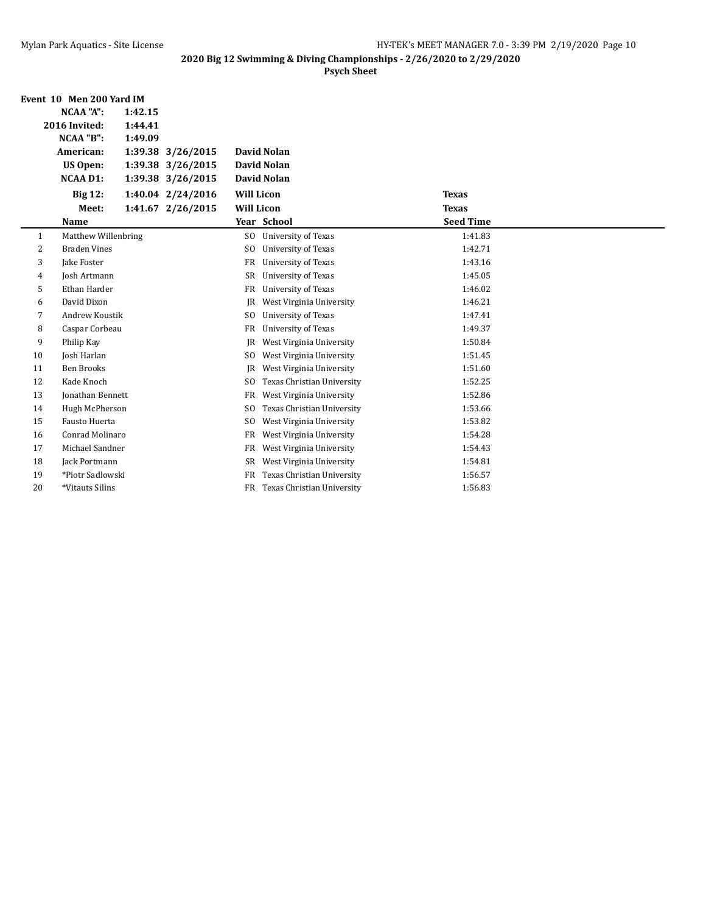**2020 Big 12 Swimming & Diving Championships - 2/26/2020 to 2/29/2020**

**Psych Sheet**

### Event 10 Men 200 Yard IM

| | | | | |
|---|---|---|---|---|
| **NCAA "A":** | **1:42.15** | | | |
| **2016 Invited:** | **1:44.41** | | | |
| **NCAA "B":** | **1:49.09** | | | |
| **American:** | **1:39.38** | **3/26/2015** | **David Nolan** | |
| **US Open:** | **1:39.38** | **3/26/2015** | **David Nolan** | |
| **NCAA D1:** | **1:39.38** | **3/26/2015** | **David Nolan** | |
| **Big 12:** | **1:40.04** | **2/24/2016** | **Will Licon** | **Texas** |
| **Meet:** | **1:41.67** | **2/26/2015** | **Will Licon** | **Texas** |

| | Name | Year | School | Seed Time |
|---|---|---|---|---|
| 1 | Matthew Willenbring | SO | University of Texas | 1:41.83 |
| 2 | Braden Vines | SO | University of Texas | 1:42.71 |
| 3 | Jake Foster | FR | University of Texas | 1:43.16 |
| 4 | Josh Artmann | SR | University of Texas | 1:45.05 |
| 5 | Ethan Harder | FR | University of Texas | 1:46.02 |
| 6 | David Dixon | JR | West Virginia University | 1:46.21 |
| 7 | Andrew Koustik | SO | University of Texas | 1:47.41 |
| 8 | Caspar Corbeau | FR | University of Texas | 1:49.37 |
| 9 | Philip Kay | JR | West Virginia University | 1:50.84 |
| 10 | Josh Harlan | SO | West Virginia University | 1:51.45 |
| 11 | Ben Brooks | JR | West Virginia University | 1:51.60 |
| 12 | Kade Knoch | SO | Texas Christian University | 1:52.25 |
| 13 | Jonathan Bennett | FR | West Virginia University | 1:52.86 |
| 14 | Hugh McPherson | SO | Texas Christian University | 1:53.66 |
| 15 | Fausto Huerta | SO | West Virginia University | 1:53.82 |
| 16 | Conrad Molinaro | FR | West Virginia University | 1:54.28 |
| 17 | Michael Sandner | FR | West Virginia University | 1:54.43 |
| 18 | Jack Portmann | SR | West Virginia University | 1:54.81 |
| 19 | *Piotr Sadlowski | FR | Texas Christian University | 1:56.57 |
| 20 | *Vitauts Silins | FR | Texas Christian University | 1:56.83 |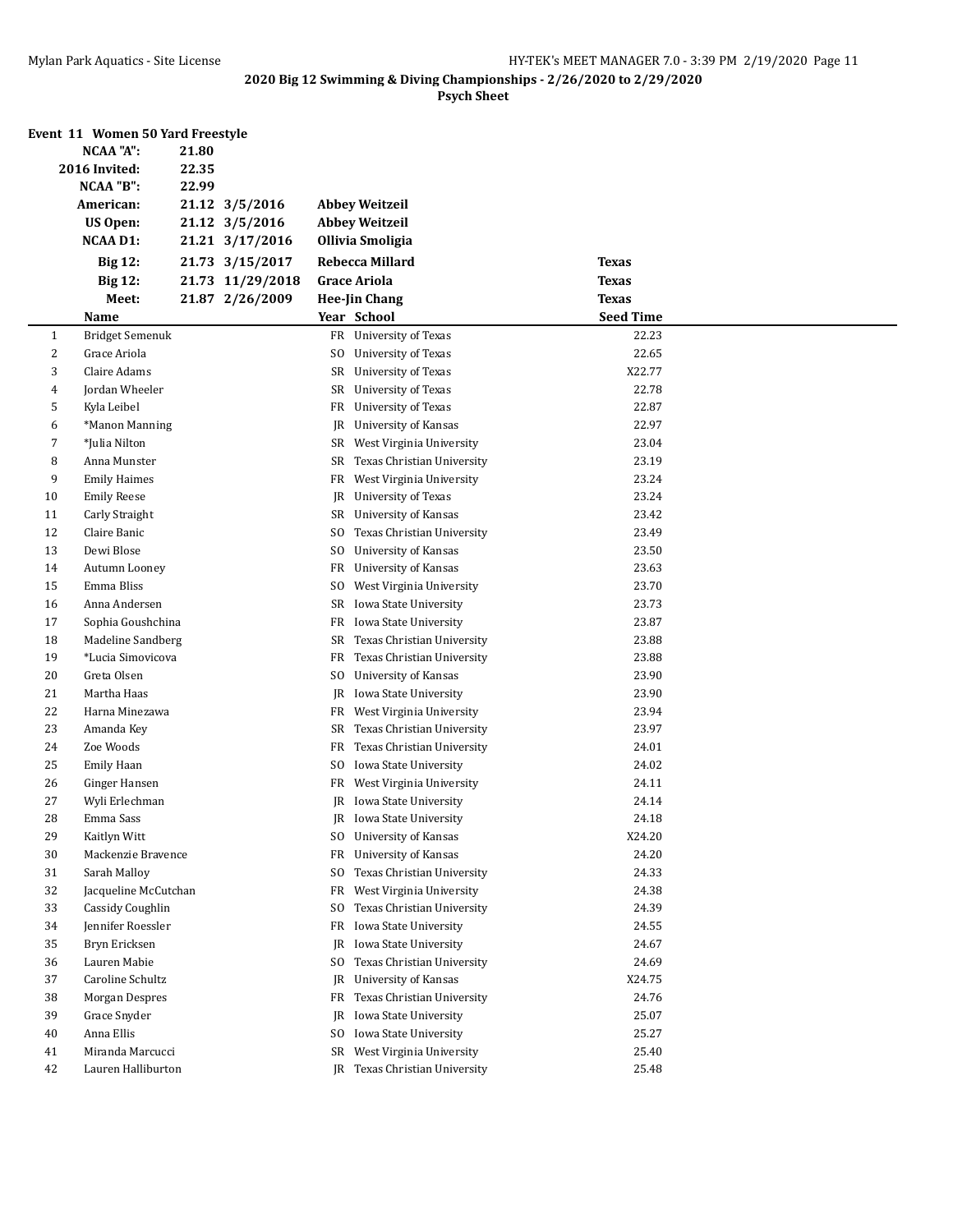## 2020 Big 12 Swimming & Diving Championships - 2/26/2020 to 2/29/2020

### Psych Sheet

### Event 11 Women 50 Yard Freestyle

| | | | | |
|---|---|---|---|---|
| **NCAA "A":** | **21.80** | | | |
| **2016 Invited:** | **22.35** | | | |
| **NCAA "B":** | **22.99** | | | |
| **American:** | **21.12** | **3/5/2016** | **Abbey Weitzeil** | |
| **US Open:** | **21.12** | **3/5/2016** | **Abbey Weitzeil** | |
| **NCAA D1:** | **21.21** | **3/17/2016** | **Ollivia Smoligia** | |
| **Big 12:** | **21.73** | **3/15/2017** | **Rebecca Millard** | **Texas** |
| **Big 12:** | **21.73** | **11/29/2018** | **Grace Ariola** | **Texas** |
| **Meet:** | **21.87** | **2/26/2009** | **Hee-Jin Chang** | **Texas** |

| | Name | Year | School | Seed Time |
|---|---|---|---|---|
| 1 | Bridget Semenuk | FR | University of Texas | 22.23 |
| 2 | Grace Ariola | SO | University of Texas | 22.65 |
| 3 | Claire Adams | SR | University of Texas | X22.77 |
| 4 | Jordan Wheeler | SR | University of Texas | 22.78 |
| 5 | Kyla Leibel | FR | University of Texas | 22.87 |
| 6 | *Manon Manning | JR | University of Kansas | 22.97 |
| 7 | *Julia Nilton | SR | West Virginia University | 23.04 |
| 8 | Anna Munster | SR | Texas Christian University | 23.19 |
| 9 | Emily Haimes | FR | West Virginia University | 23.24 |
| 10 | Emily Reese | JR | University of Texas | 23.24 |
| 11 | Carly Straight | SR | University of Kansas | 23.42 |
| 12 | Claire Banic | SO | Texas Christian University | 23.49 |
| 13 | Dewi Blose | SO | University of Kansas | 23.50 |
| 14 | Autumn Looney | FR | University of Kansas | 23.63 |
| 15 | Emma Bliss | SO | West Virginia University | 23.70 |
| 16 | Anna Andersen | SR | Iowa State University | 23.73 |
| 17 | Sophia Goushchina | FR | Iowa State University | 23.87 |
| 18 | Madeline Sandberg | SR | Texas Christian University | 23.88 |
| 19 | *Lucia Simovicova | FR | Texas Christian University | 23.88 |
| 20 | Greta Olsen | SO | University of Kansas | 23.90 |
| 21 | Martha Haas | JR | Iowa State University | 23.90 |
| 22 | Harna Minezawa | FR | West Virginia University | 23.94 |
| 23 | Amanda Key | SR | Texas Christian University | 23.97 |
| 24 | Zoe Woods | FR | Texas Christian University | 24.01 |
| 25 | Emily Haan | SO | Iowa State University | 24.02 |
| 26 | Ginger Hansen | FR | West Virginia University | 24.11 |
| 27 | Wyli Erlechman | JR | Iowa State University | 24.14 |
| 28 | Emma Sass | JR | Iowa State University | 24.18 |
| 29 | Kaitlyn Witt | SO | University of Kansas | X24.20 |
| 30 | Mackenzie Bravence | FR | University of Kansas | 24.20 |
| 31 | Sarah Malloy | SO | Texas Christian University | 24.33 |
| 32 | Jacqueline McCutchan | FR | West Virginia University | 24.38 |
| 33 | Cassidy Coughlin | SO | Texas Christian University | 24.39 |
| 34 | Jennifer Roessler | FR | Iowa State University | 24.55 |
| 35 | Bryn Ericksen | JR | Iowa State University | 24.67 |
| 36 | Lauren Mabie | SO | Texas Christian University | 24.69 |
| 37 | Caroline Schultz | JR | University of Kansas | X24.75 |
| 38 | Morgan Despres | FR | Texas Christian University | 24.76 |
| 39 | Grace Snyder | JR | Iowa State University | 25.07 |
| 40 | Anna Ellis | SO | Iowa State University | 25.27 |
| 41 | Miranda Marcucci | SR | West Virginia University | 25.40 |
| 42 | Lauren Halliburton | JR | Texas Christian University | 25.48 |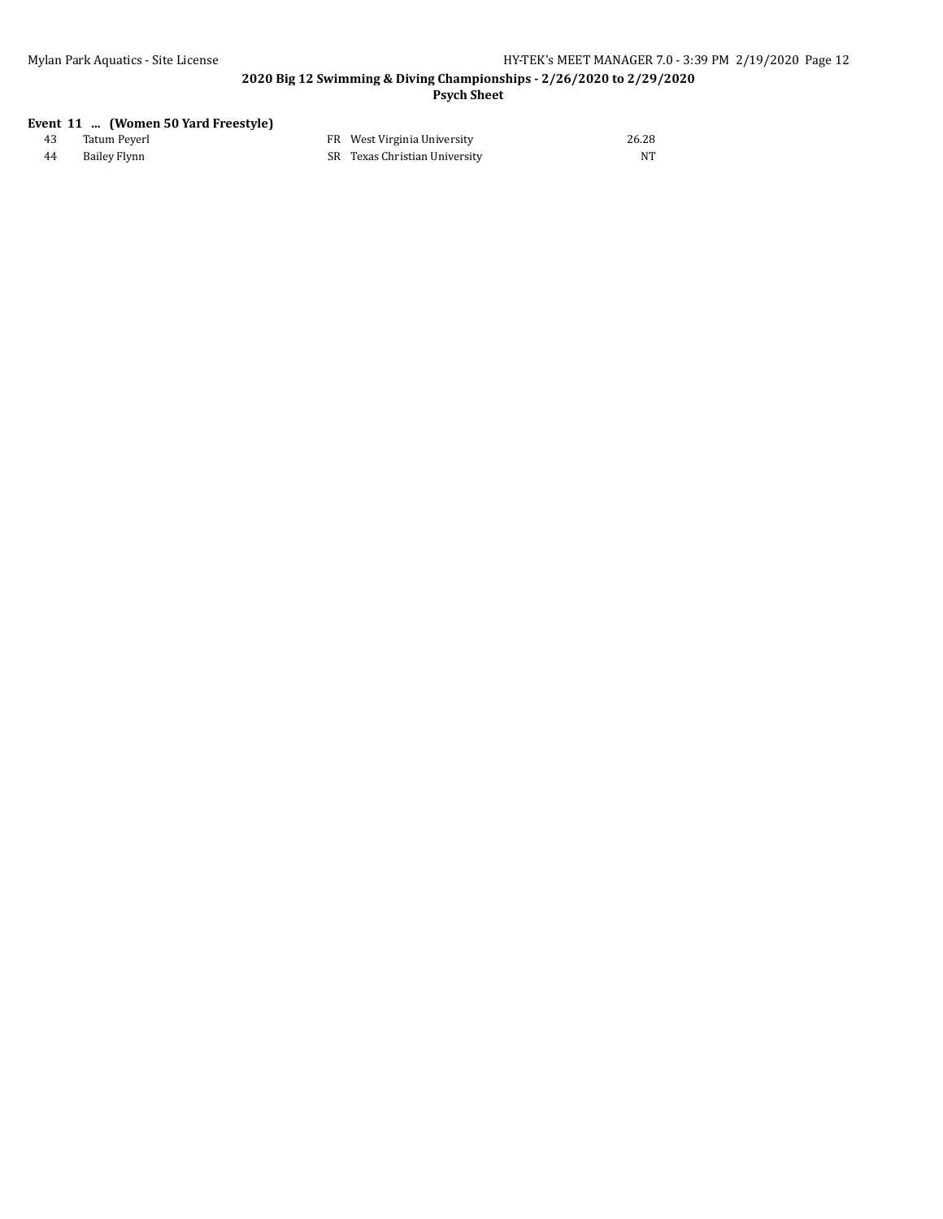**Event 11 ... (Women 50 Yard Freestyle)**

| | | | | |
|---|---|---|---|---|
| 43 | Tatum Peyerl | FR | West Virginia University | 26.28 |
| 44 | Bailey Flynn | SR | Texas Christian University | NT |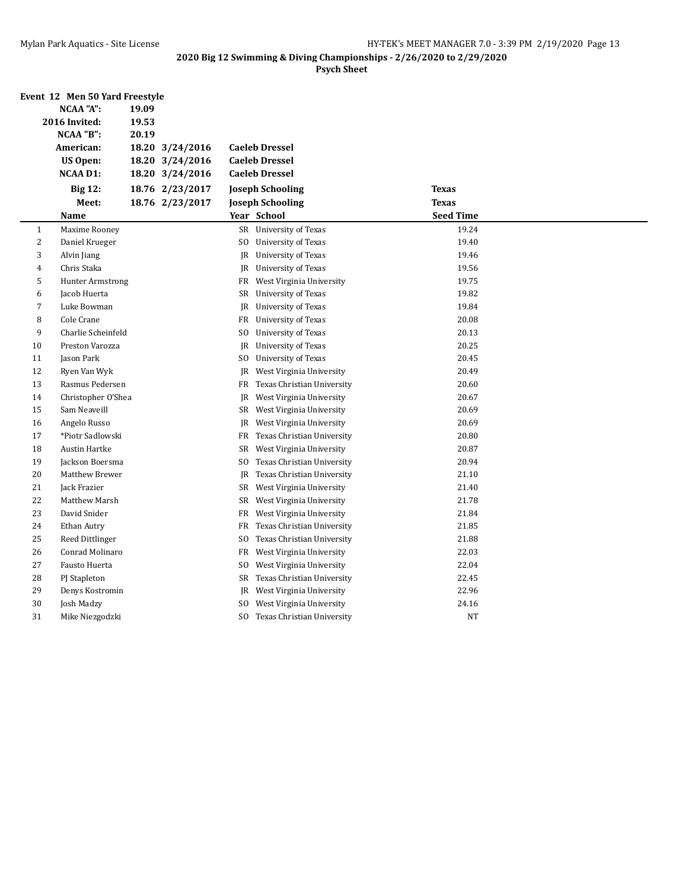## 2020 Big 12 Swimming & Diving Championships - 2/26/2020 to 2/29/2020

**Psych Sheet**

### Event 12 Men 50 Yard Freestyle

| | | | | |
|---|---|---|---|---|
| **NCAA "A":** | **19.09** | | | |
| **2016 Invited:** | **19.53** | | | |
| **NCAA "B":** | **20.19** | | | |
| **American:** | **18.20** | **3/24/2016** | **Caeleb Dressel** | |
| **US Open:** | **18.20** | **3/24/2016** | **Caeleb Dressel** | |
| **NCAA D1:** | **18.20** | **3/24/2016** | **Caeleb Dressel** | |
| **Big 12:** | **18.76** | **2/23/2017** | **Joseph Schooling** | **Texas** |
| **Meet:** | **18.76** | **2/23/2017** | **Joseph Schooling** | **Texas** |

| | Name | Year | School | Seed Time |
|---|---|---|---|---|
| 1 | Maxime Rooney | SR | University of Texas | 19.24 |
| 2 | Daniel Krueger | SO | University of Texas | 19.40 |
| 3 | Alvin Jiang | JR | University of Texas | 19.46 |
| 4 | Chris Staka | JR | University of Texas | 19.56 |
| 5 | Hunter Armstrong | FR | West Virginia University | 19.75 |
| 6 | Jacob Huerta | SR | University of Texas | 19.82 |
| 7 | Luke Bowman | JR | University of Texas | 19.84 |
| 8 | Cole Crane | FR | University of Texas | 20.08 |
| 9 | Charlie Scheinfeld | SO | University of Texas | 20.13 |
| 10 | Preston Varozza | JR | University of Texas | 20.25 |
| 11 | Jason Park | SO | University of Texas | 20.45 |
| 12 | Ryen Van Wyk | JR | West Virginia University | 20.49 |
| 13 | Rasmus Pedersen | FR | Texas Christian University | 20.60 |
| 14 | Christopher O'Shea | JR | West Virginia University | 20.67 |
| 15 | Sam Neaveill | SR | West Virginia University | 20.69 |
| 16 | Angelo Russo | JR | West Virginia University | 20.69 |
| 17 | *Piotr Sadlowski | FR | Texas Christian University | 20.80 |
| 18 | Austin Hartke | SR | West Virginia University | 20.87 |
| 19 | Jackson Boersma | SO | Texas Christian University | 20.94 |
| 20 | Matthew Brewer | JR | Texas Christian University | 21.10 |
| 21 | Jack Frazier | SR | West Virginia University | 21.40 |
| 22 | Matthew Marsh | SR | West Virginia University | 21.78 |
| 23 | David Snider | FR | West Virginia University | 21.84 |
| 24 | Ethan Autry | FR | Texas Christian University | 21.85 |
| 25 | Reed Dittlinger | SO | Texas Christian University | 21.88 |
| 26 | Conrad Molinaro | FR | West Virginia University | 22.03 |
| 27 | Fausto Huerta | SO | West Virginia University | 22.04 |
| 28 | PJ Stapleton | SR | Texas Christian University | 22.45 |
| 29 | Denys Kostromin | JR | West Virginia University | 22.96 |
| 30 | Josh Madzy | SO | West Virginia University | 24.16 |
| 31 | Mike Niezgodzki | SO | Texas Christian University | NT |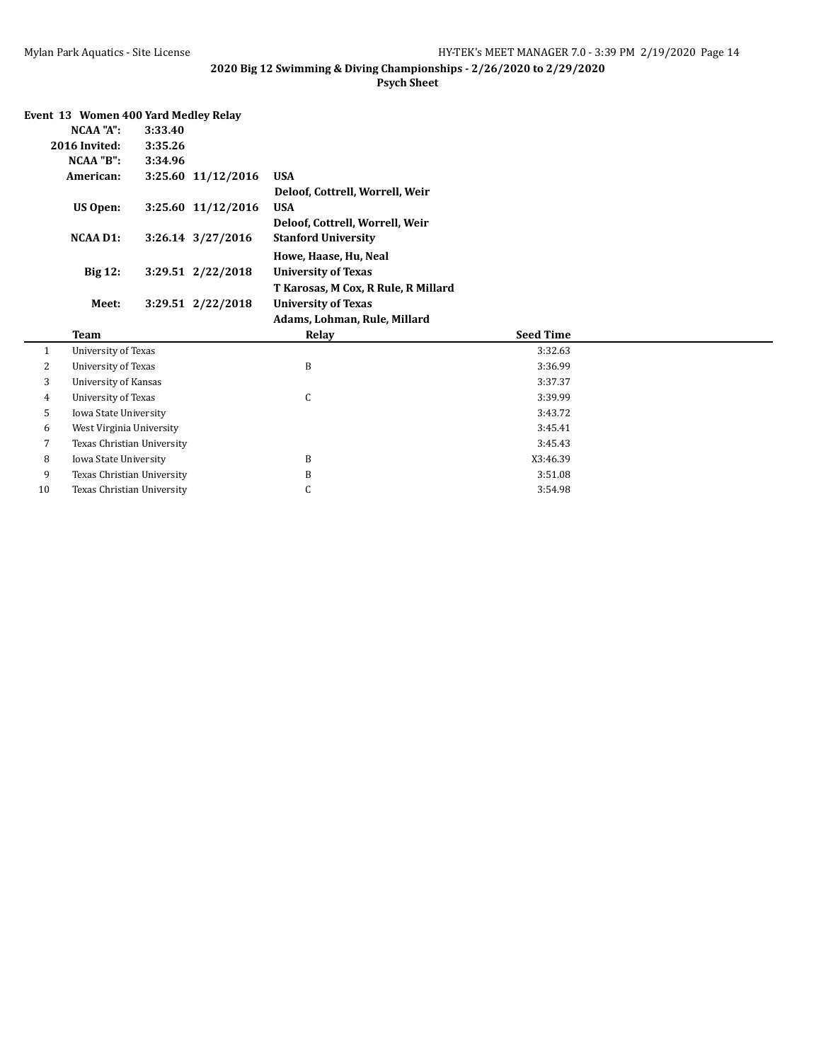**2020 Big 12 Swimming & Diving Championships - 2/26/2020 to 2/29/2020**

**Psych Sheet**

**Event 13 Women 400 Yard Medley Relay**

| | | | |
|---|---|---|---|
| **NCAA "A":** | **3:33.40** | | |
| **2016 Invited:** | **3:35.26** | | |
| **NCAA "B":** | **3:34.96** | | |
| **American:** | **3:25.60** | **11/12/2016** | **USA** |
| | | | **Deloof, Cottrell, Worrell, Weir** |
| **US Open:** | **3:25.60** | **11/12/2016** | **USA** |
| | | | **Deloof, Cottrell, Worrell, Weir** |
| **NCAA D1:** | **3:26.14** | **3/27/2016** | **Stanford University** |
| | | | **Howe, Haase, Hu, Neal** |
| **Big 12:** | **3:29.51** | **2/22/2018** | **University of Texas** |
| | | | **T Karosas, M Cox, R Rule, R Millard** |
| **Meet:** | **3:29.51** | **2/22/2018** | **University of Texas** |
| | | | **Adams, Lohman, Rule, Millard** |

| | Team | Relay | Seed Time |
|---|---|---|---|
| 1 | University of Texas | | 3:32.63 |
| 2 | University of Texas | B | 3:36.99 |
| 3 | University of Kansas | | 3:37.37 |
| 4 | University of Texas | C | 3:39.99 |
| 5 | Iowa State University | | 3:43.72 |
| 6 | West Virginia University | | 3:45.41 |
| 7 | Texas Christian University | | 3:45.43 |
| 8 | Iowa State University | B | X3:46.39 |
| 9 | Texas Christian University | B | 3:51.08 |
| 10 | Texas Christian University | C | 3:54.98 |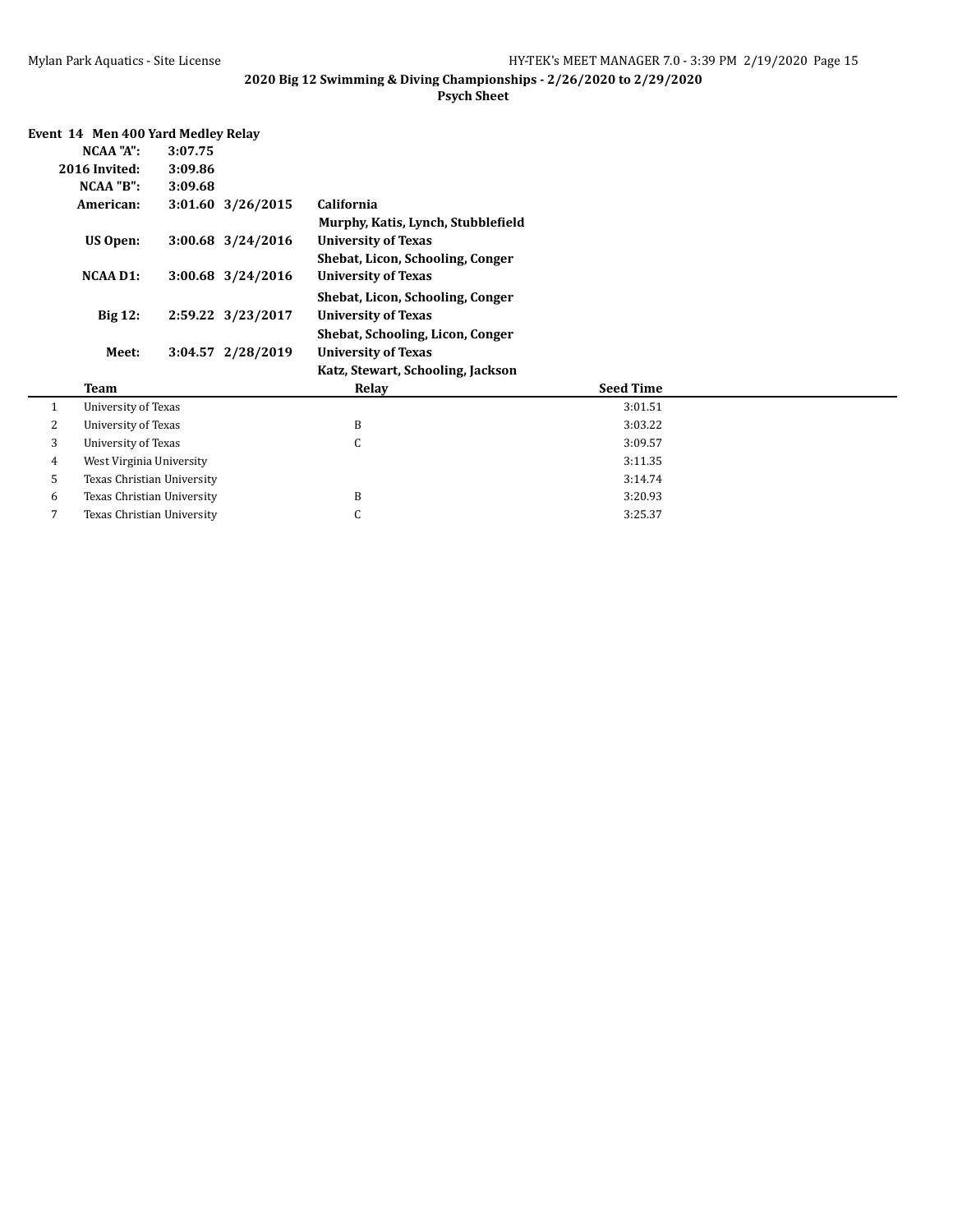**2020 Big 12 Swimming & Diving Championships - 2/26/2020 to 2/29/2020**

**Psych Sheet**

### Event 14 Men 400 Yard Medley Relay

| | | | |
|---|---|---|---|
| **NCAA "A":** | **3:07.75** | | |
| **2016 Invited:** | **3:09.86** | | |
| **NCAA "B":** | **3:09.68** | | |
| **American:** | **3:01.60** | **3/26/2015** | **California** |
| | | | **Murphy, Katis, Lynch, Stubblefield** |
| **US Open:** | **3:00.68** | **3/24/2016** | **University of Texas** |
| | | | **Shebat, Licon, Schooling, Conger** |
| **NCAA D1:** | **3:00.68** | **3/24/2016** | **University of Texas** |
| | | | **Shebat, Licon, Schooling, Conger** |
| **Big 12:** | **2:59.22** | **3/23/2017** | **University of Texas** |
| | | | **Shebat, Schooling, Licon, Conger** |
| **Meet:** | **3:04.57** | **2/28/2019** | **University of Texas** |
| | | | **Katz, Stewart, Schooling, Jackson** |

| | Team | Relay | Seed Time |
|---|---|---|---|
| 1 | University of Texas | | 3:01.51 |
| 2 | University of Texas | B | 3:03.22 |
| 3 | University of Texas | C | 3:09.57 |
| 4 | West Virginia University | | 3:11.35 |
| 5 | Texas Christian University | | 3:14.74 |
| 6 | Texas Christian University | B | 3:20.93 |
| 7 | Texas Christian University | C | 3:25.37 |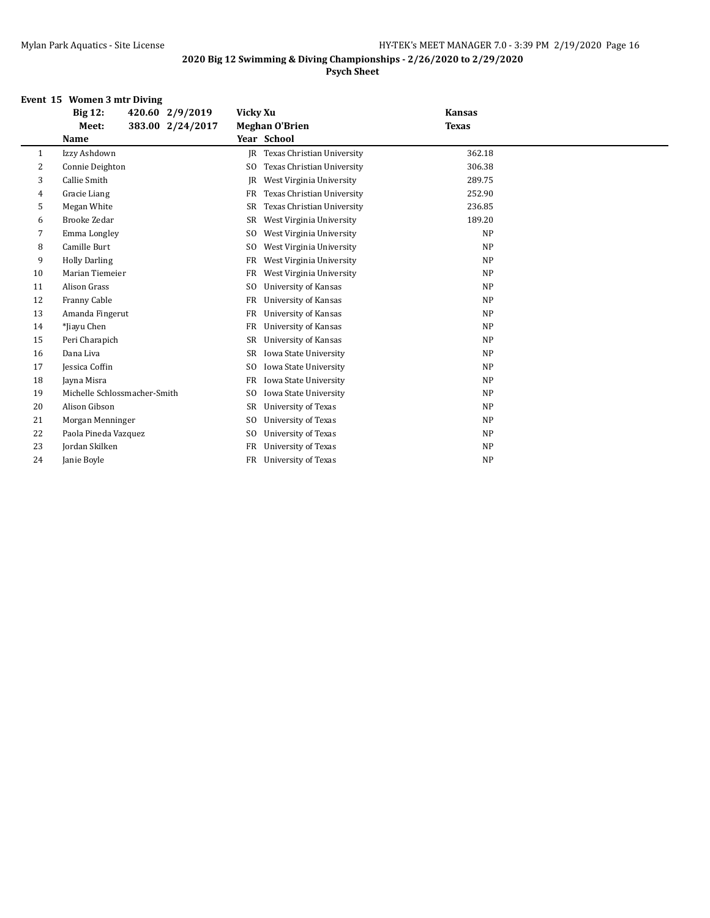## 2020 Big 12 Swimming & Diving Championships - 2/26/2020 to 2/29/2020

**Psych Sheet**

### Event 15 Women 3 mtr Diving

| | | | | |
|---|---|---|---|---|
| **Big 12:** | **420.60** | **2/9/2019** | **Vicky Xu** | **Kansas** |
| **Meet:** | **383.00** | **2/24/2017** | **Meghan O'Brien** | **Texas** |

| | Name | Year | School | |
|---|---|---|---|---|
| 1 | Izzy Ashdown | JR | Texas Christian University | 362.18 |
| 2 | Connie Deighton | SO | Texas Christian University | 306.38 |
| 3 | Callie Smith | JR | West Virginia University | 289.75 |
| 4 | Gracie Liang | FR | Texas Christian University | 252.90 |
| 5 | Megan White | SR | Texas Christian University | 236.85 |
| 6 | Brooke Zedar | SR | West Virginia University | 189.20 |
| 7 | Emma Longley | SO | West Virginia University | NP |
| 8 | Camille Burt | SO | West Virginia University | NP |
| 9 | Holly Darling | FR | West Virginia University | NP |
| 10 | Marian Tiemeier | FR | West Virginia University | NP |
| 11 | Alison Grass | SO | University of Kansas | NP |
| 12 | Franny Cable | FR | University of Kansas | NP |
| 13 | Amanda Fingerut | FR | University of Kansas | NP |
| 14 | *Jiayu Chen | FR | University of Kansas | NP |
| 15 | Peri Charapich | SR | University of Kansas | NP |
| 16 | Dana Liva | SR | Iowa State University | NP |
| 17 | Jessica Coffin | SO | Iowa State University | NP |
| 18 | Jayna Misra | FR | Iowa State University | NP |
| 19 | Michelle Schlossmacher-Smith | SO | Iowa State University | NP |
| 20 | Alison Gibson | SR | University of Texas | NP |
| 21 | Morgan Menninger | SO | University of Texas | NP |
| 22 | Paola Pineda Vazquez | SO | University of Texas | NP |
| 23 | Jordan Skilken | FR | University of Texas | NP |
| 24 | Janie Boyle | FR | University of Texas | NP |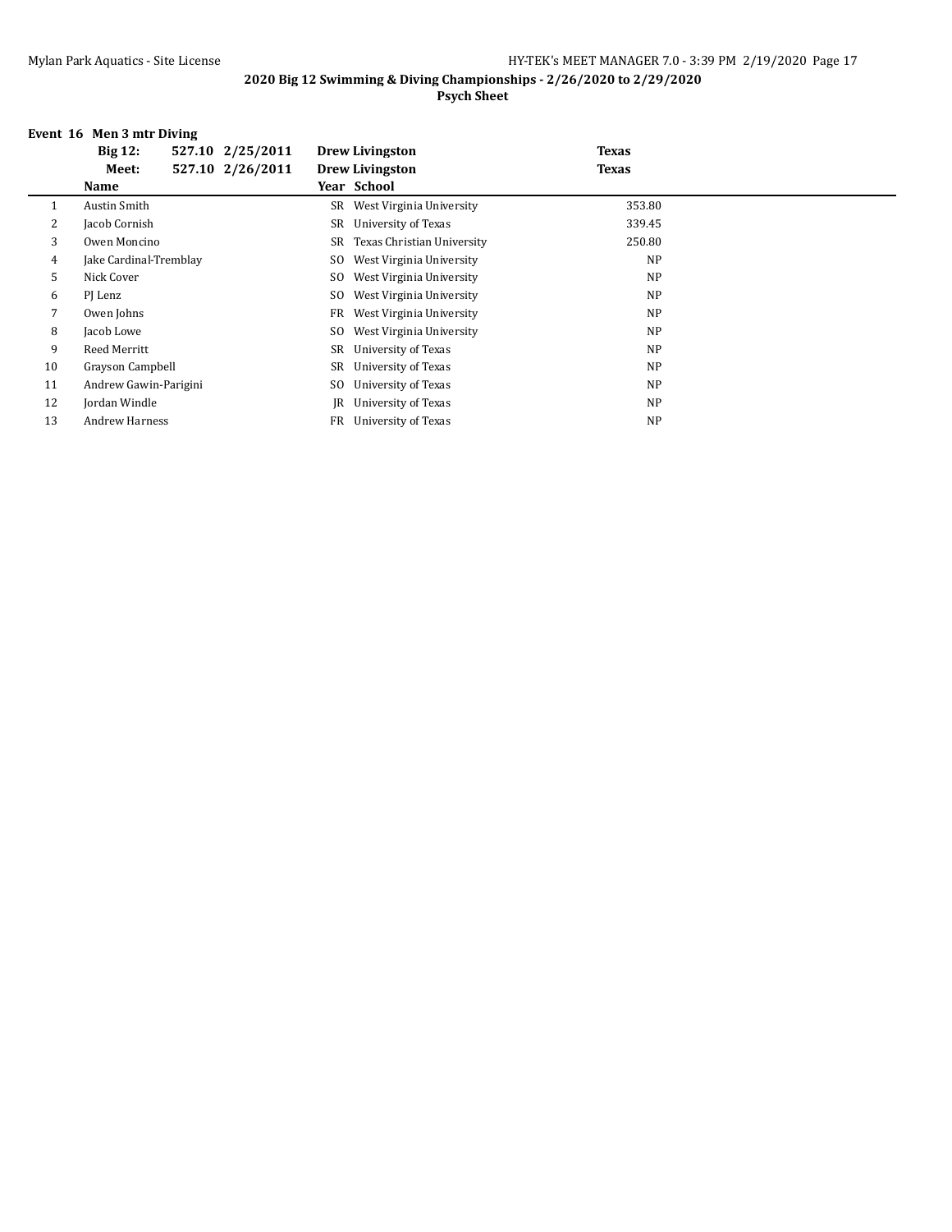**2020 Big 12 Swimming & Diving Championships - 2/26/2020 to 2/29/2020**

**Psych Sheet**

### Event 16 Men 3 mtr Diving

| | | | | |
|---|---|---|---|---|
| **Big 12:** | **527.10** | **2/25/2011** | **Drew Livingston** | **Texas** |
| **Meet:** | **527.10** | **2/26/2011** | **Drew Livingston** | **Texas** |

| | Name | Year | School | |
|---|---|---|---|---|
| 1 | Austin Smith | SR | West Virginia University | 353.80 |
| 2 | Jacob Cornish | SR | University of Texas | 339.45 |
| 3 | Owen Moncino | SR | Texas Christian University | 250.80 |
| 4 | Jake Cardinal-Tremblay | SO | West Virginia University | NP |
| 5 | Nick Cover | SO | West Virginia University | NP |
| 6 | PJ Lenz | SO | West Virginia University | NP |
| 7 | Owen Johns | FR | West Virginia University | NP |
| 8 | Jacob Lowe | SO | West Virginia University | NP |
| 9 | Reed Merritt | SR | University of Texas | NP |
| 10 | Grayson Campbell | SR | University of Texas | NP |
| 11 | Andrew Gawin-Parigini | SO | University of Texas | NP |
| 12 | Jordan Windle | JR | University of Texas | NP |
| 13 | Andrew Harness | FR | University of Texas | NP |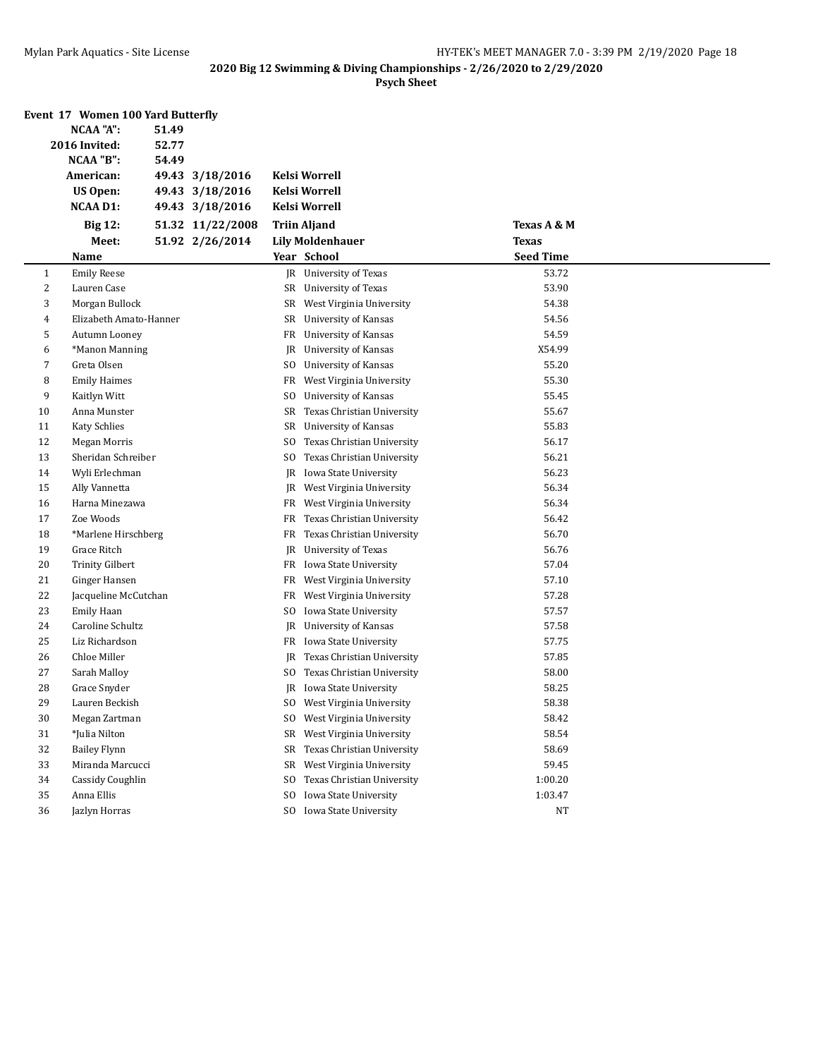## 2020 Big 12 Swimming & Diving Championships - 2/26/2020 to 2/29/2020

### Psych Sheet

**Event 17 Women 100 Yard Butterfly**

| | | | | |
|---|---|---|---|---|
| **NCAA "A":** | **51.49** | | | |
| **2016 Invited:** | **52.77** | | | |
| **NCAA "B":** | **54.49** | | | |
| **American:** | **49.43** | **3/18/2016** | **Kelsi Worrell** | |
| **US Open:** | **49.43** | **3/18/2016** | **Kelsi Worrell** | |
| **NCAA D1:** | **49.43** | **3/18/2016** | **Kelsi Worrell** | |
| **Big 12:** | **51.32** | **11/22/2008** | **Triin Aljand** | **Texas A & M** |
| **Meet:** | **51.92** | **2/26/2014** | **Lily Moldenhauer** | **Texas** |

| | Name | Year | School | Seed Time |
|---|---|---|---|---|
| 1 | Emily Reese | JR | University of Texas | 53.72 |
| 2 | Lauren Case | SR | University of Texas | 53.90 |
| 3 | Morgan Bullock | SR | West Virginia University | 54.38 |
| 4 | Elizabeth Amato-Hanner | SR | University of Kansas | 54.56 |
| 5 | Autumn Looney | FR | University of Kansas | 54.59 |
| 6 | *Manon Manning | JR | University of Kansas | X54.99 |
| 7 | Greta Olsen | SO | University of Kansas | 55.20 |
| 8 | Emily Haimes | FR | West Virginia University | 55.30 |
| 9 | Kaitlyn Witt | SO | University of Kansas | 55.45 |
| 10 | Anna Munster | SR | Texas Christian University | 55.67 |
| 11 | Katy Schlies | SR | University of Kansas | 55.83 |
| 12 | Megan Morris | SO | Texas Christian University | 56.17 |
| 13 | Sheridan Schreiber | SO | Texas Christian University | 56.21 |
| 14 | Wyli Erlechman | JR | Iowa State University | 56.23 |
| 15 | Ally Vannetta | JR | West Virginia University | 56.34 |
| 16 | Harna Minezawa | FR | West Virginia University | 56.34 |
| 17 | Zoe Woods | FR | Texas Christian University | 56.42 |
| 18 | *Marlene Hirschberg | FR | Texas Christian University | 56.70 |
| 19 | Grace Ritch | JR | University of Texas | 56.76 |
| 20 | Trinity Gilbert | FR | Iowa State University | 57.04 |
| 21 | Ginger Hansen | FR | West Virginia University | 57.10 |
| 22 | Jacqueline McCutchan | FR | West Virginia University | 57.28 |
| 23 | Emily Haan | SO | Iowa State University | 57.57 |
| 24 | Caroline Schultz | JR | University of Kansas | 57.58 |
| 25 | Liz Richardson | FR | Iowa State University | 57.75 |
| 26 | Chloe Miller | JR | Texas Christian University | 57.85 |
| 27 | Sarah Malloy | SO | Texas Christian University | 58.00 |
| 28 | Grace Snyder | JR | Iowa State University | 58.25 |
| 29 | Lauren Beckish | SO | West Virginia University | 58.38 |
| 30 | Megan Zartman | SO | West Virginia University | 58.42 |
| 31 | *Julia Nilton | SR | West Virginia University | 58.54 |
| 32 | Bailey Flynn | SR | Texas Christian University | 58.69 |
| 33 | Miranda Marcucci | SR | West Virginia University | 59.45 |
| 34 | Cassidy Coughlin | SO | Texas Christian University | 1:00.20 |
| 35 | Anna Ellis | SO | Iowa State University | 1:03.47 |
| 36 | Jazlyn Horras | SO | Iowa State University | NT |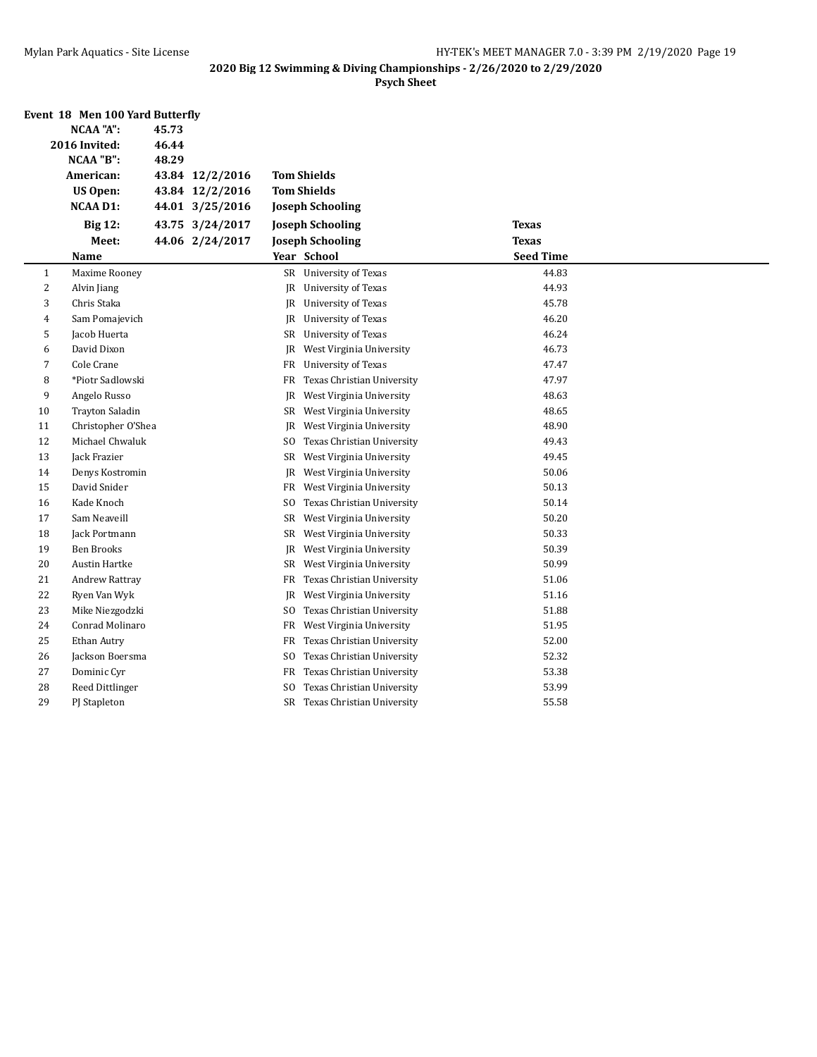**2020 Big 12 Swimming & Diving Championships - 2/26/2020 to 2/29/2020**

**Psych Sheet**

### Event 18 Men 100 Yard Butterfly

| | | | | |
|---|---|---|---|---|
| **NCAA "A":** | 45.73 | | | |
| **2016 Invited:** | 46.44 | | | |
| **NCAA "B":** | 48.29 | | | |
| **American:** | 43.84 | 12/2/2016 | Tom Shields | |
| **US Open:** | 43.84 | 12/2/2016 | Tom Shields | |
| **NCAA D1:** | 44.01 | 3/25/2016 | Joseph Schooling | |
| **Big 12:** | 43.75 | 3/24/2017 | Joseph Schooling | Texas |
| **Meet:** | 44.06 | 2/24/2017 | Joseph Schooling | Texas |

| | Name | Year | School | Seed Time |
|---|---|---|---|---|
| 1 | Maxime Rooney | SR | University of Texas | 44.83 |
| 2 | Alvin Jiang | JR | University of Texas | 44.93 |
| 3 | Chris Staka | JR | University of Texas | 45.78 |
| 4 | Sam Pomajevich | JR | University of Texas | 46.20 |
| 5 | Jacob Huerta | SR | University of Texas | 46.24 |
| 6 | David Dixon | JR | West Virginia University | 46.73 |
| 7 | Cole Crane | FR | University of Texas | 47.47 |
| 8 | *Piotr Sadlowski | FR | Texas Christian University | 47.97 |
| 9 | Angelo Russo | JR | West Virginia University | 48.63 |
| 10 | Trayton Saladin | SR | West Virginia University | 48.65 |
| 11 | Christopher O'Shea | JR | West Virginia University | 48.90 |
| 12 | Michael Chwaluk | SO | Texas Christian University | 49.43 |
| 13 | Jack Frazier | SR | West Virginia University | 49.45 |
| 14 | Denys Kostromin | JR | West Virginia University | 50.06 |
| 15 | David Snider | FR | West Virginia University | 50.13 |
| 16 | Kade Knoch | SO | Texas Christian University | 50.14 |
| 17 | Sam Neaveill | SR | West Virginia University | 50.20 |
| 18 | Jack Portmann | SR | West Virginia University | 50.33 |
| 19 | Ben Brooks | JR | West Virginia University | 50.39 |
| 20 | Austin Hartke | SR | West Virginia University | 50.99 |
| 21 | Andrew Rattray | FR | Texas Christian University | 51.06 |
| 22 | Ryen Van Wyk | JR | West Virginia University | 51.16 |
| 23 | Mike Niezgodzki | SO | Texas Christian University | 51.88 |
| 24 | Conrad Molinaro | FR | West Virginia University | 51.95 |
| 25 | Ethan Autry | FR | Texas Christian University | 52.00 |
| 26 | Jackson Boersma | SO | Texas Christian University | 52.32 |
| 27 | Dominic Cyr | FR | Texas Christian University | 53.38 |
| 28 | Reed Dittlinger | SO | Texas Christian University | 53.99 |
| 29 | PJ Stapleton | SR | Texas Christian University | 55.58 |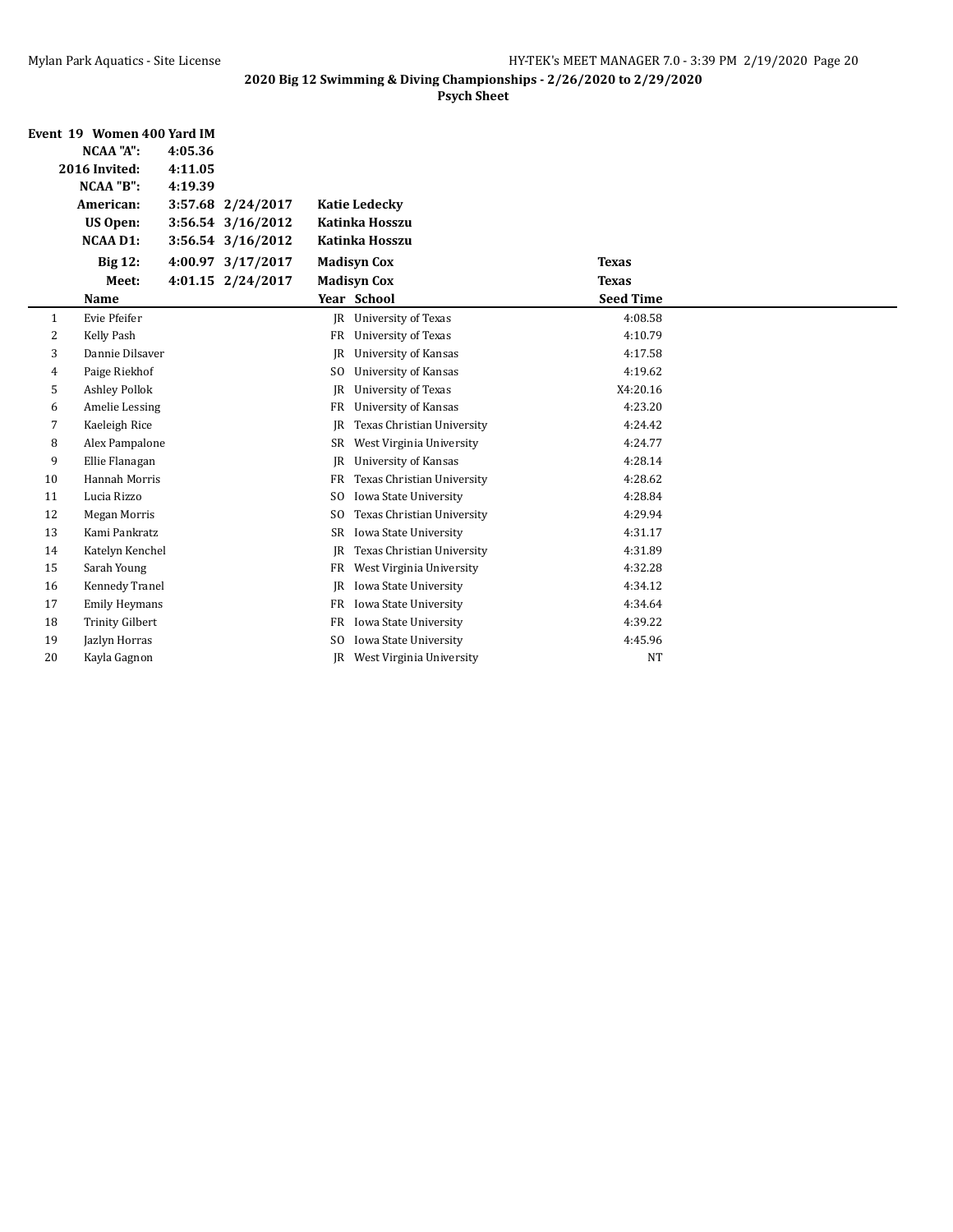## 2020 Big 12 Swimming & Diving Championships - 2/26/2020 to 2/29/2020

### Psych Sheet

**Event 19 Women 400 Yard IM**

| | | | | |
|---|---|---|---|---|
| **NCAA "A":** | **4:05.36** | | | |
| **2016 Invited:** | **4:11.05** | | | |
| **NCAA "B":** | **4:19.39** | | | |
| **American:** | **3:57.68** | **2/24/2017** | **Katie Ledecky** | |
| **US Open:** | **3:56.54** | **3/16/2012** | **Katinka Hosszu** | |
| **NCAA D1:** | **3:56.54** | **3/16/2012** | **Katinka Hosszu** | |
| **Big 12:** | **4:00.97** | **3/17/2017** | **Madisyn Cox** | **Texas** |
| **Meet:** | **4:01.15** | **2/24/2017** | **Madisyn Cox** | **Texas** |

| | Name | Year | School | Seed Time |
|---|---|---|---|---|
| 1 | Evie Pfeifer | JR | University of Texas | 4:08.58 |
| 2 | Kelly Pash | FR | University of Texas | 4:10.79 |
| 3 | Dannie Dilsaver | JR | University of Kansas | 4:17.58 |
| 4 | Paige Riekhof | SO | University of Kansas | 4:19.62 |
| 5 | Ashley Pollok | JR | University of Texas | X4:20.16 |
| 6 | Amelie Lessing | FR | University of Kansas | 4:23.20 |
| 7 | Kaeleigh Rice | JR | Texas Christian University | 4:24.42 |
| 8 | Alex Pampalone | SR | West Virginia University | 4:24.77 |
| 9 | Ellie Flanagan | JR | University of Kansas | 4:28.14 |
| 10 | Hannah Morris | FR | Texas Christian University | 4:28.62 |
| 11 | Lucia Rizzo | SO | Iowa State University | 4:28.84 |
| 12 | Megan Morris | SO | Texas Christian University | 4:29.94 |
| 13 | Kami Pankratz | SR | Iowa State University | 4:31.17 |
| 14 | Katelyn Kenchel | JR | Texas Christian University | 4:31.89 |
| 15 | Sarah Young | FR | West Virginia University | 4:32.28 |
| 16 | Kennedy Tranel | JR | Iowa State University | 4:34.12 |
| 17 | Emily Heymans | FR | Iowa State University | 4:34.64 |
| 18 | Trinity Gilbert | FR | Iowa State University | 4:39.22 |
| 19 | Jazlyn Horras | SO | Iowa State University | 4:45.96 |
| 20 | Kayla Gagnon | JR | West Virginia University | NT |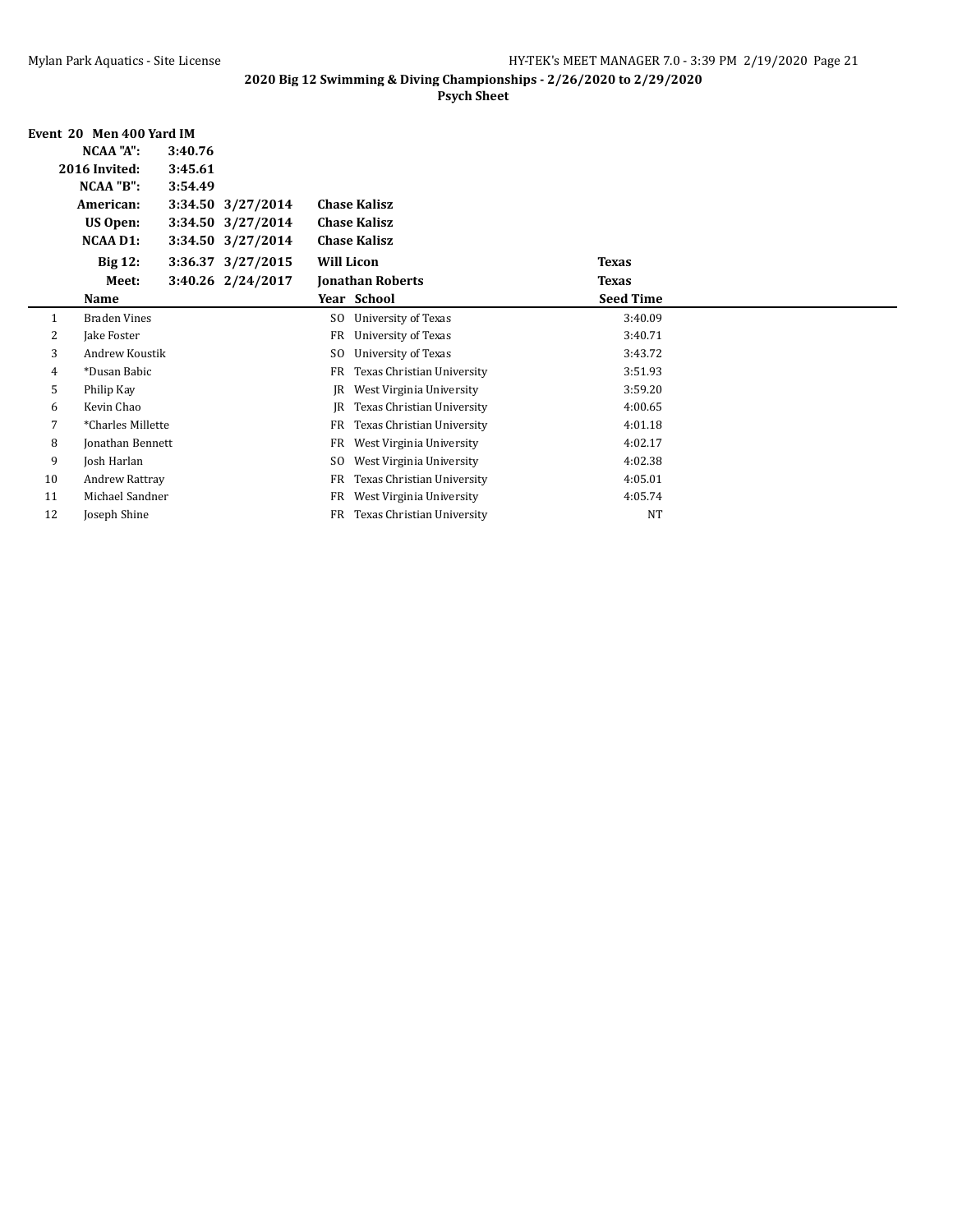**2020 Big 12 Swimming & Diving Championships - 2/26/2020 to 2/29/2020**

**Psych Sheet**

**Event 20 Men 400 Yard IM**

| | | | | |
|---|---|---|---|---|
| **NCAA "A":** | **3:40.76** | | | |
| **2016 Invited:** | **3:45.61** | | | |
| **NCAA "B":** | **3:54.49** | | | |
| **American:** | **3:34.50** | **3/27/2014** | **Chase Kalisz** | |
| **US Open:** | **3:34.50** | **3/27/2014** | **Chase Kalisz** | |
| **NCAA D1:** | **3:34.50** | **3/27/2014** | **Chase Kalisz** | |
| **Big 12:** | **3:36.37** | **3/27/2015** | **Will Licon** | **Texas** |
| **Meet:** | **3:40.26** | **2/24/2017** | **Jonathan Roberts** | **Texas** |

| | Name | Year | School | Seed Time |
|---|---|---|---|---|
| 1 | Braden Vines | SO | University of Texas | 3:40.09 |
| 2 | Jake Foster | FR | University of Texas | 3:40.71 |
| 3 | Andrew Koustik | SO | University of Texas | 3:43.72 |
| 4 | *Dusan Babic | FR | Texas Christian University | 3:51.93 |
| 5 | Philip Kay | JR | West Virginia University | 3:59.20 |
| 6 | Kevin Chao | JR | Texas Christian University | 4:00.65 |
| 7 | *Charles Millette | FR | Texas Christian University | 4:01.18 |
| 8 | Jonathan Bennett | FR | West Virginia University | 4:02.17 |
| 9 | Josh Harlan | SO | West Virginia University | 4:02.38 |
| 10 | Andrew Rattray | FR | Texas Christian University | 4:05.01 |
| 11 | Michael Sandner | FR | West Virginia University | 4:05.74 |
| 12 | Joseph Shine | FR | Texas Christian University | NT |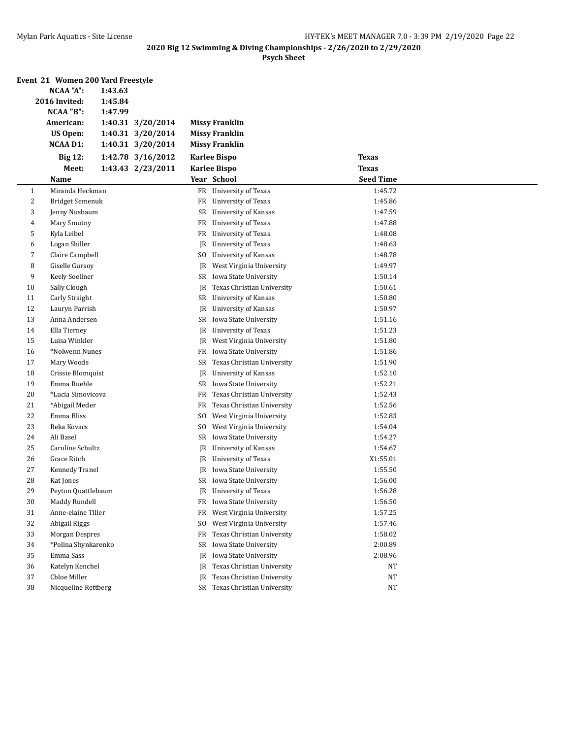**2020 Big 12 Swimming & Diving Championships - 2/26/2020 to 2/29/2020**

**Psych Sheet**

## Event 21 Women 200 Yard Freestyle

| | | | |
|---|---|---|---|
| **NCAA "A":** | **1:43.63** | | |
| **2016 Invited:** | **1:45.84** | | |
| **NCAA "B":** | **1:47.99** | | |
| **American:** | **1:40.31 3/20/2014** | **Missy Franklin** | |
| **US Open:** | **1:40.31 3/20/2014** | **Missy Franklin** | |
| **NCAA D1:** | **1:40.31 3/20/2014** | **Missy Franklin** | |
| **Big 12:** | **1:42.78 3/16/2012** | **Karlee Bispo** | **Texas** |
| **Meet:** | **1:43.43 2/23/2011** | **Karlee Bispo** | **Texas** |

| | Name | Year | School | Seed Time |
|---|---|---|---|---|
| 1 | Miranda Heckman | FR | University of Texas | 1:45.72 |
| 2 | Bridget Semenuk | FR | University of Texas | 1:45.86 |
| 3 | Jenny Nusbaum | SR | University of Kansas | 1:47.59 |
| 4 | Mary Smutny | FR | University of Texas | 1:47.88 |
| 5 | Kyla Leibel | FR | University of Texas | 1:48.08 |
| 6 | Logan Shiller | JR | University of Texas | 1:48.63 |
| 7 | Claire Campbell | SO | University of Kansas | 1:48.78 |
| 8 | Giselle Gursoy | JR | West Virginia University | 1:49.97 |
| 9 | Keely Soellner | SR | Iowa State University | 1:50.14 |
| 10 | Sally Clough | JR | Texas Christian University | 1:50.61 |
| 11 | Carly Straight | SR | University of Kansas | 1:50.80 |
| 12 | Lauryn Parrish | JR | University of Kansas | 1:50.97 |
| 13 | Anna Andersen | SR | Iowa State University | 1:51.16 |
| 14 | Ella Tierney | JR | University of Texas | 1:51.23 |
| 15 | Luisa Winkler | JR | West Virginia University | 1:51.80 |
| 16 | *Nolwenn Nunes | FR | Iowa State University | 1:51.86 |
| 17 | Mary Woods | SR | Texas Christian University | 1:51.90 |
| 18 | Crissie Blomquist | JR | University of Kansas | 1:52.10 |
| 19 | Emma Ruehle | SR | Iowa State University | 1:52.21 |
| 20 | *Lucia Simovicova | FR | Texas Christian University | 1:52.43 |
| 21 | *Abigail Meder | FR | Texas Christian University | 1:52.56 |
| 22 | Emma Bliss | SO | West Virginia University | 1:52.83 |
| 23 | Reka Kovacs | SO | West Virginia University | 1:54.04 |
| 24 | Ali Basel | SR | Iowa State University | 1:54.27 |
| 25 | Caroline Schultz | JR | University of Kansas | 1:54.67 |
| 26 | Grace Ritch | JR | University of Texas | X1:55.01 |
| 27 | Kennedy Tranel | JR | Iowa State University | 1:55.50 |
| 28 | Kat Jones | SR | Iowa State University | 1:56.00 |
| 29 | Peyton Quattlebaum | JR | University of Texas | 1:56.28 |
| 30 | Maddy Rundell | FR | Iowa State University | 1:56.50 |
| 31 | Anne-elaine Tiller | FR | West Virginia University | 1:57.25 |
| 32 | Abigail Riggs | SO | West Virginia University | 1:57.46 |
| 33 | Morgan Despres | FR | Texas Christian University | 1:58.02 |
| 34 | *Polina Shynkarenko | SR | Iowa State University | 2:00.89 |
| 35 | Emma Sass | JR | Iowa State University | 2:08.96 |
| 36 | Katelyn Kenchel | JR | Texas Christian University | NT |
| 37 | Chloe Miller | JR | Texas Christian University | NT |
| 38 | Nicqueline Rettberg | SR | Texas Christian University | NT |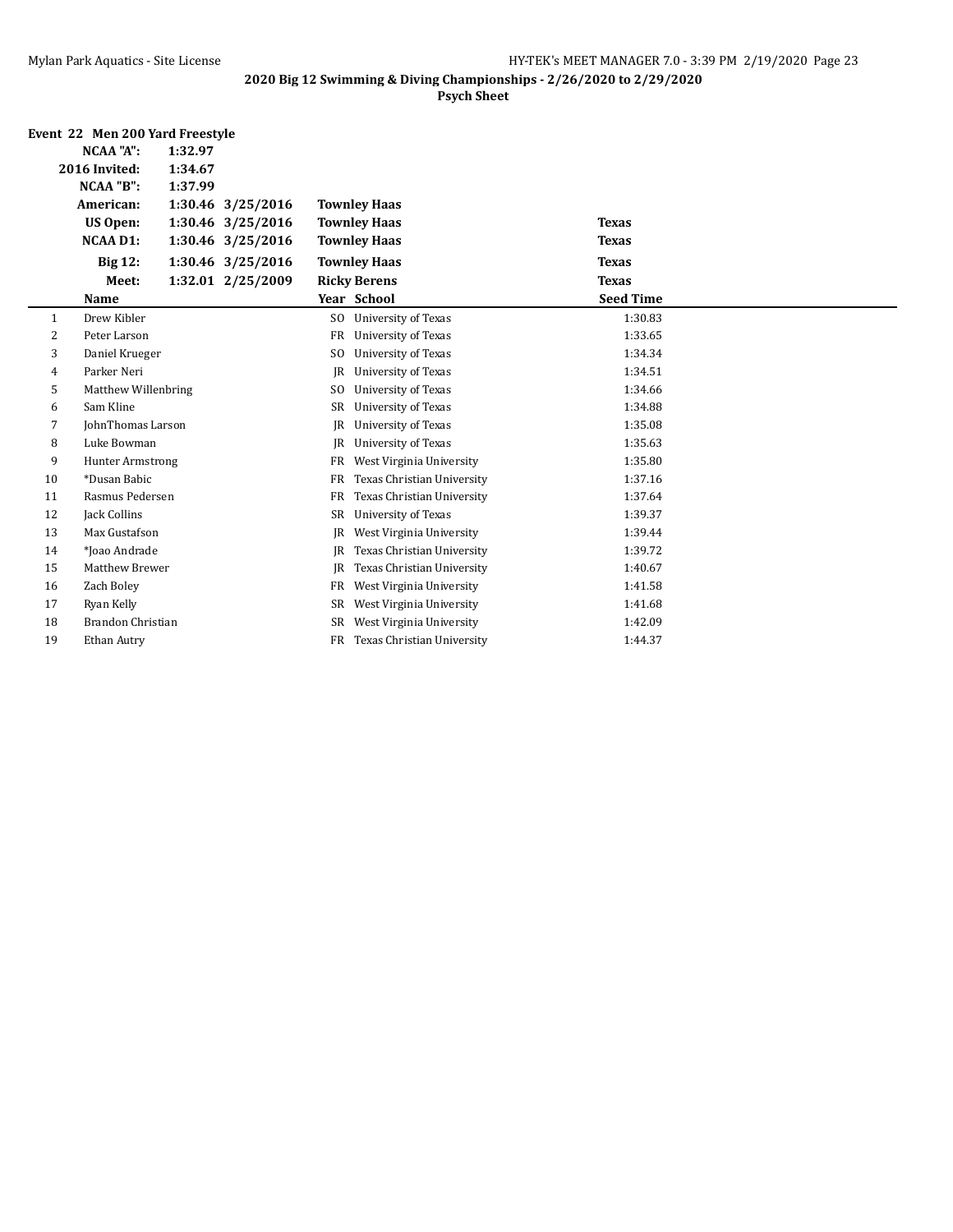**2020 Big 12 Swimming & Diving Championships - 2/26/2020 to 2/29/2020**

**Psych Sheet**

**Event 22 Men 200 Yard Freestyle**

| | | | | |
|---|---|---|---|---|
| **NCAA "A":** | **1:32.97** | | | |
| **2016 Invited:** | **1:34.67** | | | |
| **NCAA "B":** | **1:37.99** | | | |
| **American:** | **1:30.46** | **3/25/2016** | **Townley Haas** | |
| **US Open:** | **1:30.46** | **3/25/2016** | **Townley Haas** | **Texas** |
| **NCAA D1:** | **1:30.46** | **3/25/2016** | **Townley Haas** | **Texas** |
| **Big 12:** | **1:30.46** | **3/25/2016** | **Townley Haas** | **Texas** |
| **Meet:** | **1:32.01** | **2/25/2009** | **Ricky Berens** | **Texas** |

| | Name | Year | School | Seed Time |
|---|---|---|---|---|
| 1 | Drew Kibler | SO | University of Texas | 1:30.83 |
| 2 | Peter Larson | FR | University of Texas | 1:33.65 |
| 3 | Daniel Krueger | SO | University of Texas | 1:34.34 |
| 4 | Parker Neri | JR | University of Texas | 1:34.51 |
| 5 | Matthew Willenbring | SO | University of Texas | 1:34.66 |
| 6 | Sam Kline | SR | University of Texas | 1:34.88 |
| 7 | JohnThomas Larson | JR | University of Texas | 1:35.08 |
| 8 | Luke Bowman | JR | University of Texas | 1:35.63 |
| 9 | Hunter Armstrong | FR | West Virginia University | 1:35.80 |
| 10 | *Dusan Babic | FR | Texas Christian University | 1:37.16 |
| 11 | Rasmus Pedersen | FR | Texas Christian University | 1:37.64 |
| 12 | Jack Collins | SR | University of Texas | 1:39.37 |
| 13 | Max Gustafson | JR | West Virginia University | 1:39.44 |
| 14 | *Joao Andrade | JR | Texas Christian University | 1:39.72 |
| 15 | Matthew Brewer | JR | Texas Christian University | 1:40.67 |
| 16 | Zach Boley | FR | West Virginia University | 1:41.58 |
| 17 | Ryan Kelly | SR | West Virginia University | 1:41.68 |
| 18 | Brandon Christian | SR | West Virginia University | 1:42.09 |
| 19 | Ethan Autry | FR | Texas Christian University | 1:44.37 |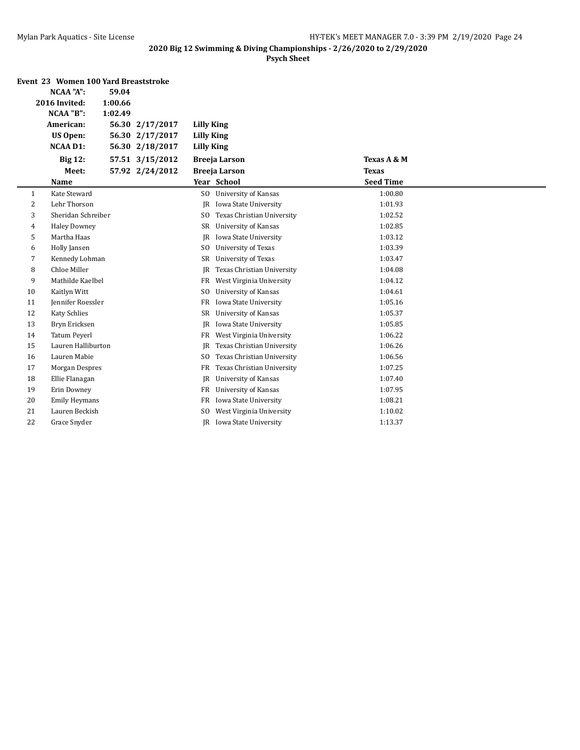**2020 Big 12 Swimming & Diving Championships - 2/26/2020 to 2/29/2020**

**Psych Sheet**

**Event 23 Women 100 Yard Breaststroke**

| | | | | |
|---|---|---|---|---|
| **NCAA "A":** | **59.04** | | | |
| **2016 Invited:** | **1:00.66** | | | |
| **NCAA "B":** | **1:02.49** | | | |
| **American:** | **56.30** | **2/17/2017** | **Lilly King** | |
| **US Open:** | **56.30** | **2/17/2017** | **Lilly King** | |
| **NCAA D1:** | **56.30** | **2/18/2017** | **Lilly King** | |
| **Big 12:** | **57.51** | **3/15/2012** | **Breeja Larson** | **Texas A & M** |
| **Meet:** | **57.92** | **2/24/2012** | **Breeja Larson** | **Texas** |

| | Name | Year | School | Seed Time |
|---|---|---|---|---|
| 1 | Kate Steward | SO | University of Kansas | 1:00.80 |
| 2 | Lehr Thorson | JR | Iowa State University | 1:01.93 |
| 3 | Sheridan Schreiber | SO | Texas Christian University | 1:02.52 |
| 4 | Haley Downey | SR | University of Kansas | 1:02.85 |
| 5 | Martha Haas | JR | Iowa State University | 1:03.12 |
| 6 | Holly Jansen | SO | University of Texas | 1:03.39 |
| 7 | Kennedy Lohman | SR | University of Texas | 1:03.47 |
| 8 | Chloe Miller | JR | Texas Christian University | 1:04.08 |
| 9 | Mathilde Kaelbel | FR | West Virginia University | 1:04.12 |
| 10 | Kaitlyn Witt | SO | University of Kansas | 1:04.61 |
| 11 | Jennifer Roessler | FR | Iowa State University | 1:05.16 |
| 12 | Katy Schlies | SR | University of Kansas | 1:05.37 |
| 13 | Bryn Ericksen | JR | Iowa State University | 1:05.85 |
| 14 | Tatum Peyerl | FR | West Virginia University | 1:06.22 |
| 15 | Lauren Halliburton | JR | Texas Christian University | 1:06.26 |
| 16 | Lauren Mabie | SO | Texas Christian University | 1:06.56 |
| 17 | Morgan Despres | FR | Texas Christian University | 1:07.25 |
| 18 | Ellie Flanagan | JR | University of Kansas | 1:07.40 |
| 19 | Erin Downey | FR | University of Kansas | 1:07.95 |
| 20 | Emily Heymans | FR | Iowa State University | 1:08.21 |
| 21 | Lauren Beckish | SO | West Virginia University | 1:10.02 |
| 22 | Grace Snyder | JR | Iowa State University | 1:13.37 |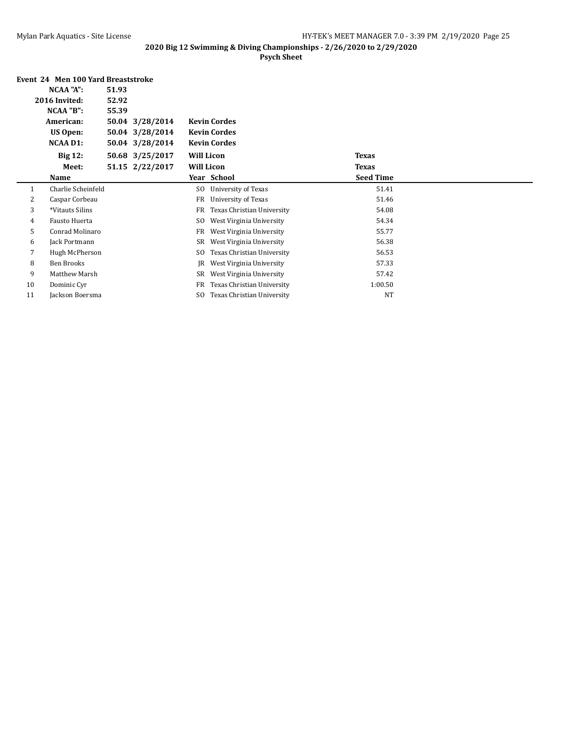**2020 Big 12 Swimming & Diving Championships - 2/26/2020 to 2/29/2020**

**Psych Sheet**

### Event 24 Men 100 Yard Breaststroke

| | | | | |
|---|---|---|---|---|
| **NCAA "A":** | **51.93** | | | |
| **2016 Invited:** | **52.92** | | | |
| **NCAA "B":** | **55.39** | | | |
| **American:** | **50.04** | **3/28/2014** | **Kevin Cordes** | |
| **US Open:** | **50.04** | **3/28/2014** | **Kevin Cordes** | |
| **NCAA D1:** | **50.04** | **3/28/2014** | **Kevin Cordes** | |
| **Big 12:** | **50.68** | **3/25/2017** | **Will Licon** | **Texas** |
| **Meet:** | **51.15** | **2/22/2017** | **Will Licon** | **Texas** |

| | Name | Year | School | Seed Time |
|---|---|---|---|---|
| 1 | Charlie Scheinfeld | SO | University of Texas | 51.41 |
| 2 | Caspar Corbeau | FR | University of Texas | 51.46 |
| 3 | *Vitauts Silins | FR | Texas Christian University | 54.08 |
| 4 | Fausto Huerta | SO | West Virginia University | 54.34 |
| 5 | Conrad Molinaro | FR | West Virginia University | 55.77 |
| 6 | Jack Portmann | SR | West Virginia University | 56.38 |
| 7 | Hugh McPherson | SO | Texas Christian University | 56.53 |
| 8 | Ben Brooks | JR | West Virginia University | 57.33 |
| 9 | Matthew Marsh | SR | West Virginia University | 57.42 |
| 10 | Dominic Cyr | FR | Texas Christian University | 1:00.50 |
| 11 | Jackson Boersma | SO | Texas Christian University | NT |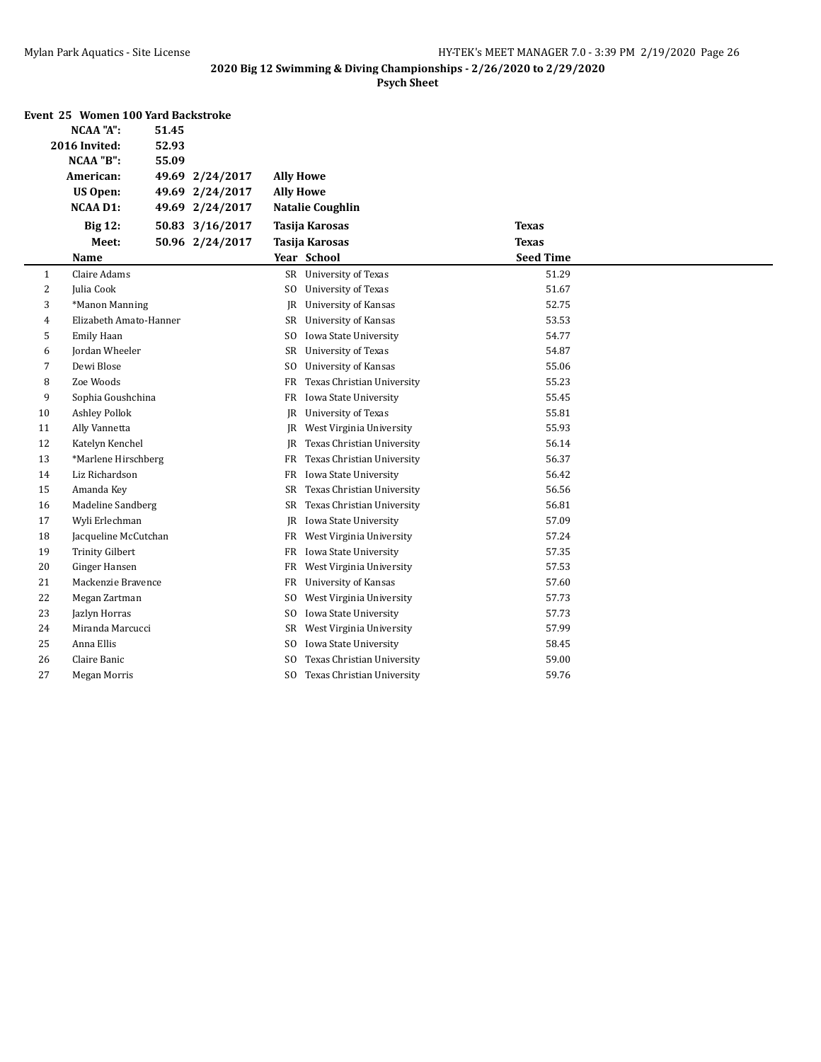**2020 Big 12 Swimming & Diving Championships - 2/26/2020 to 2/29/2020**

**Psych Sheet**

### Event 25 Women 100 Yard Backstroke

| | | | | |
|---|---|---|---|---|
| **NCAA "A":** | 51.45 | | | |
| **2016 Invited:** | 52.93 | | | |
| **NCAA "B":** | 55.09 | | | |
| **American:** | 49.69 | 2/24/2017 | Ally Howe | |
| **US Open:** | 49.69 | 2/24/2017 | Ally Howe | |
| **NCAA D1:** | 49.69 | 2/24/2017 | Natalie Coughlin | |
| **Big 12:** | 50.83 | 3/16/2017 | Tasija Karosas | Texas |
| **Meet:** | 50.96 | 2/24/2017 | Tasija Karosas | Texas |

| | Name | Year | School | Seed Time |
|---|---|---|---|---|
| 1 | Claire Adams | SR | University of Texas | 51.29 |
| 2 | Julia Cook | SO | University of Texas | 51.67 |
| 3 | *Manon Manning | JR | University of Kansas | 52.75 |
| 4 | Elizabeth Amato-Hanner | SR | University of Kansas | 53.53 |
| 5 | Emily Haan | SO | Iowa State University | 54.77 |
| 6 | Jordan Wheeler | SR | University of Texas | 54.87 |
| 7 | Dewi Blose | SO | University of Kansas | 55.06 |
| 8 | Zoe Woods | FR | Texas Christian University | 55.23 |
| 9 | Sophia Goushchina | FR | Iowa State University | 55.45 |
| 10 | Ashley Pollok | JR | University of Texas | 55.81 |
| 11 | Ally Vannetta | JR | West Virginia University | 55.93 |
| 12 | Katelyn Kenchel | JR | Texas Christian University | 56.14 |
| 13 | *Marlene Hirschberg | FR | Texas Christian University | 56.37 |
| 14 | Liz Richardson | FR | Iowa State University | 56.42 |
| 15 | Amanda Key | SR | Texas Christian University | 56.56 |
| 16 | Madeline Sandberg | SR | Texas Christian University | 56.81 |
| 17 | Wyli Erlechman | JR | Iowa State University | 57.09 |
| 18 | Jacqueline McCutchan | FR | West Virginia University | 57.24 |
| 19 | Trinity Gilbert | FR | Iowa State University | 57.35 |
| 20 | Ginger Hansen | FR | West Virginia University | 57.53 |
| 21 | Mackenzie Bravence | FR | University of Kansas | 57.60 |
| 22 | Megan Zartman | SO | West Virginia University | 57.73 |
| 23 | Jazlyn Horras | SO | Iowa State University | 57.73 |
| 24 | Miranda Marcucci | SR | West Virginia University | 57.99 |
| 25 | Anna Ellis | SO | Iowa State University | 58.45 |
| 26 | Claire Banic | SO | Texas Christian University | 59.00 |
| 27 | Megan Morris | SO | Texas Christian University | 59.76 |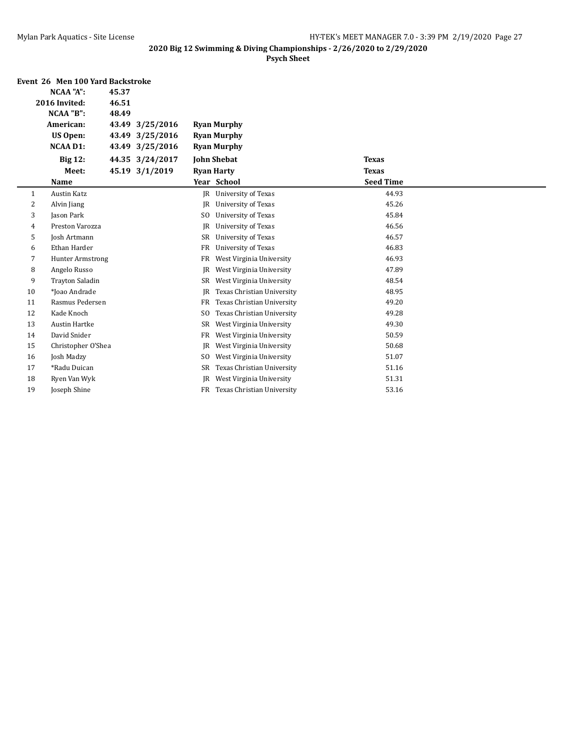**2020 Big 12 Swimming & Diving Championships - 2/26/2020 to 2/29/2020**

**Psych Sheet**

**Event 26 Men 100 Yard Backstroke**

| | | | | |
|---|---|---|---|---|
| **NCAA "A":** | **45.37** | | | |
| **2016 Invited:** | **46.51** | | | |
| **NCAA "B":** | **48.49** | | | |
| **American:** | **43.49** | **3/25/2016** | **Ryan Murphy** | |
| **US Open:** | **43.49** | **3/25/2016** | **Ryan Murphy** | |
| **NCAA D1:** | **43.49** | **3/25/2016** | **Ryan Murphy** | |
| **Big 12:** | **44.35** | **3/24/2017** | **John Shebat** | **Texas** |
| **Meet:** | **45.19** | **3/1/2019** | **Ryan Harty** | **Texas** |

| | Name | Year | School | Seed Time |
|---|---|---|---|---|
| 1 | Austin Katz | JR | University of Texas | 44.93 |
| 2 | Alvin Jiang | JR | University of Texas | 45.26 |
| 3 | Jason Park | SO | University of Texas | 45.84 |
| 4 | Preston Varozza | JR | University of Texas | 46.56 |
| 5 | Josh Artmann | SR | University of Texas | 46.57 |
| 6 | Ethan Harder | FR | University of Texas | 46.83 |
| 7 | Hunter Armstrong | FR | West Virginia University | 46.93 |
| 8 | Angelo Russo | JR | West Virginia University | 47.89 |
| 9 | Trayton Saladin | SR | West Virginia University | 48.54 |
| 10 | *Joao Andrade | JR | Texas Christian University | 48.95 |
| 11 | Rasmus Pedersen | FR | Texas Christian University | 49.20 |
| 12 | Kade Knoch | SO | Texas Christian University | 49.28 |
| 13 | Austin Hartke | SR | West Virginia University | 49.30 |
| 14 | David Snider | FR | West Virginia University | 50.59 |
| 15 | Christopher O'Shea | JR | West Virginia University | 50.68 |
| 16 | Josh Madzy | SO | West Virginia University | 51.07 |
| 17 | *Radu Duican | SR | Texas Christian University | 51.16 |
| 18 | Ryen Van Wyk | JR | West Virginia University | 51.31 |
| 19 | Joseph Shine | FR | Texas Christian University | 53.16 |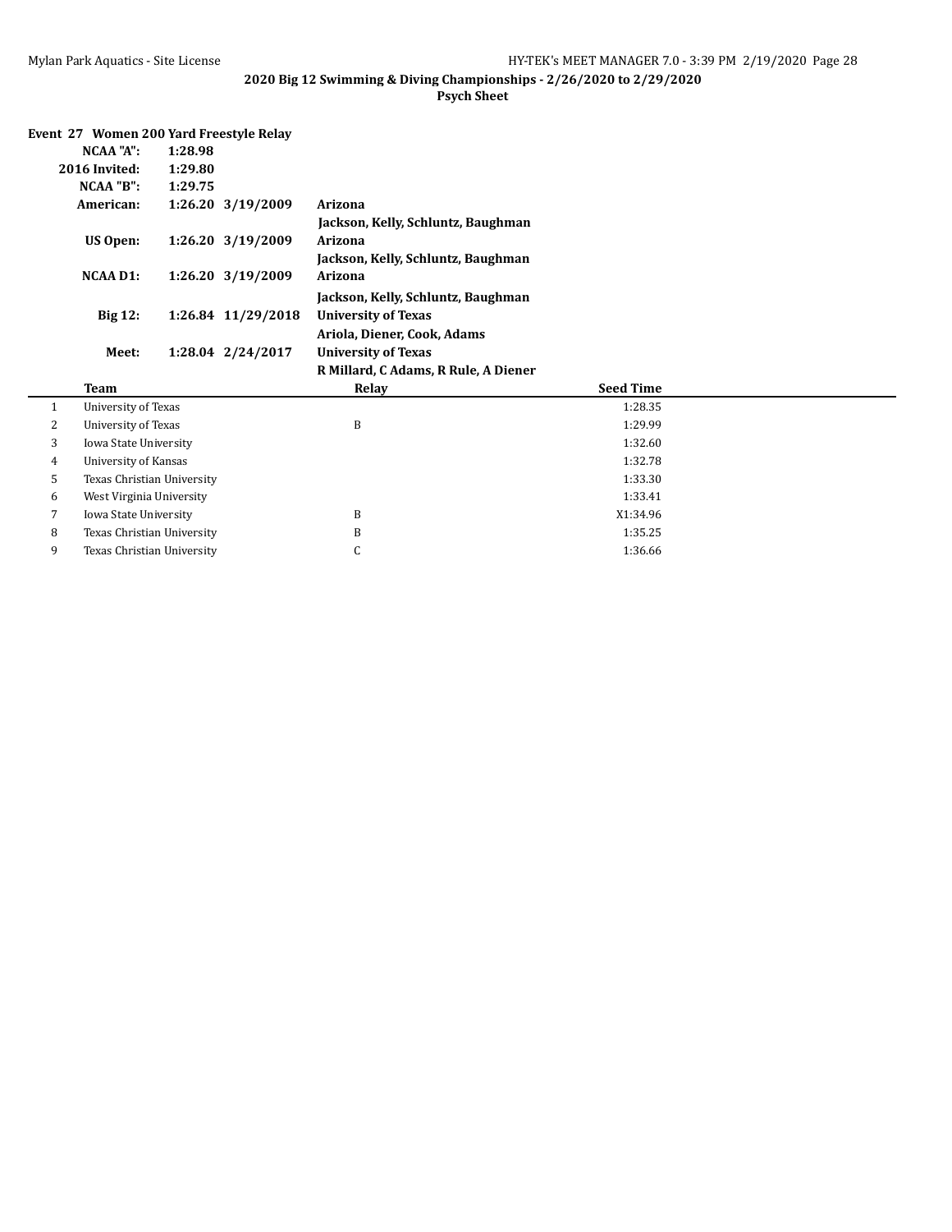**2020 Big 12 Swimming & Diving Championships - 2/26/2020 to 2/29/2020**

**Psych Sheet**

**Event 27 Women 200 Yard Freestyle Relay**

| | | | |
|---|---|---|---|
| **NCAA "A":** | **1:28.98** | | |
| **2016 Invited:** | **1:29.80** | | |
| **NCAA "B":** | **1:29.75** | | |
| **American:** | **1:26.20** | **3/19/2009** | **Arizona** |
| | | | **Jackson, Kelly, Schluntz, Baughman** |
| **US Open:** | **1:26.20** | **3/19/2009** | **Arizona** |
| | | | **Jackson, Kelly, Schluntz, Baughman** |
| **NCAA D1:** | **1:26.20** | **3/19/2009** | **Arizona** |
| | | | **Jackson, Kelly, Schluntz, Baughman** |
| **Big 12:** | **1:26.84** | **11/29/2018** | **University of Texas** |
| | | | **Ariola, Diener, Cook, Adams** |
| **Meet:** | **1:28.04** | **2/24/2017** | **University of Texas** |
| | | | **R Millard, C Adams, R Rule, A Diener** |

| | Team | Relay | Seed Time |
|---|---|---|---|
| 1 | University of Texas | | 1:28.35 |
| 2 | University of Texas | B | 1:29.99 |
| 3 | Iowa State University | | 1:32.60 |
| 4 | University of Kansas | | 1:32.78 |
| 5 | Texas Christian University | | 1:33.30 |
| 6 | West Virginia University | | 1:33.41 |
| 7 | Iowa State University | B | X1:34.96 |
| 8 | Texas Christian University | B | 1:35.25 |
| 9 | Texas Christian University | C | 1:36.66 |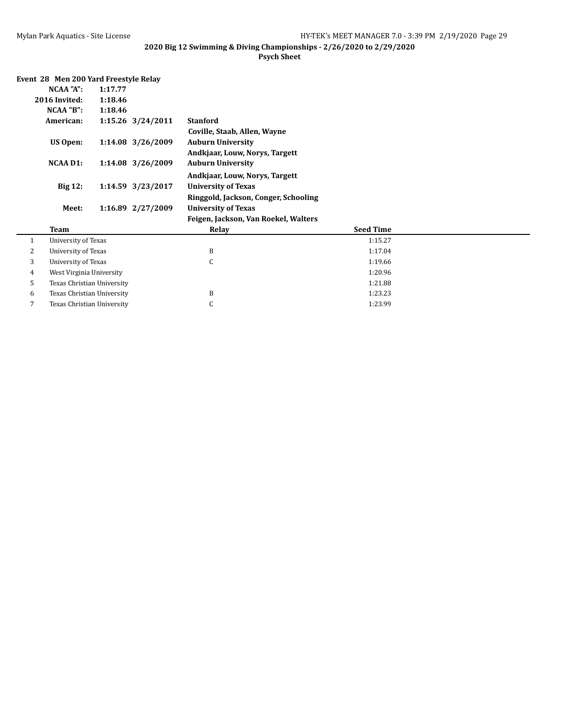**2020 Big 12 Swimming & Diving Championships - 2/26/2020 to 2/29/2020**

**Psych Sheet**

## Event 28 Men 200 Yard Freestyle Relay

| | | | |
|---|---|---|---|
| **NCAA "A":** | **1:17.77** | | |
| **2016 Invited:** | **1:18.46** | | |
| **NCAA "B":** | **1:18.46** | | |
| **American:** | **1:15.26** | **3/24/2011** | **Stanford** |
| | | | **Coville, Staab, Allen, Wayne** |
| **US Open:** | **1:14.08** | **3/26/2009** | **Auburn University** |
| | | | **Andkjaar, Louw, Norys, Targett** |
| **NCAA D1:** | **1:14.08** | **3/26/2009** | **Auburn University** |
| | | | **Andkjaar, Louw, Norys, Targett** |
| **Big 12:** | **1:14.59** | **3/23/2017** | **University of Texas** |
| | | | **Ringgold, Jackson, Conger, Schooling** |
| **Meet:** | **1:16.89** | **2/27/2009** | **University of Texas** |
| | | | **Feigen, Jackson, Van Roekel, Walters** |

| | Team | Relay | Seed Time |
|---|---|---|---|
| 1 | University of Texas | | 1:15.27 |
| 2 | University of Texas | B | 1:17.04 |
| 3 | University of Texas | C | 1:19.66 |
| 4 | West Virginia University | | 1:20.96 |
| 5 | Texas Christian University | | 1:21.88 |
| 6 | Texas Christian University | B | 1:23.23 |
| 7 | Texas Christian University | C | 1:23.99 |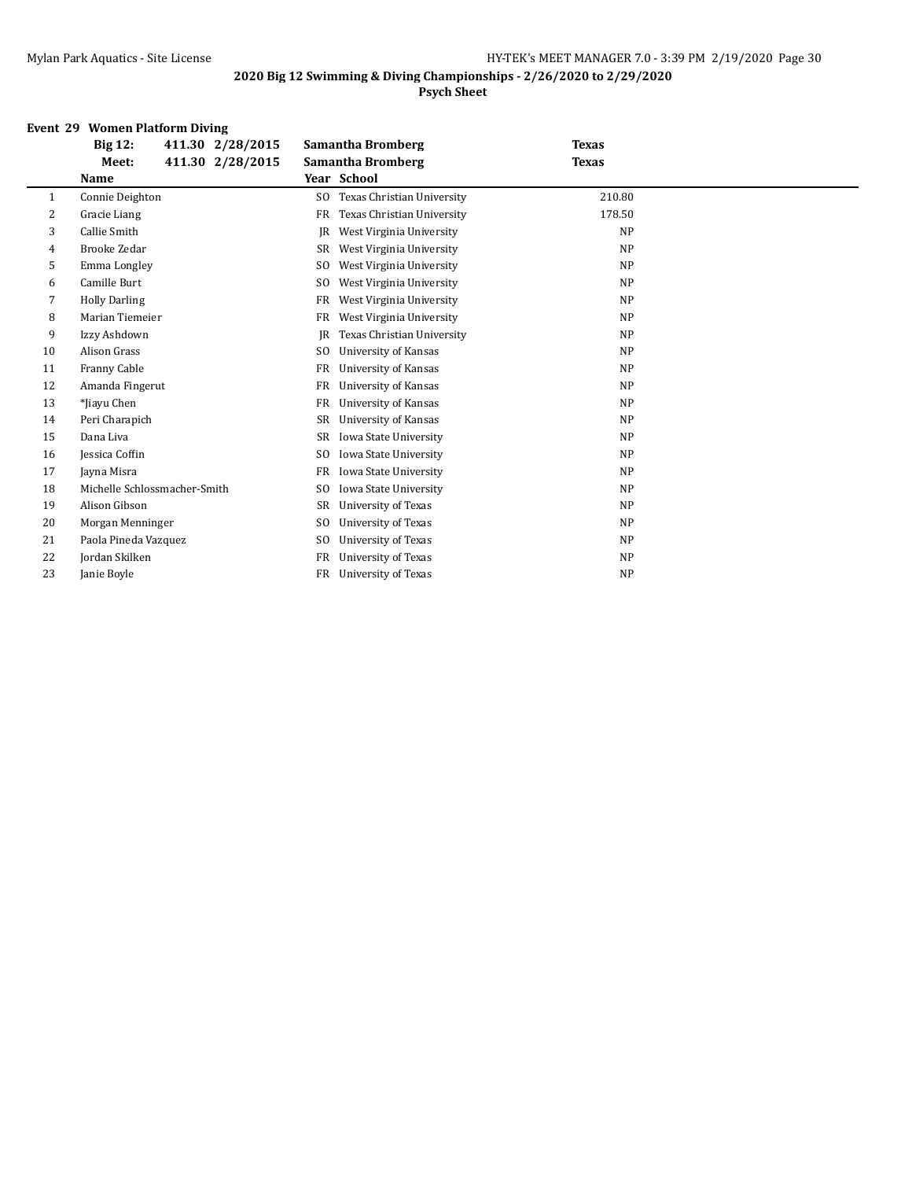**2020 Big 12 Swimming & Diving Championships - 2/26/2020 to 2/29/2020**

**Psych Sheet**

### Event 29 Women Platform Diving

| | | | | |
|---|---|---|---|---|
| **Big 12:** | **411.30** | **2/28/2015** | **Samantha Bromberg** | **Texas** |
| **Meet:** | **411.30** | **2/28/2015** | **Samantha Bromberg** | **Texas** |

| | Name | Year | School | |
|---|---|---|---|---|
| 1 | Connie Deighton | SO | Texas Christian University | 210.80 |
| 2 | Gracie Liang | FR | Texas Christian University | 178.50 |
| 3 | Callie Smith | JR | West Virginia University | NP |
| 4 | Brooke Zedar | SR | West Virginia University | NP |
| 5 | Emma Longley | SO | West Virginia University | NP |
| 6 | Camille Burt | SO | West Virginia University | NP |
| 7 | Holly Darling | FR | West Virginia University | NP |
| 8 | Marian Tiemeier | FR | West Virginia University | NP |
| 9 | Izzy Ashdown | JR | Texas Christian University | NP |
| 10 | Alison Grass | SO | University of Kansas | NP |
| 11 | Franny Cable | FR | University of Kansas | NP |
| 12 | Amanda Fingerut | FR | University of Kansas | NP |
| 13 | *Jiayu Chen | FR | University of Kansas | NP |
| 14 | Peri Charapich | SR | University of Kansas | NP |
| 15 | Dana Liva | SR | Iowa State University | NP |
| 16 | Jessica Coffin | SO | Iowa State University | NP |
| 17 | Jayna Misra | FR | Iowa State University | NP |
| 18 | Michelle Schlossmacher-Smith | SO | Iowa State University | NP |
| 19 | Alison Gibson | SR | University of Texas | NP |
| 20 | Morgan Menninger | SO | University of Texas | NP |
| 21 | Paola Pineda Vazquez | SO | University of Texas | NP |
| 22 | Jordan Skilken | FR | University of Texas | NP |
| 23 | Janie Boyle | FR | University of Texas | NP |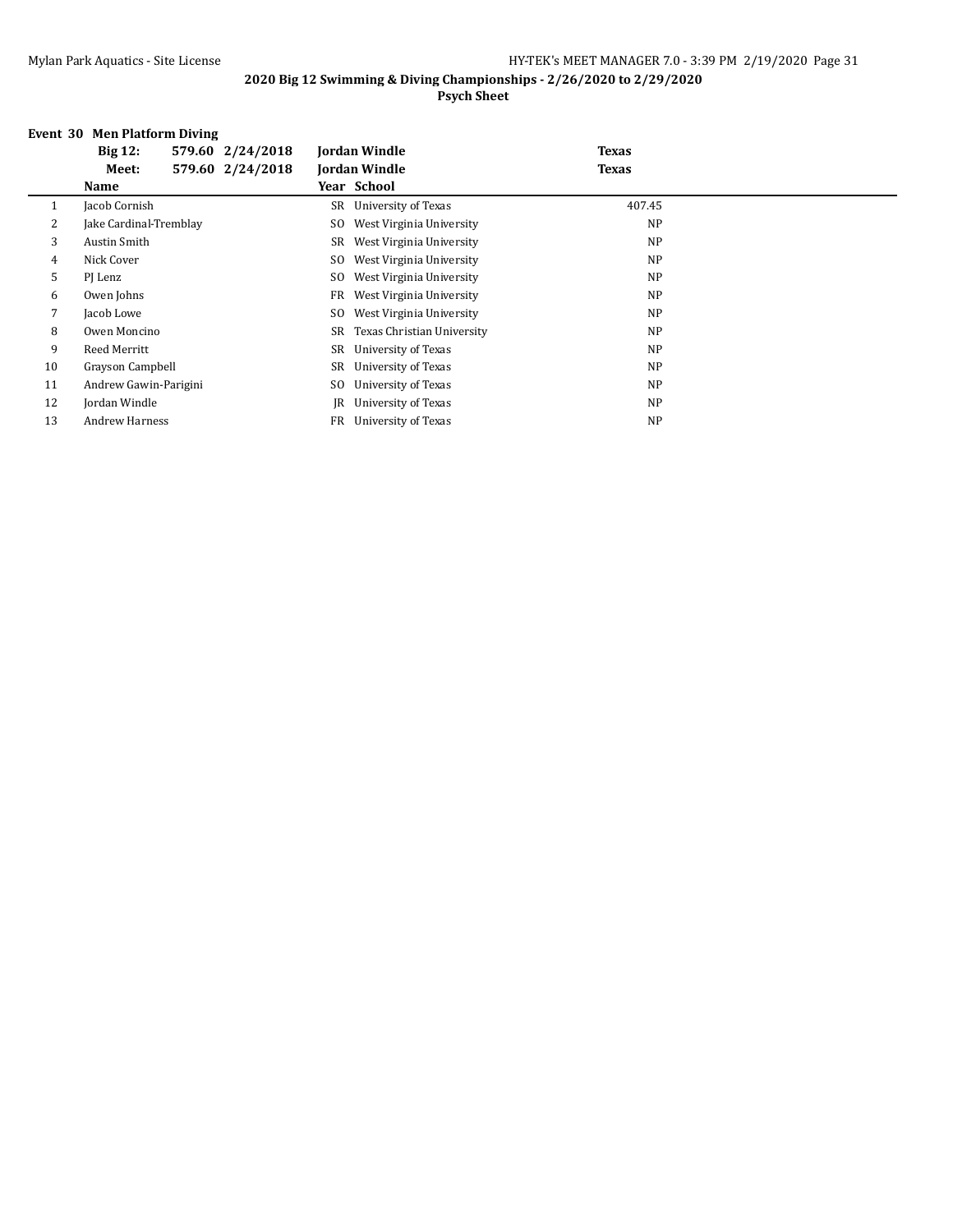**2020 Big 12 Swimming & Diving Championships - 2/26/2020 to 2/29/2020**

**Psych Sheet**

### Event 30 Men Platform Diving

| | | | | |
|---|---|---|---|---|
| **Big 12:** | **579.60** | **2/24/2018** | **Jordan Windle** | **Texas** |
| **Meet:** | **579.60** | **2/24/2018** | **Jordan Windle** | **Texas** |

| | Name | Year | School | |
|---|---|---|---|---|
| 1 | Jacob Cornish | SR | University of Texas | 407.45 |
| 2 | Jake Cardinal-Tremblay | SO | West Virginia University | NP |
| 3 | Austin Smith | SR | West Virginia University | NP |
| 4 | Nick Cover | SO | West Virginia University | NP |
| 5 | PJ Lenz | SO | West Virginia University | NP |
| 6 | Owen Johns | FR | West Virginia University | NP |
| 7 | Jacob Lowe | SO | West Virginia University | NP |
| 8 | Owen Moncino | SR | Texas Christian University | NP |
| 9 | Reed Merritt | SR | University of Texas | NP |
| 10 | Grayson Campbell | SR | University of Texas | NP |
| 11 | Andrew Gawin-Parigini | SO | University of Texas | NP |
| 12 | Jordan Windle | JR | University of Texas | NP |
| 13 | Andrew Harness | FR | University of Texas | NP |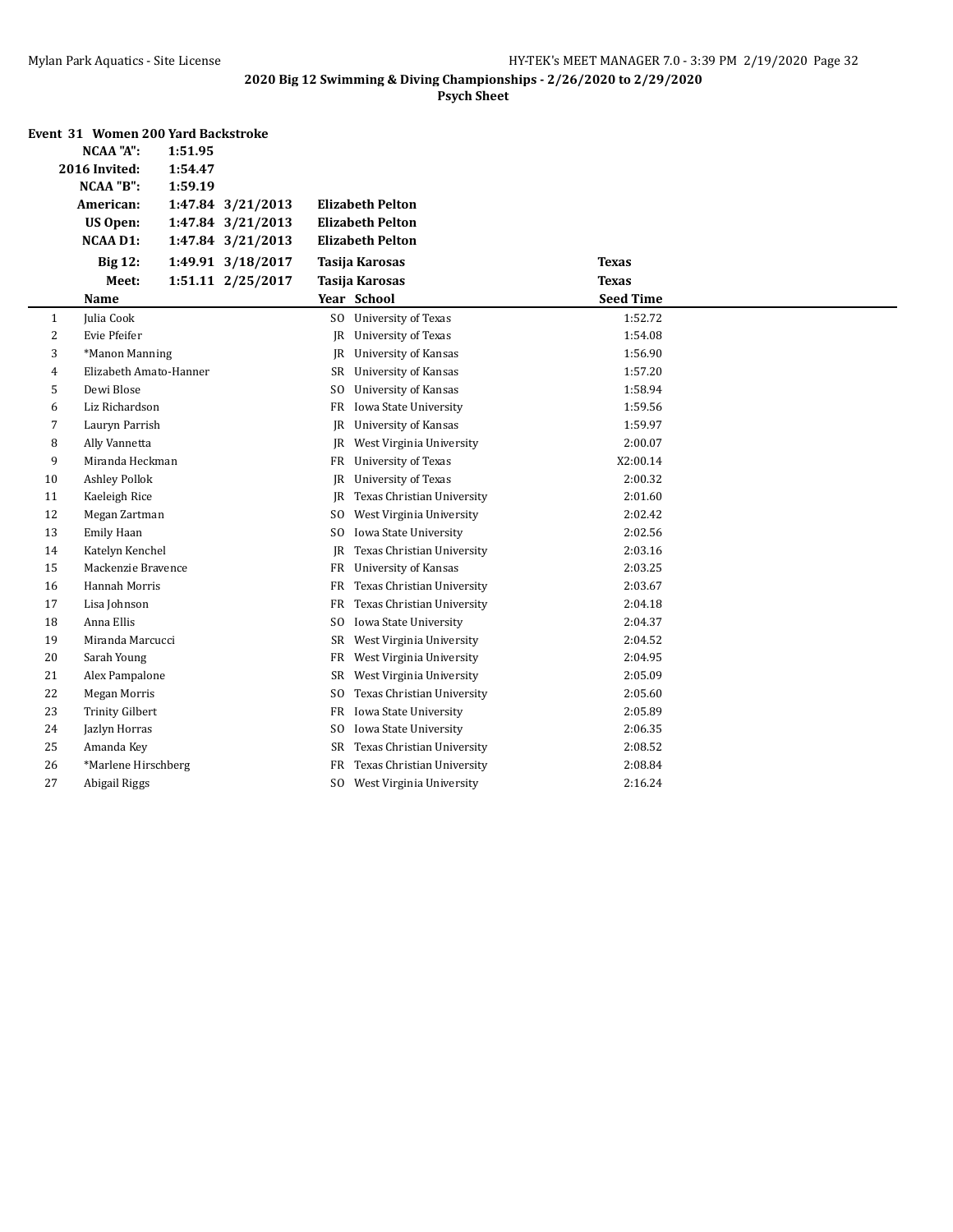**2020 Big 12 Swimming & Diving Championships - 2/26/2020 to 2/29/2020**

**Psych Sheet**

### Event 31 Women 200 Yard Backstroke

| | | | | |
|---|---|---|---|---|
| **NCAA "A":** | **1:51.95** | | | |
| **2016 Invited:** | **1:54.47** | | | |
| **NCAA "B":** | **1:59.19** | | | |
| **American:** | **1:47.84** | **3/21/2013** | **Elizabeth Pelton** | |
| **US Open:** | **1:47.84** | **3/21/2013** | **Elizabeth Pelton** | |
| **NCAA D1:** | **1:47.84** | **3/21/2013** | **Elizabeth Pelton** | |
| **Big 12:** | **1:49.91** | **3/18/2017** | **Tasija Karosas** | **Texas** |
| **Meet:** | **1:51.11** | **2/25/2017** | **Tasija Karosas** | **Texas** |

| | Name | Year | School | Seed Time |
|---|---|---|---|---|
| 1 | Julia Cook | SO | University of Texas | 1:52.72 |
| 2 | Evie Pfeifer | JR | University of Texas | 1:54.08 |
| 3 | *Manon Manning | JR | University of Kansas | 1:56.90 |
| 4 | Elizabeth Amato-Hanner | SR | University of Kansas | 1:57.20 |
| 5 | Dewi Blose | SO | University of Kansas | 1:58.94 |
| 6 | Liz Richardson | FR | Iowa State University | 1:59.56 |
| 7 | Lauryn Parrish | JR | University of Kansas | 1:59.97 |
| 8 | Ally Vannetta | JR | West Virginia University | 2:00.07 |
| 9 | Miranda Heckman | FR | University of Texas | X2:00.14 |
| 10 | Ashley Pollok | JR | University of Texas | 2:00.32 |
| 11 | Kaeleigh Rice | JR | Texas Christian University | 2:01.60 |
| 12 | Megan Zartman | SO | West Virginia University | 2:02.42 |
| 13 | Emily Haan | SO | Iowa State University | 2:02.56 |
| 14 | Katelyn Kenchel | JR | Texas Christian University | 2:03.16 |
| 15 | Mackenzie Bravence | FR | University of Kansas | 2:03.25 |
| 16 | Hannah Morris | FR | Texas Christian University | 2:03.67 |
| 17 | Lisa Johnson | FR | Texas Christian University | 2:04.18 |
| 18 | Anna Ellis | SO | Iowa State University | 2:04.37 |
| 19 | Miranda Marcucci | SR | West Virginia University | 2:04.52 |
| 20 | Sarah Young | FR | West Virginia University | 2:04.95 |
| 21 | Alex Pampalone | SR | West Virginia University | 2:05.09 |
| 22 | Megan Morris | SO | Texas Christian University | 2:05.60 |
| 23 | Trinity Gilbert | FR | Iowa State University | 2:05.89 |
| 24 | Jazlyn Horras | SO | Iowa State University | 2:06.35 |
| 25 | Amanda Key | SR | Texas Christian University | 2:08.52 |
| 26 | *Marlene Hirschberg | FR | Texas Christian University | 2:08.84 |
| 27 | Abigail Riggs | SO | West Virginia University | 2:16.24 |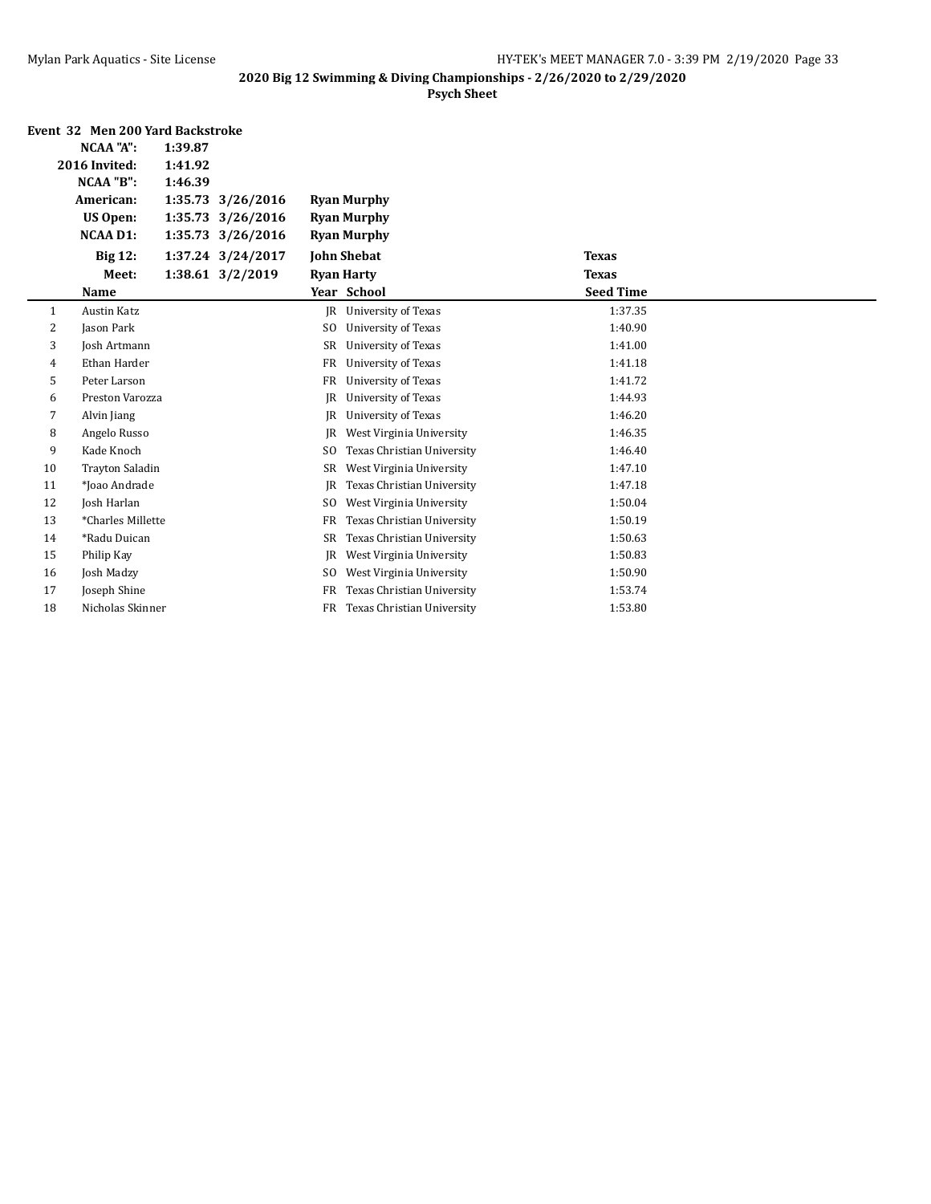**2020 Big 12 Swimming & Diving Championships - 2/26/2020 to 2/29/2020**

**Psych Sheet**

### Event 32 Men 200 Yard Backstroke

| | | | | |
|---|---|---|---|---|
| **NCAA "A":** | **1:39.87** | | | |
| **2016 Invited:** | **1:41.92** | | | |
| **NCAA "B":** | **1:46.39** | | | |
| **American:** | **1:35.73** | **3/26/2016** | **Ryan Murphy** | |
| **US Open:** | **1:35.73** | **3/26/2016** | **Ryan Murphy** | |
| **NCAA D1:** | **1:35.73** | **3/26/2016** | **Ryan Murphy** | |
| **Big 12:** | **1:37.24** | **3/24/2017** | **John Shebat** | **Texas** |
| **Meet:** | **1:38.61** | **3/2/2019** | **Ryan Harty** | **Texas** |

| | Name | Year | School | Seed Time |
|---|---|---|---|---|
| 1 | Austin Katz | JR | University of Texas | 1:37.35 |
| 2 | Jason Park | SO | University of Texas | 1:40.90 |
| 3 | Josh Artmann | SR | University of Texas | 1:41.00 |
| 4 | Ethan Harder | FR | University of Texas | 1:41.18 |
| 5 | Peter Larson | FR | University of Texas | 1:41.72 |
| 6 | Preston Varozza | JR | University of Texas | 1:44.93 |
| 7 | Alvin Jiang | JR | University of Texas | 1:46.20 |
| 8 | Angelo Russo | JR | West Virginia University | 1:46.35 |
| 9 | Kade Knoch | SO | Texas Christian University | 1:46.40 |
| 10 | Trayton Saladin | SR | West Virginia University | 1:47.10 |
| 11 | *Joao Andrade | JR | Texas Christian University | 1:47.18 |
| 12 | Josh Harlan | SO | West Virginia University | 1:50.04 |
| 13 | *Charles Millette | FR | Texas Christian University | 1:50.19 |
| 14 | *Radu Duican | SR | Texas Christian University | 1:50.63 |
| 15 | Philip Kay | JR | West Virginia University | 1:50.83 |
| 16 | Josh Madzy | SO | West Virginia University | 1:50.90 |
| 17 | Joseph Shine | FR | Texas Christian University | 1:53.74 |
| 18 | Nicholas Skinner | FR | Texas Christian University | 1:53.80 |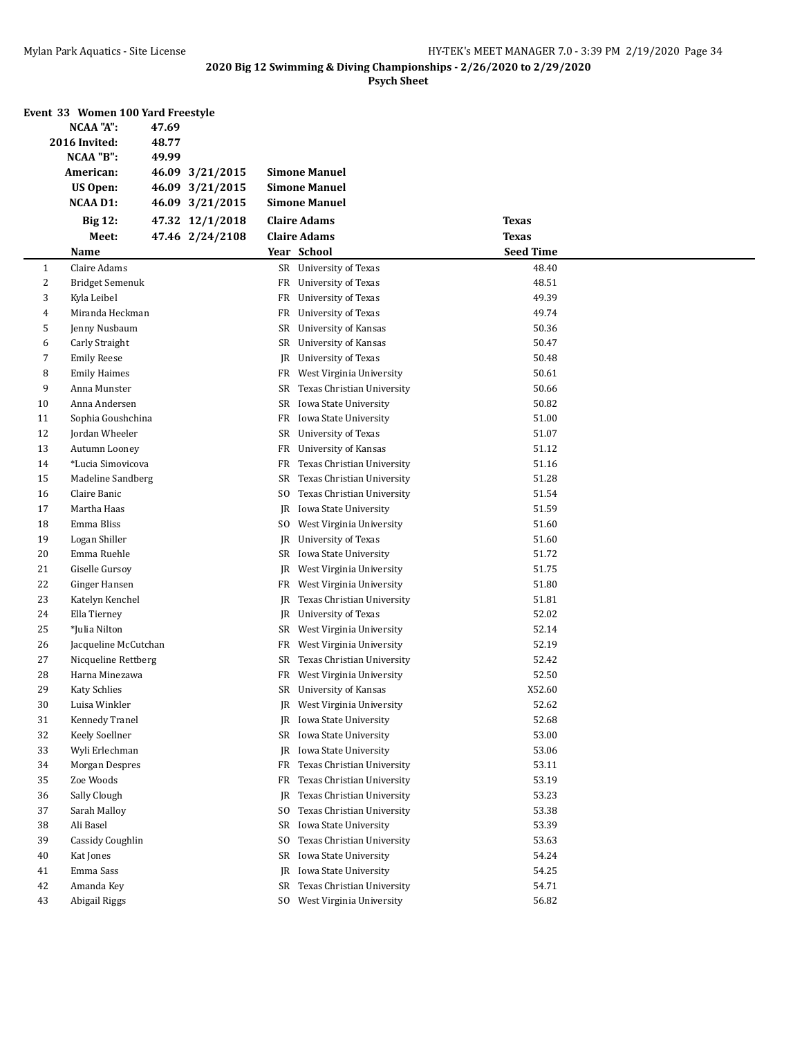**2020 Big 12 Swimming & Diving Championships - 2/26/2020 to 2/29/2020**

**Psych Sheet**

### Event 33 Women 100 Yard Freestyle

| | | | | |
|---|---|---|---|---|
| **NCAA "A":** | **47.69** | | | |
| **2016 Invited:** | **48.77** | | | |
| **NCAA "B":** | **49.99** | | | |
| **American:** | **46.09** | **3/21/2015** | **Simone Manuel** | |
| **US Open:** | **46.09** | **3/21/2015** | **Simone Manuel** | |
| **NCAA D1:** | **46.09** | **3/21/2015** | **Simone Manuel** | |
| **Big 12:** | **47.32** | **12/1/2018** | **Claire Adams** | **Texas** |
| **Meet:** | **47.46** | **2/24/2108** | **Claire Adams** | **Texas** |

| | Name | Year | School | Seed Time |
|---|---|---|---|---|
| 1 | Claire Adams | SR | University of Texas | 48.40 |
| 2 | Bridget Semenuk | FR | University of Texas | 48.51 |
| 3 | Kyla Leibel | FR | University of Texas | 49.39 |
| 4 | Miranda Heckman | FR | University of Texas | 49.74 |
| 5 | Jenny Nusbaum | SR | University of Kansas | 50.36 |
| 6 | Carly Straight | SR | University of Kansas | 50.47 |
| 7 | Emily Reese | JR | University of Texas | 50.48 |
| 8 | Emily Haimes | FR | West Virginia University | 50.61 |
| 9 | Anna Munster | SR | Texas Christian University | 50.66 |
| 10 | Anna Andersen | SR | Iowa State University | 50.82 |
| 11 | Sophia Goushchina | FR | Iowa State University | 51.00 |
| 12 | Jordan Wheeler | SR | University of Texas | 51.07 |
| 13 | Autumn Looney | FR | University of Kansas | 51.12 |
| 14 | *Lucia Simovicova | FR | Texas Christian University | 51.16 |
| 15 | Madeline Sandberg | SR | Texas Christian University | 51.28 |
| 16 | Claire Banic | SO | Texas Christian University | 51.54 |
| 17 | Martha Haas | JR | Iowa State University | 51.59 |
| 18 | Emma Bliss | SO | West Virginia University | 51.60 |
| 19 | Logan Shiller | JR | University of Texas | 51.60 |
| 20 | Emma Ruehle | SR | Iowa State University | 51.72 |
| 21 | Giselle Gursoy | JR | West Virginia University | 51.75 |
| 22 | Ginger Hansen | FR | West Virginia University | 51.80 |
| 23 | Katelyn Kenchel | JR | Texas Christian University | 51.81 |
| 24 | Ella Tierney | JR | University of Texas | 52.02 |
| 25 | *Julia Nilton | SR | West Virginia University | 52.14 |
| 26 | Jacqueline McCutchan | FR | West Virginia University | 52.19 |
| 27 | Nicqueline Rettberg | SR | Texas Christian University | 52.42 |
| 28 | Harna Minezawa | FR | West Virginia University | 52.50 |
| 29 | Katy Schlies | SR | University of Kansas | X52.60 |
| 30 | Luisa Winkler | JR | West Virginia University | 52.62 |
| 31 | Kennedy Tranel | JR | Iowa State University | 52.68 |
| 32 | Keely Soellner | SR | Iowa State University | 53.00 |
| 33 | Wyli Erlechman | JR | Iowa State University | 53.06 |
| 34 | Morgan Despres | FR | Texas Christian University | 53.11 |
| 35 | Zoe Woods | FR | Texas Christian University | 53.19 |
| 36 | Sally Clough | JR | Texas Christian University | 53.23 |
| 37 | Sarah Malloy | SO | Texas Christian University | 53.38 |
| 38 | Ali Basel | SR | Iowa State University | 53.39 |
| 39 | Cassidy Coughlin | SO | Texas Christian University | 53.63 |
| 40 | Kat Jones | SR | Iowa State University | 54.24 |
| 41 | Emma Sass | JR | Iowa State University | 54.25 |
| 42 | Amanda Key | SR | Texas Christian University | 54.71 |
| 43 | Abigail Riggs | SO | West Virginia University | 56.82 |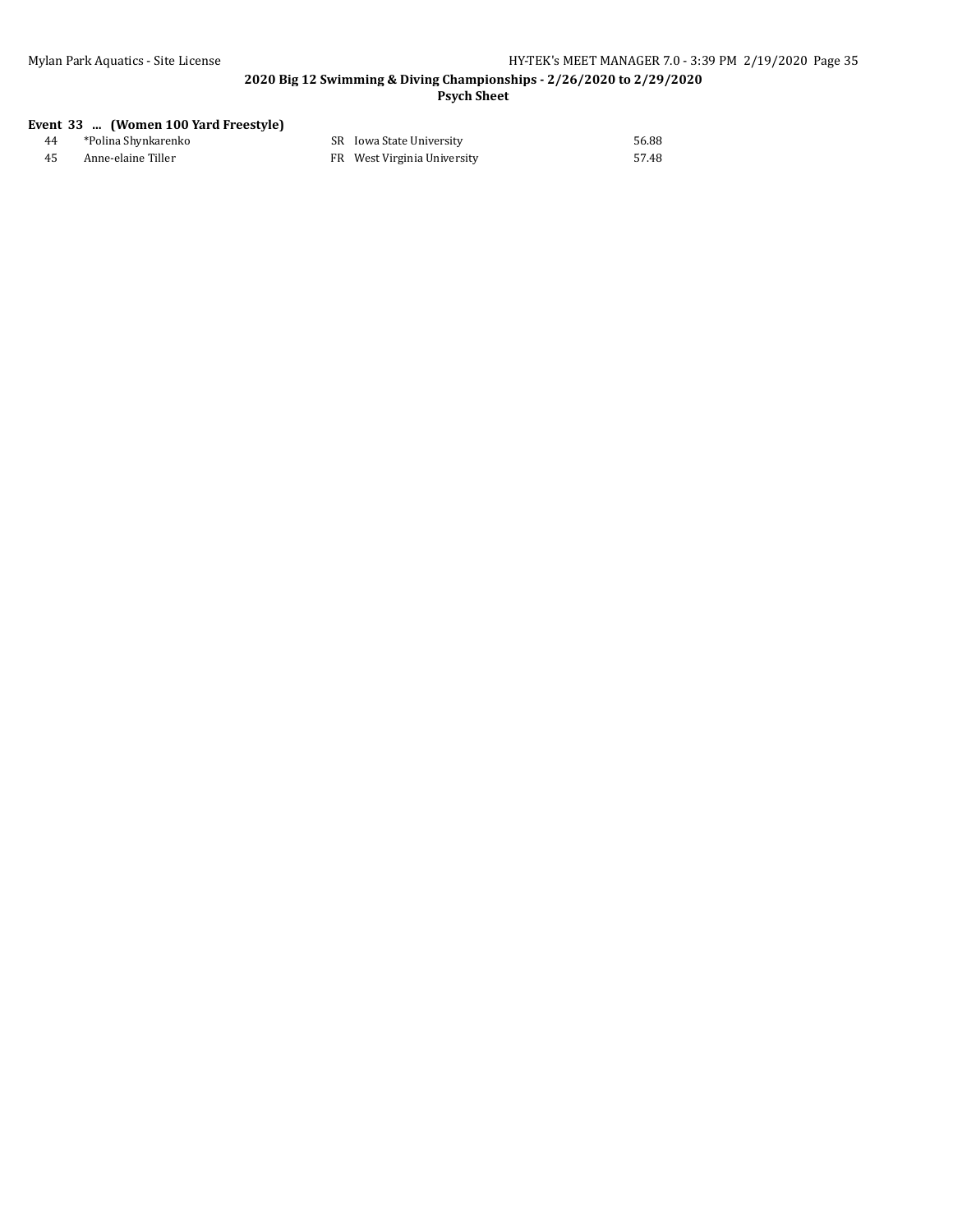**2020 Big 12 Swimming & Diving Championships - 2/26/2020 to 2/29/2020**

**Psych Sheet**

**Event 33 ... (Women 100 Yard Freestyle)**

| | | | | |
|---|---|---|---|---|
| 44 | *Polina Shynkarenko | SR | Iowa State University | 56.88 |
| 45 | Anne-elaine Tiller | FR | West Virginia University | 57.48 |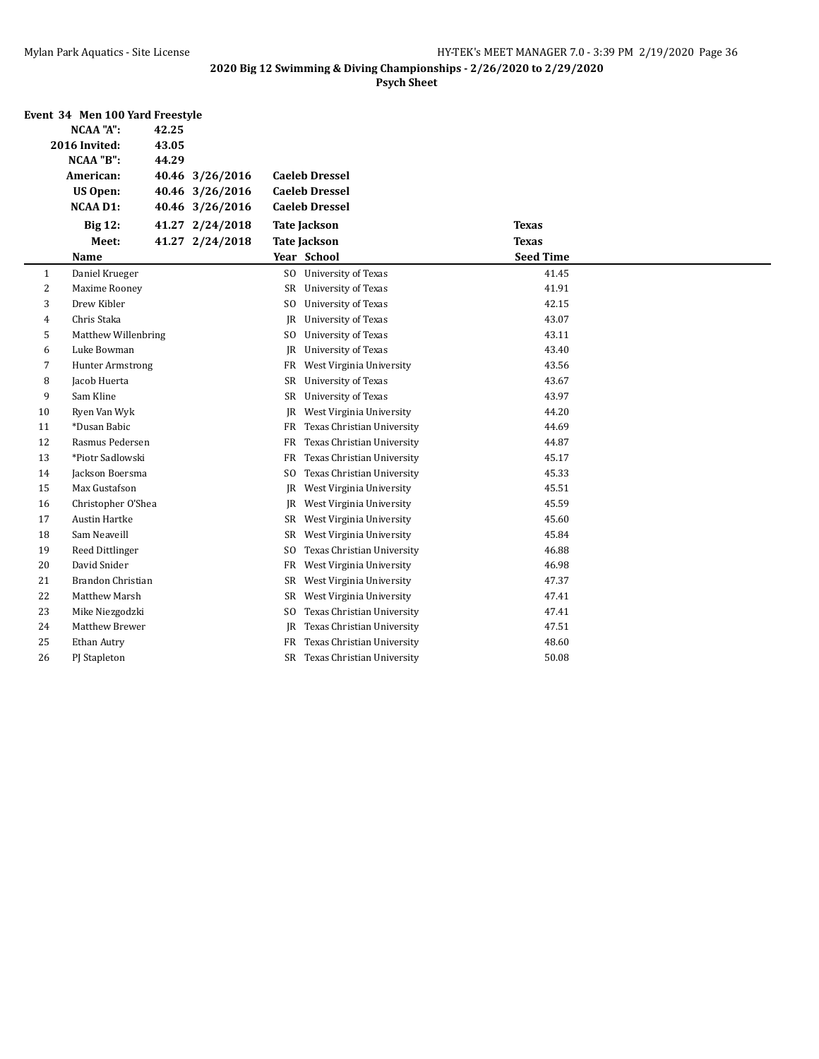**2020 Big 12 Swimming & Diving Championships - 2/26/2020 to 2/29/2020**

**Psych Sheet**

### Event 34 Men 100 Yard Freestyle

| | | | | |
|---|---|---|---|---|
| **NCAA "A":** | 42.25 | | | |
| **2016 Invited:** | 43.05 | | | |
| **NCAA "B":** | 44.29 | | | |
| **American:** | 40.46 | 3/26/2016 | Caeleb Dressel | |
| **US Open:** | 40.46 | 3/26/2016 | Caeleb Dressel | |
| **NCAA D1:** | 40.46 | 3/26/2016 | Caeleb Dressel | |
| **Big 12:** | 41.27 | 2/24/2018 | Tate Jackson | Texas |
| **Meet:** | 41.27 | 2/24/2018 | Tate Jackson | Texas |

| | Name | Year | School | Seed Time |
|---|---|---|---|---|
| 1 | Daniel Krueger | SO | University of Texas | 41.45 |
| 2 | Maxime Rooney | SR | University of Texas | 41.91 |
| 3 | Drew Kibler | SO | University of Texas | 42.15 |
| 4 | Chris Staka | JR | University of Texas | 43.07 |
| 5 | Matthew Willenbring | SO | University of Texas | 43.11 |
| 6 | Luke Bowman | JR | University of Texas | 43.40 |
| 7 | Hunter Armstrong | FR | West Virginia University | 43.56 |
| 8 | Jacob Huerta | SR | University of Texas | 43.67 |
| 9 | Sam Kline | SR | University of Texas | 43.97 |
| 10 | Ryen Van Wyk | JR | West Virginia University | 44.20 |
| 11 | *Dusan Babic | FR | Texas Christian University | 44.69 |
| 12 | Rasmus Pedersen | FR | Texas Christian University | 44.87 |
| 13 | *Piotr Sadlowski | FR | Texas Christian University | 45.17 |
| 14 | Jackson Boersma | SO | Texas Christian University | 45.33 |
| 15 | Max Gustafson | JR | West Virginia University | 45.51 |
| 16 | Christopher O'Shea | JR | West Virginia University | 45.59 |
| 17 | Austin Hartke | SR | West Virginia University | 45.60 |
| 18 | Sam Neaveill | SR | West Virginia University | 45.84 |
| 19 | Reed Dittlinger | SO | Texas Christian University | 46.88 |
| 20 | David Snider | FR | West Virginia University | 46.98 |
| 21 | Brandon Christian | SR | West Virginia University | 47.37 |
| 22 | Matthew Marsh | SR | West Virginia University | 47.41 |
| 23 | Mike Niezgodzki | SO | Texas Christian University | 47.41 |
| 24 | Matthew Brewer | JR | Texas Christian University | 47.51 |
| 25 | Ethan Autry | FR | Texas Christian University | 48.60 |
| 26 | PJ Stapleton | SR | Texas Christian University | 50.08 |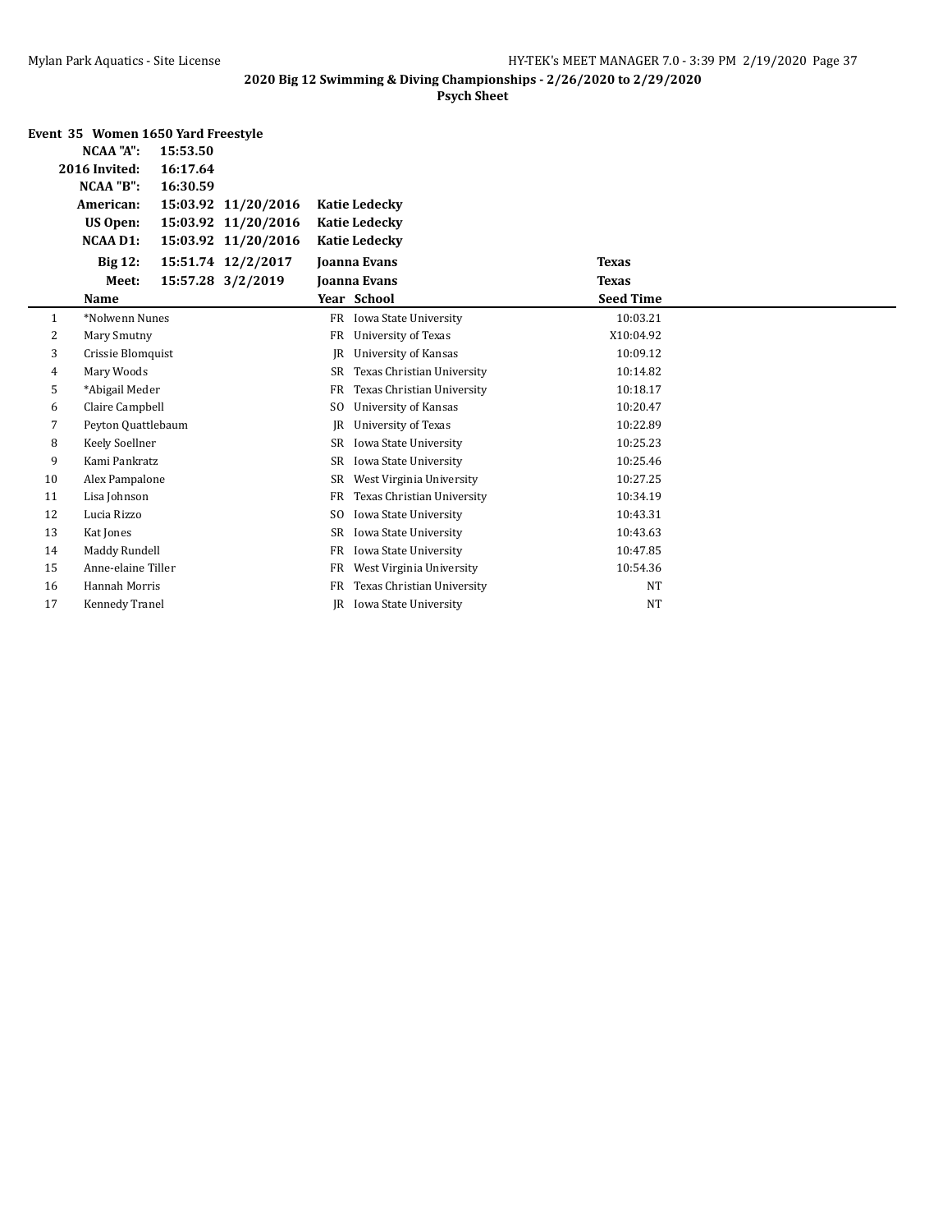**2020 Big 12 Swimming & Diving Championships - 2/26/2020 to 2/29/2020**

**Psych Sheet**

### Event 35 Women 1650 Yard Freestyle

| | | | | |
|---|---|---|---|---|
| **NCAA "A":** | 15:53.50 | | | |
| **2016 Invited:** | 16:17.64 | | | |
| **NCAA "B":** | 16:30.59 | | | |
| **American:** | 15:03.92 | 11/20/2016 | Katie Ledecky | |
| **US Open:** | 15:03.92 | 11/20/2016 | Katie Ledecky | |
| **NCAA D1:** | 15:03.92 | 11/20/2016 | Katie Ledecky | |
| **Big 12:** | 15:51.74 | 12/2/2017 | Joanna Evans | Texas |
| **Meet:** | 15:57.28 | 3/2/2019 | Joanna Evans | Texas |

| | Name | Year | School | Seed Time |
|---|---|---|---|---|
| 1 | *Nolwenn Nunes | FR | Iowa State University | 10:03.21 |
| 2 | Mary Smutny | FR | University of Texas | X10:04.92 |
| 3 | Crissie Blomquist | JR | University of Kansas | 10:09.12 |
| 4 | Mary Woods | SR | Texas Christian University | 10:14.82 |
| 5 | *Abigail Meder | FR | Texas Christian University | 10:18.17 |
| 6 | Claire Campbell | SO | University of Kansas | 10:20.47 |
| 7 | Peyton Quattlebaum | JR | University of Texas | 10:22.89 |
| 8 | Keely Soellner | SR | Iowa State University | 10:25.23 |
| 9 | Kami Pankratz | SR | Iowa State University | 10:25.46 |
| 10 | Alex Pampalone | SR | West Virginia University | 10:27.25 |
| 11 | Lisa Johnson | FR | Texas Christian University | 10:34.19 |
| 12 | Lucia Rizzo | SO | Iowa State University | 10:43.31 |
| 13 | Kat Jones | SR | Iowa State University | 10:43.63 |
| 14 | Maddy Rundell | FR | Iowa State University | 10:47.85 |
| 15 | Anne-elaine Tiller | FR | West Virginia University | 10:54.36 |
| 16 | Hannah Morris | FR | Texas Christian University | NT |
| 17 | Kennedy Tranel | JR | Iowa State University | NT |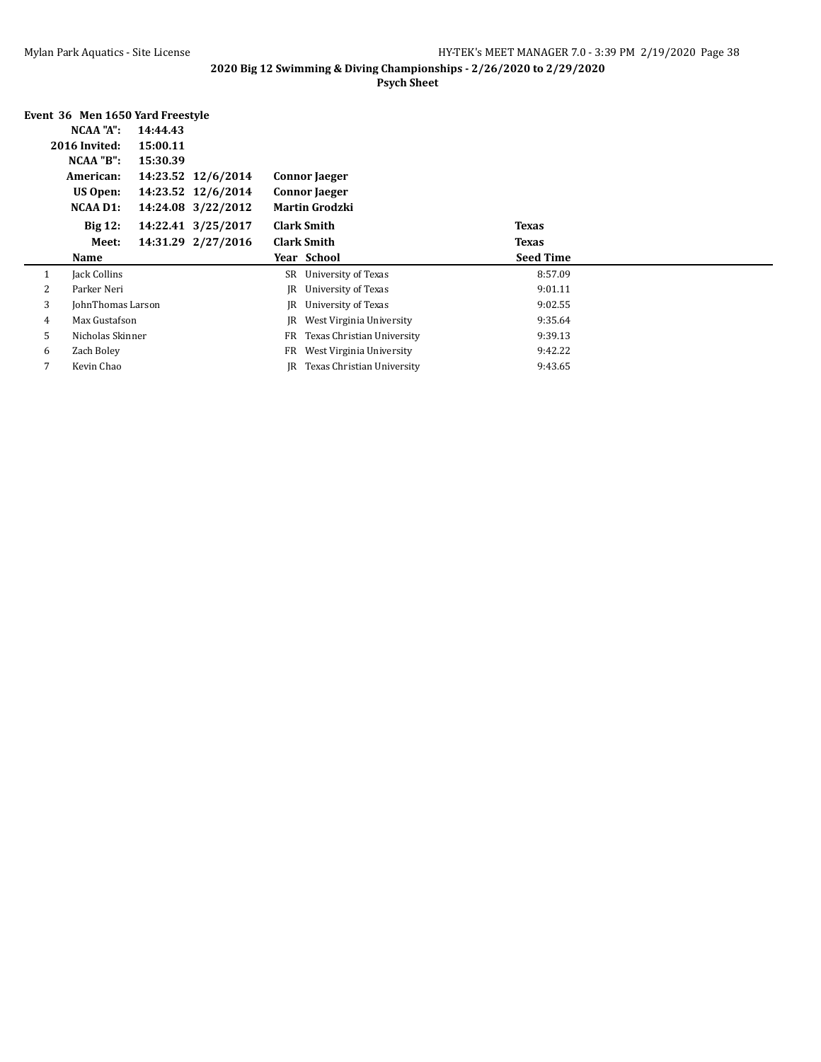**2020 Big 12 Swimming & Diving Championships - 2/26/2020 to 2/29/2020**

**Psych Sheet**

### Event 36 Men 1650 Yard Freestyle

| | | | | |
|---|---|---|---|---|
| **NCAA "A":** | **14:44.43** | | | |
| **2016 Invited:** | **15:00.11** | | | |
| **NCAA "B":** | **15:30.39** | | | |
| **American:** | **14:23.52** | **12/6/2014** | **Connor Jaeger** | |
| **US Open:** | **14:23.52** | **12/6/2014** | **Connor Jaeger** | |
| **NCAA D1:** | **14:24.08** | **3/22/2012** | **Martin Grodzki** | |
| **Big 12:** | **14:22.41** | **3/25/2017** | **Clark Smith** | **Texas** |
| **Meet:** | **14:31.29** | **2/27/2016** | **Clark Smith** | **Texas** |

| | Name | Year | School | Seed Time |
|---|---|---|---|---|
| 1 | Jack Collins | SR | University of Texas | 8:57.09 |
| 2 | Parker Neri | JR | University of Texas | 9:01.11 |
| 3 | JohnThomas Larson | JR | University of Texas | 9:02.55 |
| 4 | Max Gustafson | JR | West Virginia University | 9:35.64 |
| 5 | Nicholas Skinner | FR | Texas Christian University | 9:39.13 |
| 6 | Zach Boley | FR | West Virginia University | 9:42.22 |
| 7 | Kevin Chao | JR | Texas Christian University | 9:43.65 |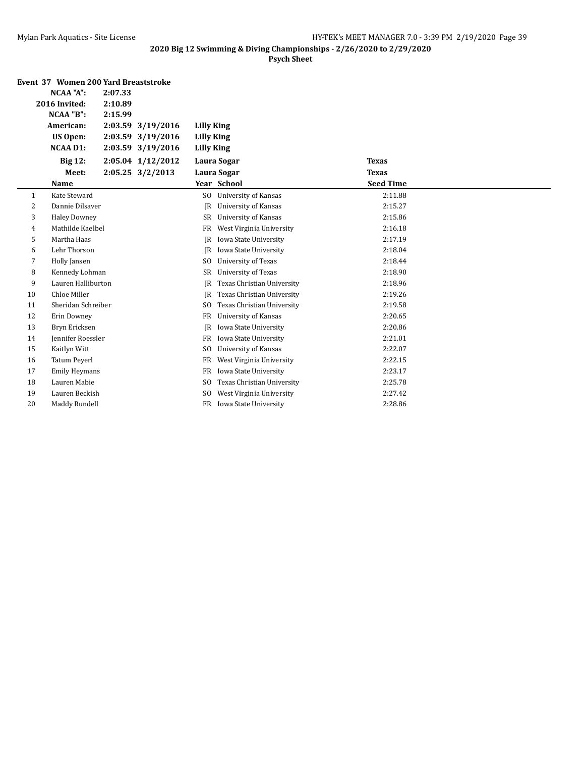**2020 Big 12 Swimming & Diving Championships - 2/26/2020 to 2/29/2020**

**Psych Sheet**

### Event 37 Women 200 Yard Breaststroke

| | | | | |
|---|---|---|---|---|
| **NCAA "A":** | **2:07.33** | | | |
| **2016 Invited:** | **2:10.89** | | | |
| **NCAA "B":** | **2:15.99** | | | |
| **American:** | **2:03.59** | **3/19/2016** | **Lilly King** | |
| **US Open:** | **2:03.59** | **3/19/2016** | **Lilly King** | |
| **NCAA D1:** | **2:03.59** | **3/19/2016** | **Lilly King** | |
| **Big 12:** | **2:05.04** | **1/12/2012** | **Laura Sogar** | **Texas** |
| **Meet:** | **2:05.25** | **3/2/2013** | **Laura Sogar** | **Texas** |

| | Name | Year | School | Seed Time |
|---|---|---|---|---|
| 1 | Kate Steward | SO | University of Kansas | 2:11.88 |
| 2 | Dannie Dilsaver | JR | University of Kansas | 2:15.27 |
| 3 | Haley Downey | SR | University of Kansas | 2:15.86 |
| 4 | Mathilde Kaelbel | FR | West Virginia University | 2:16.18 |
| 5 | Martha Haas | JR | Iowa State University | 2:17.19 |
| 6 | Lehr Thorson | JR | Iowa State University | 2:18.04 |
| 7 | Holly Jansen | SO | University of Texas | 2:18.44 |
| 8 | Kennedy Lohman | SR | University of Texas | 2:18.90 |
| 9 | Lauren Halliburton | JR | Texas Christian University | 2:18.96 |
| 10 | Chloe Miller | JR | Texas Christian University | 2:19.26 |
| 11 | Sheridan Schreiber | SO | Texas Christian University | 2:19.58 |
| 12 | Erin Downey | FR | University of Kansas | 2:20.65 |
| 13 | Bryn Ericksen | JR | Iowa State University | 2:20.86 |
| 14 | Jennifer Roessler | FR | Iowa State University | 2:21.01 |
| 15 | Kaitlyn Witt | SO | University of Kansas | 2:22.07 |
| 16 | Tatum Peyerl | FR | West Virginia University | 2:22.15 |
| 17 | Emily Heymans | FR | Iowa State University | 2:23.17 |
| 18 | Lauren Mabie | SO | Texas Christian University | 2:25.78 |
| 19 | Lauren Beckish | SO | West Virginia University | 2:27.42 |
| 20 | Maddy Rundell | FR | Iowa State University | 2:28.86 |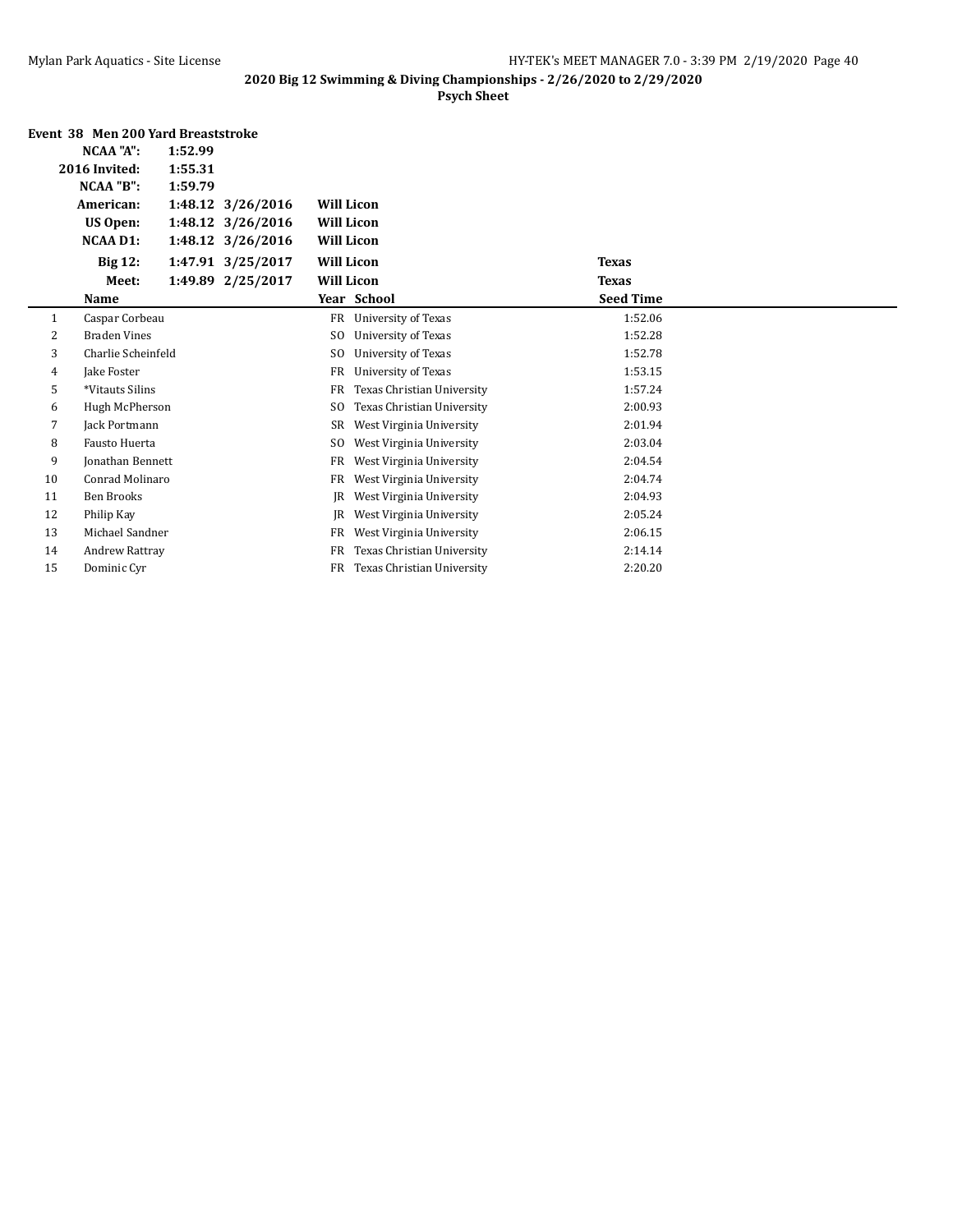**2020 Big 12 Swimming & Diving Championships - 2/26/2020 to 2/29/2020**

**Psych Sheet**

### Event 38 Men 200 Yard Breaststroke

| | | | | |
|---|---|---|---|---|
| **NCAA "A":** | **1:52.99** | | | |
| **2016 Invited:** | **1:55.31** | | | |
| **NCAA "B":** | **1:59.79** | | | |
| **American:** | **1:48.12** | **3/26/2016** | **Will Licon** | |
| **US Open:** | **1:48.12** | **3/26/2016** | **Will Licon** | |
| **NCAA D1:** | **1:48.12** | **3/26/2016** | **Will Licon** | |
| **Big 12:** | **1:47.91** | **3/25/2017** | **Will Licon** | **Texas** |
| **Meet:** | **1:49.89** | **2/25/2017** | **Will Licon** | **Texas** |

| | Name | Year | School | Seed Time |
|---|---|---|---|---|
| 1 | Caspar Corbeau | FR | University of Texas | 1:52.06 |
| 2 | Braden Vines | SO | University of Texas | 1:52.28 |
| 3 | Charlie Scheinfeld | SO | University of Texas | 1:52.78 |
| 4 | Jake Foster | FR | University of Texas | 1:53.15 |
| 5 | *Vitauts Silins | FR | Texas Christian University | 1:57.24 |
| 6 | Hugh McPherson | SO | Texas Christian University | 2:00.93 |
| 7 | Jack Portmann | SR | West Virginia University | 2:01.94 |
| 8 | Fausto Huerta | SO | West Virginia University | 2:03.04 |
| 9 | Jonathan Bennett | FR | West Virginia University | 2:04.54 |
| 10 | Conrad Molinaro | FR | West Virginia University | 2:04.74 |
| 11 | Ben Brooks | JR | West Virginia University | 2:04.93 |
| 12 | Philip Kay | JR | West Virginia University | 2:05.24 |
| 13 | Michael Sandner | FR | West Virginia University | 2:06.15 |
| 14 | Andrew Rattray | FR | Texas Christian University | 2:14.14 |
| 15 | Dominic Cyr | FR | Texas Christian University | 2:20.20 |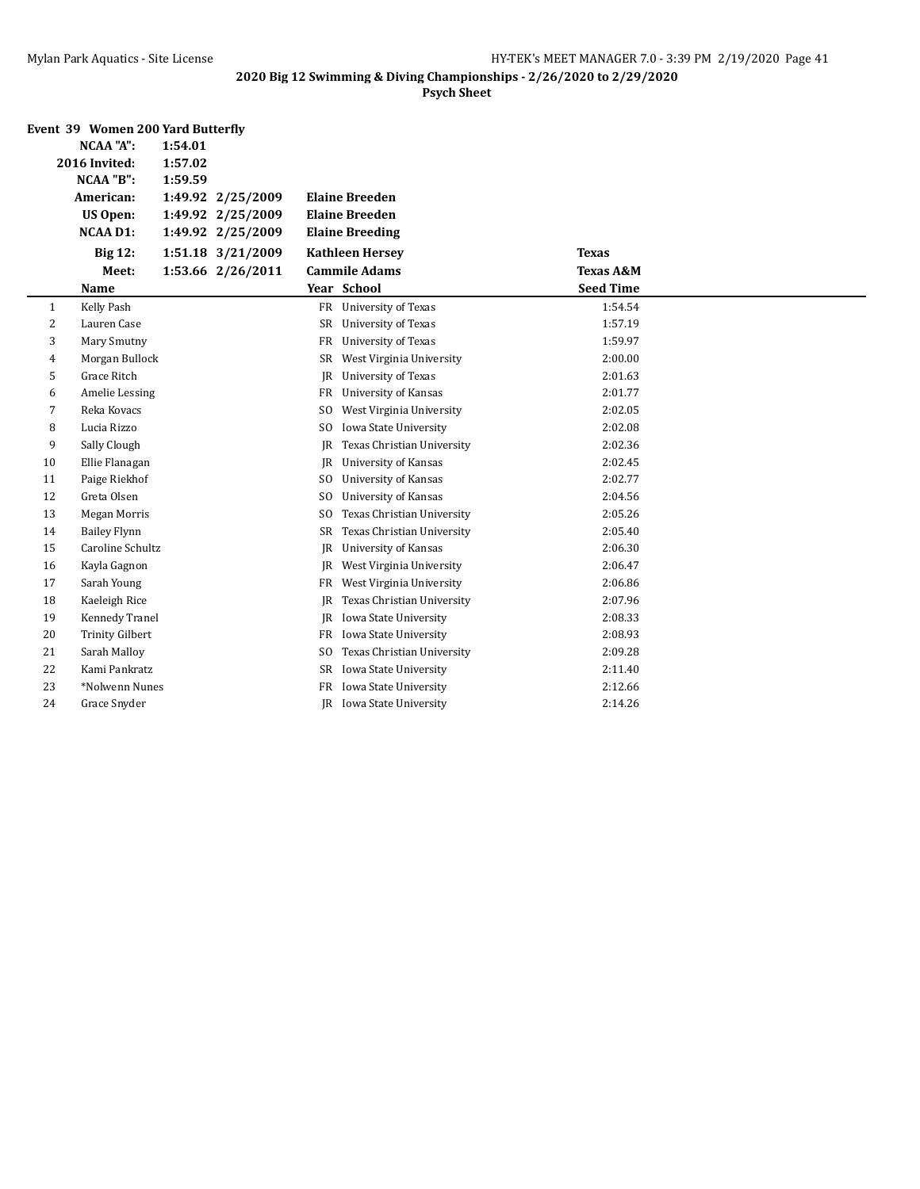**2020 Big 12 Swimming & Diving Championships - 2/26/2020 to 2/29/2020**

**Psych Sheet**

### Event 39 Women 200 Yard Butterfly

| | | | | |
|---|---|---|---|---|
| **NCAA "A":** | **1:54.01** | | | |
| **2016 Invited:** | **1:57.02** | | | |
| **NCAA "B":** | **1:59.59** | | | |
| **American:** | **1:49.92** | **2/25/2009** | **Elaine Breeden** | |
| **US Open:** | **1:49.92** | **2/25/2009** | **Elaine Breeden** | |
| **NCAA D1:** | **1:49.92** | **2/25/2009** | **Elaine Breeding** | |
| **Big 12:** | **1:51.18** | **3/21/2009** | **Kathleen Hersey** | **Texas** |
| **Meet:** | **1:53.66** | **2/26/2011** | **Cammile Adams** | **Texas A&M** |

| | Name | Year | School | Seed Time |
|---|---|---|---|---|
| 1 | Kelly Pash | FR | University of Texas | 1:54.54 |
| 2 | Lauren Case | SR | University of Texas | 1:57.19 |
| 3 | Mary Smutny | FR | University of Texas | 1:59.97 |
| 4 | Morgan Bullock | SR | West Virginia University | 2:00.00 |
| 5 | Grace Ritch | JR | University of Texas | 2:01.63 |
| 6 | Amelie Lessing | FR | University of Kansas | 2:01.77 |
| 7 | Reka Kovacs | SO | West Virginia University | 2:02.05 |
| 8 | Lucia Rizzo | SO | Iowa State University | 2:02.08 |
| 9 | Sally Clough | JR | Texas Christian University | 2:02.36 |
| 10 | Ellie Flanagan | JR | University of Kansas | 2:02.45 |
| 11 | Paige Riekhof | SO | University of Kansas | 2:02.77 |
| 12 | Greta Olsen | SO | University of Kansas | 2:04.56 |
| 13 | Megan Morris | SO | Texas Christian University | 2:05.26 |
| 14 | Bailey Flynn | SR | Texas Christian University | 2:05.40 |
| 15 | Caroline Schultz | JR | University of Kansas | 2:06.30 |
| 16 | Kayla Gagnon | JR | West Virginia University | 2:06.47 |
| 17 | Sarah Young | FR | West Virginia University | 2:06.86 |
| 18 | Kaeleigh Rice | JR | Texas Christian University | 2:07.96 |
| 19 | Kennedy Tranel | JR | Iowa State University | 2:08.33 |
| 20 | Trinity Gilbert | FR | Iowa State University | 2:08.93 |
| 21 | Sarah Malloy | SO | Texas Christian University | 2:09.28 |
| 22 | Kami Pankratz | SR | Iowa State University | 2:11.40 |
| 23 | *Nolwenn Nunes | FR | Iowa State University | 2:12.66 |
| 24 | Grace Snyder | JR | Iowa State University | 2:14.26 |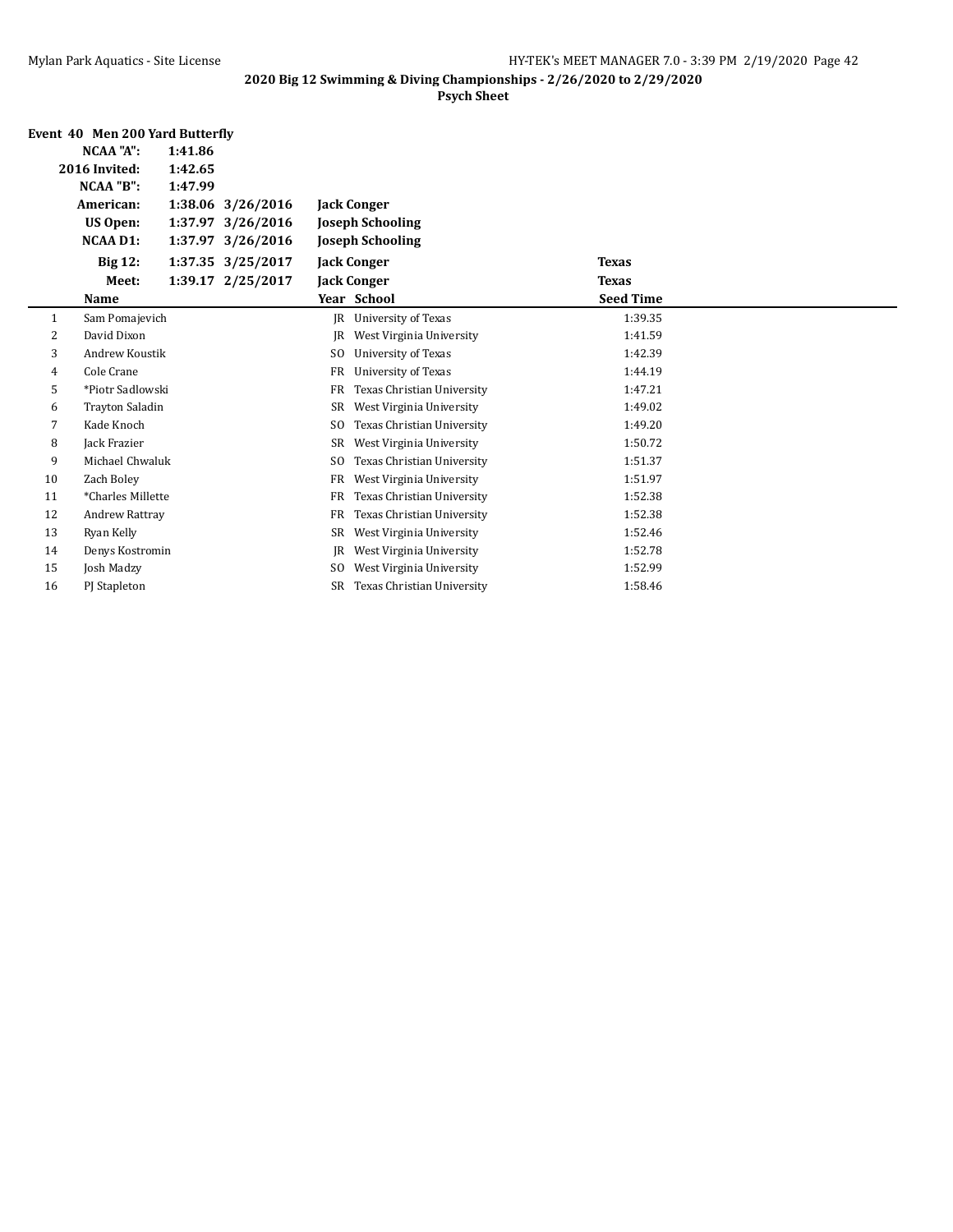## 2020 Big 12 Swimming & Diving Championships - 2/26/2020 to 2/29/2020

### Psych Sheet

### Event 40 Men 200 Yard Butterfly

| | | | |
|---|---|---|---|
| NCAA "A": | 1:41.86 | | |
| 2016 Invited: | 1:42.65 | | |
| NCAA "B": | 1:47.99 | | |
| American: | 1:38.06 3/26/2016 | Jack Conger | |
| US Open: | 1:37.97 3/26/2016 | Joseph Schooling | |
| NCAA D1: | 1:37.97 3/26/2016 | Joseph Schooling | |
| Big 12: | 1:37.35 3/25/2017 | Jack Conger | Texas |
| Meet: | 1:39.17 2/25/2017 | Jack Conger | Texas |

| | Name | Year | School | Seed Time |
|---|---|---|---|---|
| 1 | Sam Pomajevich | JR | University of Texas | 1:39.35 |
| 2 | David Dixon | JR | West Virginia University | 1:41.59 |
| 3 | Andrew Koustik | SO | University of Texas | 1:42.39 |
| 4 | Cole Crane | FR | University of Texas | 1:44.19 |
| 5 | *Piotr Sadlowski | FR | Texas Christian University | 1:47.21 |
| 6 | Trayton Saladin | SR | West Virginia University | 1:49.02 |
| 7 | Kade Knoch | SO | Texas Christian University | 1:49.20 |
| 8 | Jack Frazier | SR | West Virginia University | 1:50.72 |
| 9 | Michael Chwaluk | SO | Texas Christian University | 1:51.37 |
| 10 | Zach Boley | FR | West Virginia University | 1:51.97 |
| 11 | *Charles Millette | FR | Texas Christian University | 1:52.38 |
| 12 | Andrew Rattray | FR | Texas Christian University | 1:52.38 |
| 13 | Ryan Kelly | SR | West Virginia University | 1:52.46 |
| 14 | Denys Kostromin | JR | West Virginia University | 1:52.78 |
| 15 | Josh Madzy | SO | West Virginia University | 1:52.99 |
| 16 | PJ Stapleton | SR | Texas Christian University | 1:58.46 |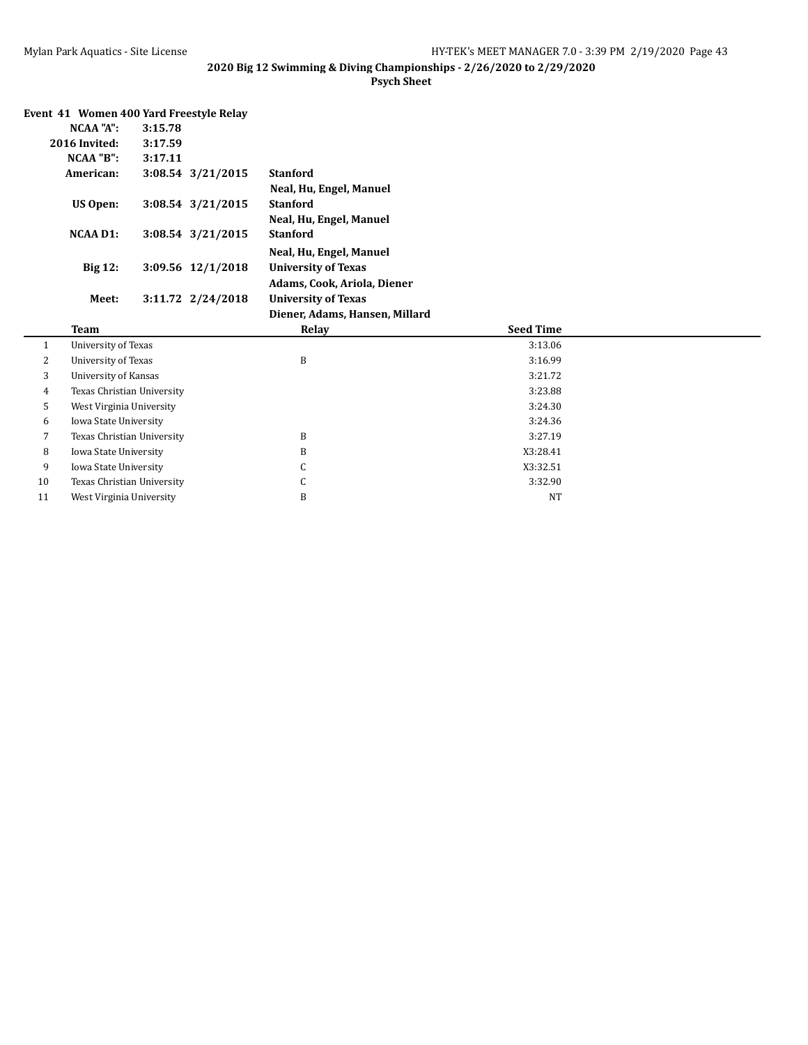**2020 Big 12 Swimming & Diving Championships - 2/26/2020 to 2/29/2020**

**Psych Sheet**

### Event 41 Women 400 Yard Freestyle Relay

| | | | |
|---|---|---|---|
| **NCAA "A":** | **3:15.78** | | |
| **2016 Invited:** | **3:17.59** | | |
| **NCAA "B":** | **3:17.11** | | |
| **American:** | **3:08.54** | **3/21/2015** | **Stanford** |
| | | | **Neal, Hu, Engel, Manuel** |
| **US Open:** | **3:08.54** | **3/21/2015** | **Stanford** |
| | | | **Neal, Hu, Engel, Manuel** |
| **NCAA D1:** | **3:08.54** | **3/21/2015** | **Stanford** |
| | | | **Neal, Hu, Engel, Manuel** |
| **Big 12:** | **3:09.56** | **12/1/2018** | **University of Texas** |
| | | | **Adams, Cook, Ariola, Diener** |
| **Meet:** | **3:11.72** | **2/24/2018** | **University of Texas** |
| | | | **Diener, Adams, Hansen, Millard** |

| | Team | Relay | Seed Time |
|---|---|---|---|
| 1 | University of Texas | | 3:13.06 |
| 2 | University of Texas | B | 3:16.99 |
| 3 | University of Kansas | | 3:21.72 |
| 4 | Texas Christian University | | 3:23.88 |
| 5 | West Virginia University | | 3:24.30 |
| 6 | Iowa State University | | 3:24.36 |
| 7 | Texas Christian University | B | 3:27.19 |
| 8 | Iowa State University | B | X3:28.41 |
| 9 | Iowa State University | C | X3:32.51 |
| 10 | Texas Christian University | C | 3:32.90 |
| 11 | West Virginia University | B | NT |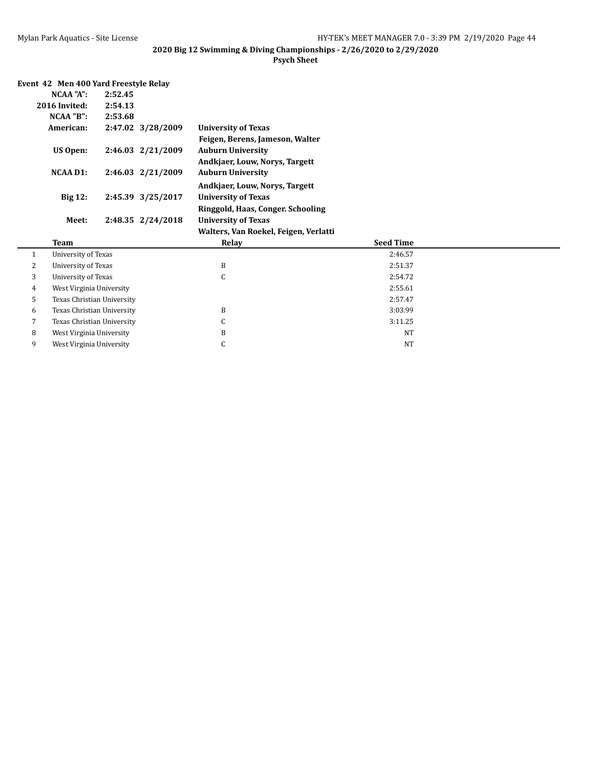**2020 Big 12 Swimming & Diving Championships - 2/26/2020 to 2/29/2020**

**Psych Sheet**

**Event 42 Men 400 Yard Freestyle Relay**

| | | | |
|---|---|---|---|
| **NCAA "A":** | **2:52.45** | | |
| **2016 Invited:** | **2:54.13** | | |
| **NCAA "B":** | **2:53.68** | | |
| **American:** | **2:47.02** | **3/28/2009** | **University of Texas** |
| | | | **Feigen, Berens, Jameson, Walter** |
| **US Open:** | **2:46.03** | **2/21/2009** | **Auburn University** |
| | | | **Andkjaer, Louw, Norys, Targett** |
| **NCAA D1:** | **2:46.03** | **2/21/2009** | **Auburn University** |
| | | | **Andkjaer, Louw, Norys, Targett** |
| **Big 12:** | **2:45.39** | **3/25/2017** | **University of Texas** |
| | | | **Ringgold, Haas, Conger. Schooling** |
| **Meet:** | **2:48.35** | **2/24/2018** | **University of Texas** |
| | | | **Walters, Van Roekel, Feigen, Verlatti** |

| | Team | Relay | Seed Time |
|---|---|---|---|
| 1 | University of Texas | | 2:46.57 |
| 2 | University of Texas | B | 2:51.37 |
| 3 | University of Texas | C | 2:54.72 |
| 4 | West Virginia University | | 2:55.61 |
| 5 | Texas Christian University | | 2:57.47 |
| 6 | Texas Christian University | B | 3:03.99 |
| 7 | Texas Christian University | C | 3:11.25 |
| 8 | West Virginia University | B | NT |
| 9 | West Virginia University | C | NT |